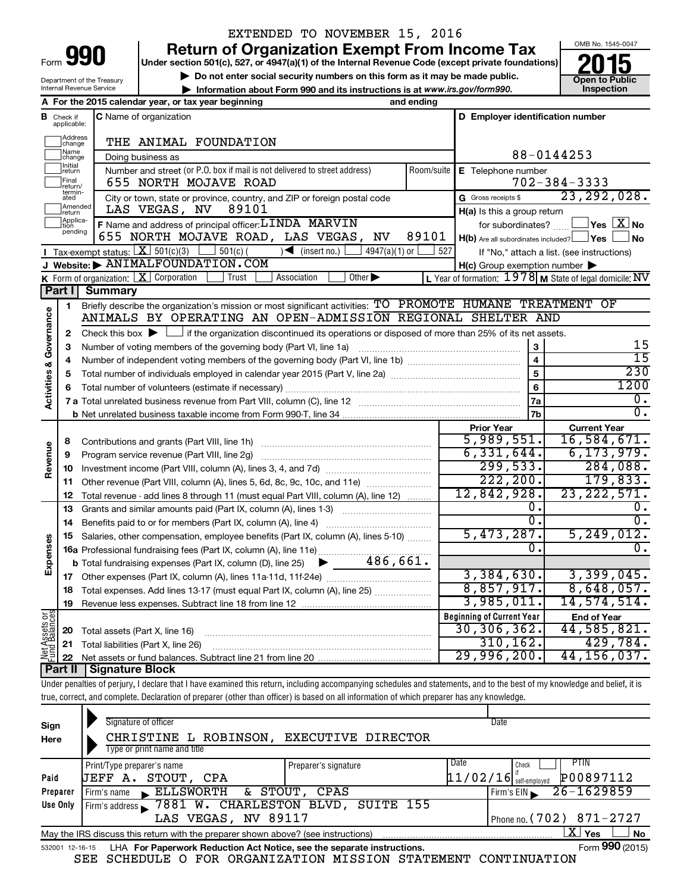EXTENDED TO NOVEMBER 15, 2016

# Form 990 — Return of Organization Exempt From Income Tax (2015)

Under section 501(c), 527, or 4947(a)(1) of the Internal Revenue Code (except private foundations)

▶ Do not enter social security numbers on this form as it may be made public.

▶ Information about Form 990 and its instructions is at www.irs.gov/form990.

Department of the Treasury, Internal Revenue Service

OMB No. 1545-0047 — Open to Public Inspection

**A** For the 2015 calendar year, or tax year beginning and ending

**B** Check if applicable: Address change, Name change, Initial return, Final return/terminated, Amended return, Application pending

**C** Name of organization: THE ANIMAL FOUNDATION

Doing business as

Number and street (or P.O. box if mail is not delivered to street address): 655 NORTH MOJAVE ROAD — Room/suite

City or town, state or province, country, and ZIP or foreign postal code: LAS VEGAS, NV 89101

**D** Employer identification number: 88-0144253

**E** Telephone number: 702-384-3333

**G** Gross receipts $ 23,292,028.

**F** Name and address of principal officer: LINDA MARVIN, 655 NORTH MOJAVE ROAD, LAS VEGAS, NV 89101

**H(a)** Is this a group return for subordinates? ☐ Yes ☒ No

**H(b)** Are all subordinates included? ☐ Yes ☐ No — If "No," attach a list. (see instructions)

**H(c)** Group exemption number ▶

**I** Tax-exempt status: ☒ 501(c)(3) ☐ 501(c) ( ) ◀ (insert no.) ☐ 4947(a)(1) or ☐ 527

**J** Website: ▶ ANIMALFOUNDATION.COM

**K** Form of organization: ☒ Corporation ☐ Trust ☐ Association ☐ Other ▶

**L** Year of formation: 1978 **M** State of legal domicile: NV

## Part I Summary

**Activities & Governance**

1. Briefly describe the organization's mission or most significant activities: TO PROMOTE HUMANE TREATMENT OF ANIMALS BY OPERATING AN OPEN-ADMISSION REGIONAL SHELTER AND
2. Check this box ▶ ☐ if the organization discontinued its operations or disposed of more than 25% of its net assets.

| Line | Description | No. | Value |
|---|---|---|---|
| 3 | Number of voting members of the governing body (Part VI, line 1a) | 3 | 15 |
| 4 | Number of independent voting members of the governing body (Part VI, line 1b) | 4 | 15 |
| 5 | Total number of individuals employed in calendar year 2015 (Part V, line 2a) | 5 | 230 |
| 6 | Total number of volunteers (estimate if necessary) | 6 | 1200 |
| 7a | Total unrelated business revenue from Part VIII, column (C), line 12 | 7a | 0. |
| 7b | Net unrelated business taxable income from Form 990-T, line 34 | 7b | 0. |

| Line | Description | Prior Year | Current Year |
|---|---|---|---|
| **Revenue** | | | |
| 8 | Contributions and grants (Part VIII, line 1h) | 5,989,551. | 16,584,671. |
| 9 | Program service revenue (Part VIII, line 2g) | 6,331,644. | 6,173,979. |
| 10 | Investment income (Part VIII, column (A), lines 3, 4, and 7d) | 299,533. | 284,088. |
| 11 | Other revenue (Part VIII, column (A), lines 5, 6d, 8c, 9c, 10c, and 11e) | 222,200. | 179,833. |
| 12 | Total revenue - add lines 8 through 11 (must equal Part VIII, column (A), line 12) | 12,842,928. | 23,222,571. |
| **Expenses** | | | |
| 13 | Grants and similar amounts paid (Part IX, column (A), lines 1-3) | 0. | 0. |
| 14 | Benefits paid to or for members (Part IX, column (A), line 4) | 0. | 0. |
| 15 | Salaries, other compensation, employee benefits (Part IX, column (A), lines 5-10) | 5,473,287. | 5,249,012. |
| 16a | Professional fundraising fees (Part IX, column (A), line 11e) | 0. | 0. |
| b | Total fundraising expenses (Part IX, column (D), line 25) ▶ 486,661. | | |
| 17 | Other expenses (Part IX, column (A), lines 11a-11d, 11f-24e) | 3,384,630. | 3,399,045. |
| 18 | Total expenses. Add lines 13-17 (must equal Part IX, column (A), line 25) | 8,857,917. | 8,648,057. |
| 19 | Revenue less expenses. Subtract line 18 from line 12 | 3,985,011. | 14,574,514. |
| **Net Assets or Fund Balances** | | **Beginning of Current Year** | **End of Year** |
| 20 | Total assets (Part X, line 16) | 30,306,362. | 44,585,821. |
| 21 | Total liabilities (Part X, line 26) | 310,162. | 429,784. |
| 22 | Net assets or fund balances. Subtract line 21 from line 20 | 29,996,200. | 44,156,037. |

## Part II Signature Block

Under penalties of perjury, I declare that I have examined this return, including accompanying schedules and statements, and to the best of my knowledge and belief, it is true, correct, and complete. Declaration of preparer (other than officer) is based on all information of which preparer has any knowledge.

**Sign Here**

Signature of officer — Date

CHRISTINE L ROBINSON, EXECUTIVE DIRECTOR

Type or print name and title

**Paid Preparer Use Only**

| Print/Type preparer's name | Preparer's signature | Date | Check if self-employed | PTIN |
|---|---|---|---|---|
| JEFF A. STOUT, CPA | | 11/02/16 | | P00897112 |

Firm's name ▶ ELLSWORTH & STOUT, CPAS — Firm's EIN ▶ 26-1629859

Firm's address ▶ 7881 W. CHARLESTON BLVD, SUITE 155, LAS VEGAS, NV 89117 — Phone no. (702) 871-2727

May the IRS discuss this return with the preparer shown above? (see instructions) ☒ Yes ☐ No

532001 12-16-15 LHA For Paperwork Reduction Act Notice, see the separate instructions. Form 990 (2015)

SEE SCHEDULE O FOR ORGANIZATION MISSION STATEMENT CONTINUATION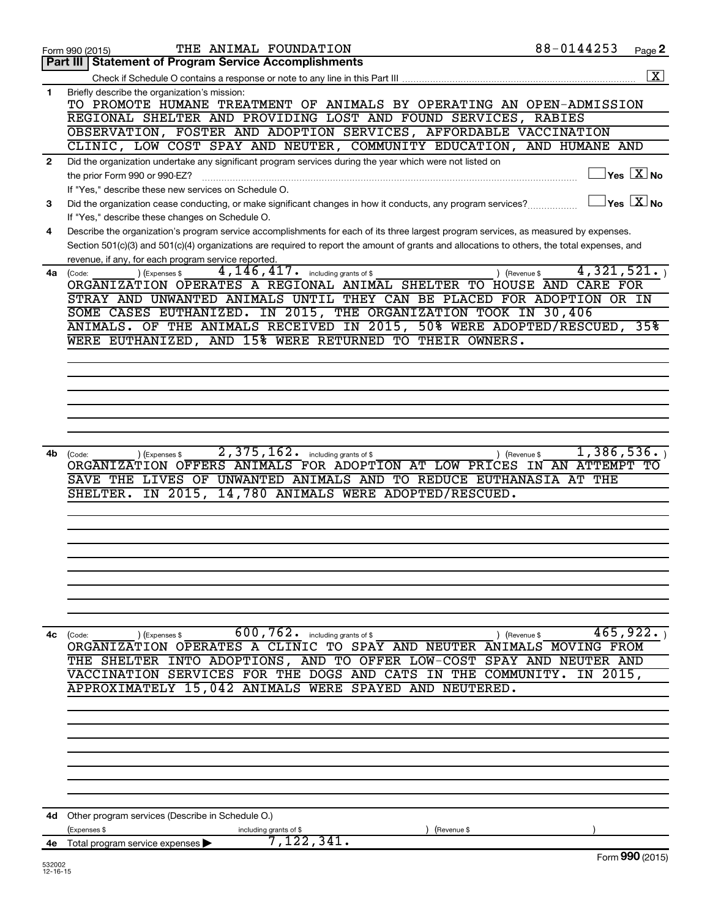Form 990 (2015) THE ANIMAL FOUNDATION 88-0144253 Page 2

## Part III | Statement of Program Service Accomplishments

Check if Schedule O contains a response or note to any line in this Part III ..... [X]

**1** Briefly describe the organization's mission:

TO PROMOTE HUMANE TREATMENT OF ANIMALS BY OPERATING AN OPEN-ADMISSION REGIONAL SHELTER AND PROVIDING LOST AND FOUND SERVICES, RABIES OBSERVATION, FOSTER AND ADOPTION SERVICES, AFFORDABLE VACCINATION CLINIC, LOW COST SPAY AND NEUTER, COMMUNITY EDUCATION, AND HUMANE AND

**2** Did the organization undertake any significant program services during the year which were not listed on the prior Form 990 or 990-EZ? ..... [ ] Yes [X] No

If "Yes," describe these new services on Schedule O.

**3** Did the organization cease conducting, or make significant changes in how it conducts, any program services? ..... [ ] Yes [X] No

If "Yes," describe these changes on Schedule O.

**4** Describe the organization's program service accomplishments for each of its three largest program services, as measured by expenses. Section 501(c)(3) and 501(c)(4) organizations are required to report the amount of grants and allocations to others, the total expenses, and revenue, if any, for each program service reported.

**4a** (Code: ) (Expenses $ 4,146,417. including grants of $ ) (Revenue $ 4,321,521. )

ORGANIZATION OPERATES A REGIONAL ANIMAL SHELTER TO HOUSE AND CARE FOR STRAY AND UNWANTED ANIMALS UNTIL THEY CAN BE PLACED FOR ADOPTION OR IN SOME CASES EUTHANIZED. IN 2015, THE ORGANIZATION TOOK IN 30,406 ANIMALS. OF THE ANIMALS RECEIVED IN 2015, 50% WERE ADOPTED/RESCUED, 35% WERE EUTHANIZED, AND 15% WERE RETURNED TO THEIR OWNERS.

**4b** (Code: ) (Expenses $ 2,375,162. including grants of $ ) (Revenue $ 1,386,536. )

ORGANIZATION OFFERS ANIMALS FOR ADOPTION AT LOW PRICES IN AN ATTEMPT TO SAVE THE LIVES OF UNWANTED ANIMALS AND TO REDUCE EUTHANASIA AT THE SHELTER. IN 2015, 14,780 ANIMALS WERE ADOPTED/RESCUED.

**4c** (Code: ) (Expenses $ 600,762. including grants of $ ) (Revenue $ 465,922. )

ORGANIZATION OPERATES A CLINIC TO SPAY AND NEUTER ANIMALS MOVING FROM THE SHELTER INTO ADOPTIONS, AND TO OFFER LOW-COST SPAY AND NEUTER AND VACCINATION SERVICES FOR THE DOGS AND CATS IN THE COMMUNITY. IN 2015, APPROXIMATELY 15,042 ANIMALS WERE SPAYED AND NEUTERED.

**4d** Other program services (Describe in Schedule O.)

(Expenses $ including grants of $ ) (Revenue $ )

**4e** Total program service expenses ▶ 7,122,341.

Form 990 (2015)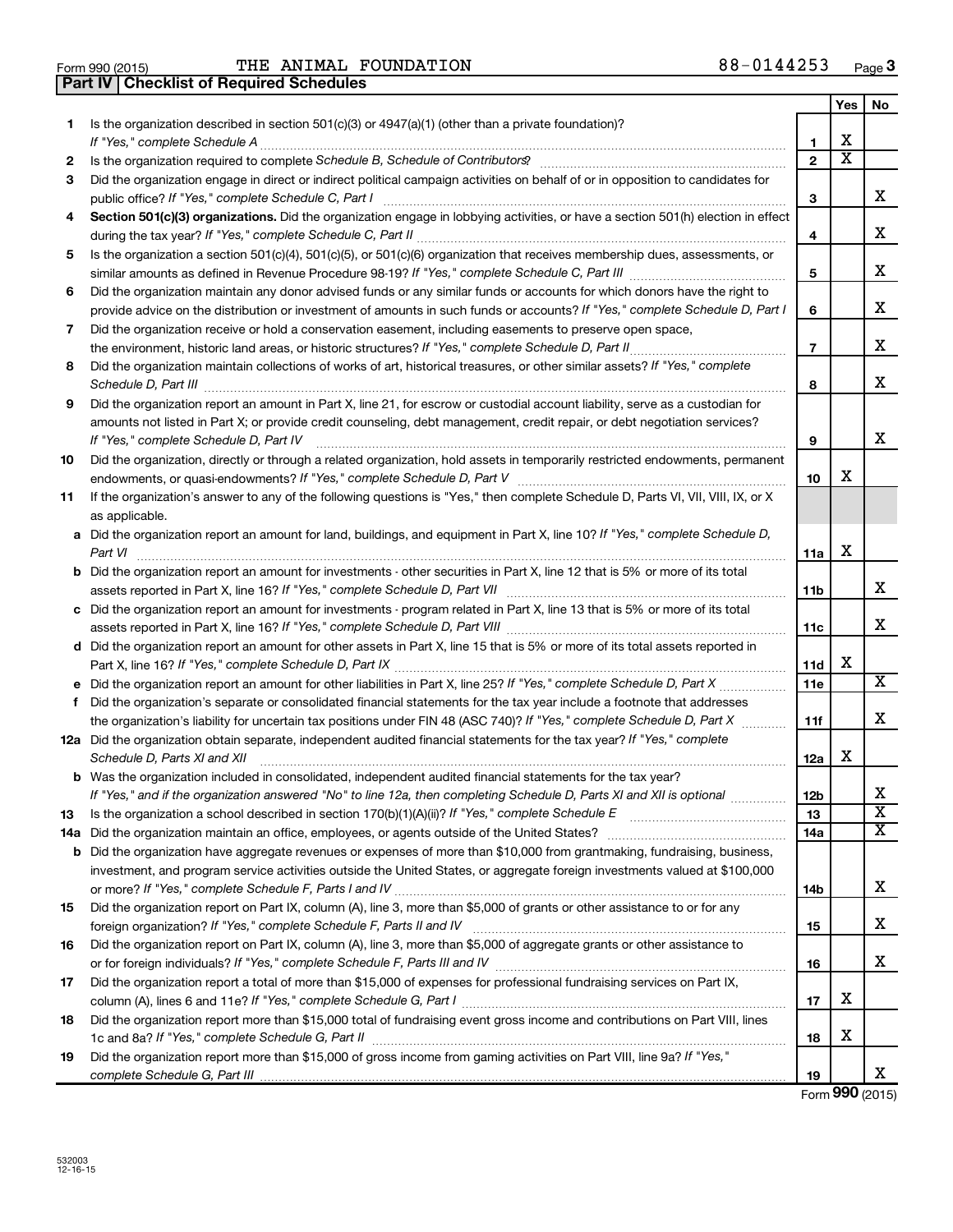Form 990 (2015) THE ANIMAL FOUNDATION 88-0144253

## Part IV Checklist of Required Schedules

| | | | Yes | No |
|---|---|---|---|---|
| 1 | Is the organization described in section 501(c)(3) or 4947(a)(1) (other than a private foundation)? *If "Yes," complete Schedule A* | 1 | X | |
| 2 | Is the organization required to complete *Schedule B, Schedule of Contributors*? | 2 | X | |
| 3 | Did the organization engage in direct or indirect political campaign activities on behalf of or in opposition to candidates for public office? *If "Yes," complete Schedule C, Part I* | 3 | | X |
| 4 | **Section 501(c)(3) organizations.** Did the organization engage in lobbying activities, or have a section 501(h) election in effect during the tax year? *If "Yes," complete Schedule C, Part II* | 4 | | X |
| 5 | Is the organization a section 501(c)(4), 501(c)(5), or 501(c)(6) organization that receives membership dues, assessments, or similar amounts as defined in Revenue Procedure 98-19? *If "Yes," complete Schedule C, Part III* | 5 | | X |
| 6 | Did the organization maintain any donor advised funds or any similar funds or accounts for which donors have the right to provide advice on the distribution or investment of amounts in such funds or accounts? *If "Yes," complete Schedule D, Part I* | 6 | | X |
| 7 | Did the organization receive or hold a conservation easement, including easements to preserve open space, the environment, historic land areas, or historic structures? *If "Yes," complete Schedule D, Part II* | 7 | | X |
| 8 | Did the organization maintain collections of works of art, historical treasures, or other similar assets? *If "Yes," complete Schedule D, Part III* | 8 | | X |
| 9 | Did the organization report an amount in Part X, line 21, for escrow or custodial account liability, serve as a custodian for amounts not listed in Part X; or provide credit counseling, debt management, credit repair, or debt negotiation services? *If "Yes," complete Schedule D, Part IV* | 9 | | X |
| 10 | Did the organization, directly or through a related organization, hold assets in temporarily restricted endowments, permanent endowments, or quasi-endowments? *If "Yes," complete Schedule D, Part V* | 10 | X | |
| 11 | If the organization's answer to any of the following questions is "Yes," then complete Schedule D, Parts VI, VII, VIII, IX, or X as applicable. | | | |
| a | Did the organization report an amount for land, buildings, and equipment in Part X, line 10? *If "Yes," complete Schedule D, Part VI* | 11a | X | |
| b | Did the organization report an amount for investments - other securities in Part X, line 12 that is 5% or more of its total assets reported in Part X, line 16? *If "Yes," complete Schedule D, Part VII* | 11b | | X |
| c | Did the organization report an amount for investments - program related in Part X, line 13 that is 5% or more of its total assets reported in Part X, line 16? *If "Yes," complete Schedule D, Part VIII* | 11c | | X |
| d | Did the organization report an amount for other assets in Part X, line 15 that is 5% or more of its total assets reported in Part X, line 16? *If "Yes," complete Schedule D, Part IX* | 11d | X | |
| e | Did the organization report an amount for other liabilities in Part X, line 25? *If "Yes," complete Schedule D, Part X* | 11e | | X |
| f | Did the organization's separate or consolidated financial statements for the tax year include a footnote that addresses the organization's liability for uncertain tax positions under FIN 48 (ASC 740)? *If "Yes," complete Schedule D, Part X* | 11f | | X |
| 12a | Did the organization obtain separate, independent audited financial statements for the tax year? *If "Yes," complete Schedule D, Parts XI and XII* | 12a | X | |
| b | Was the organization included in consolidated, independent audited financial statements for the tax year? *If "Yes," and if the organization answered "No" to line 12a, then completing Schedule D, Parts XI and XII is optional* | 12b | | X |
| 13 | Is the organization a school described in section 170(b)(1)(A)(ii)? *If "Yes," complete Schedule E* | 13 | | X |
| 14a | Did the organization maintain an office, employees, or agents outside of the United States? | 14a | | X |
| b | Did the organization have aggregate revenues or expenses of more than $10,000 from grantmaking, fundraising, business, investment, and program service activities outside the United States, or aggregate foreign investments valued at $100,000 or more? *If "Yes," complete Schedule F, Parts I and IV* | 14b | | X |
| 15 | Did the organization report on Part IX, column (A), line 3, more than $5,000 of grants or other assistance to or for any foreign organization? *If "Yes," complete Schedule F, Parts II and IV* | 15 | | X |
| 16 | Did the organization report on Part IX, column (A), line 3, more than $5,000 of aggregate grants or other assistance to or for foreign individuals? *If "Yes," complete Schedule F, Parts III and IV* | 16 | | X |
| 17 | Did the organization report a total of more than $15,000 of expenses for professional fundraising services on Part IX, column (A), lines 6 and 11e? *If "Yes," complete Schedule G, Part I* | 17 | X | |
| 18 | Did the organization report more than $15,000 total of fundraising event gross income and contributions on Part VIII, lines 1c and 8a? *If "Yes," complete Schedule G, Part II* | 18 | X | |
| 19 | Did the organization report more than $15,000 of gross income from gaming activities on Part VIII, line 9a? *If "Yes," complete Schedule G, Part III* | 19 | | X |

Form **990** (2015)

532003 12-16-15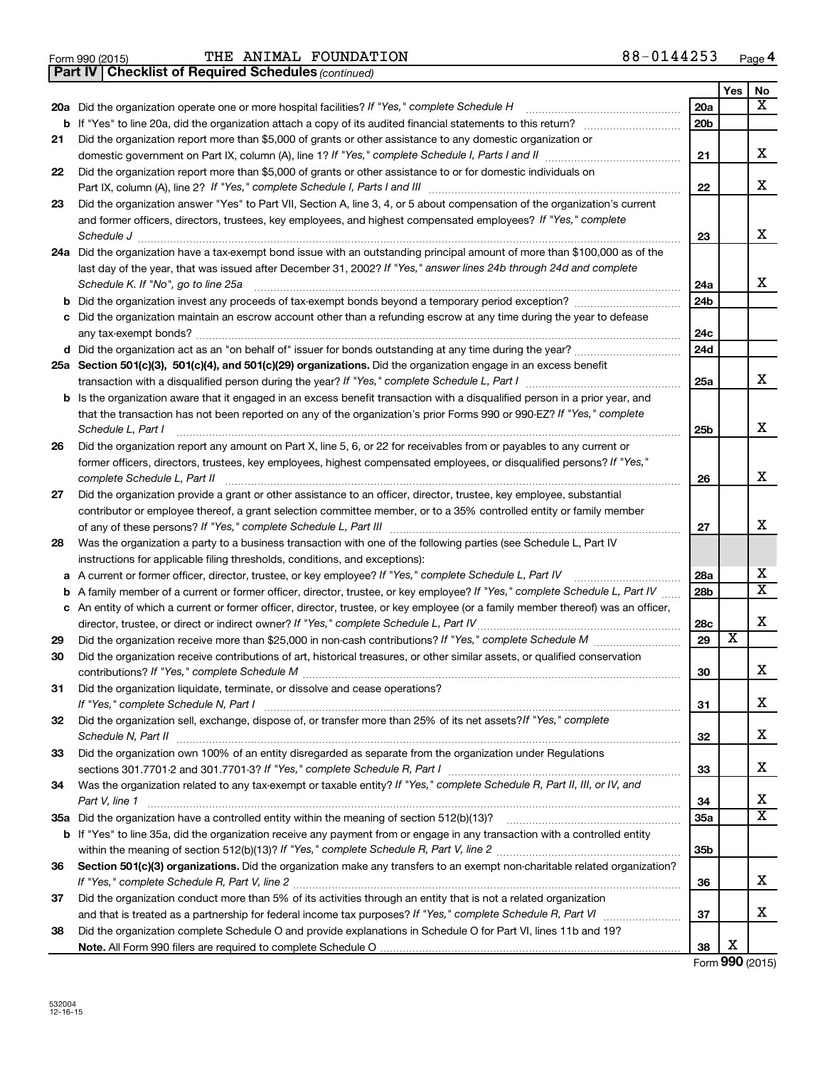Form 990 (2015) THE ANIMAL FOUNDATION 88-0144253

**Part IV | Checklist of Required Schedules** *(continued)*

| | | | Yes | No |
|---|---|---|---|---|
| **20a** | Did the organization operate one or more hospital facilities? *If "Yes," complete Schedule H* | 20a | | X |
| **b** | If "Yes" to line 20a, did the organization attach a copy of its audited financial statements to this return? | 20b | | |
| **21** | Did the organization report more than $5,000 of grants or other assistance to any domestic organization or domestic government on Part IX, column (A), line 1? *If "Yes," complete Schedule I, Parts I and II* | 21 | | X |
| **22** | Did the organization report more than $5,000 of grants or other assistance to or for domestic individuals on Part IX, column (A), line 2? *If "Yes," complete Schedule I, Parts I and III* | 22 | | X |
| **23** | Did the organization answer "Yes" to Part VII, Section A, line 3, 4, or 5 about compensation of the organization's current and former officers, directors, trustees, key employees, and highest compensated employees? *If "Yes," complete Schedule J* | 23 | | X |
| **24a** | Did the organization have a tax-exempt bond issue with an outstanding principal amount of more than $100,000 as of the last day of the year, that was issued after December 31, 2002? *If "Yes," answer lines 24b through 24d and complete Schedule K. If "No", go to line 25a* | 24a | | X |
| **b** | Did the organization invest any proceeds of tax-exempt bonds beyond a temporary period exception? | 24b | | |
| **c** | Did the organization maintain an escrow account other than a refunding escrow at any time during the year to defease any tax-exempt bonds? | 24c | | |
| **d** | Did the organization act as an "on behalf of" issuer for bonds outstanding at any time during the year? | 24d | | |
| **25a** | **Section 501(c)(3), 501(c)(4), and 501(c)(29) organizations.** Did the organization engage in an excess benefit transaction with a disqualified person during the year? *If "Yes," complete Schedule L, Part I* | 25a | | X |
| **b** | Is the organization aware that it engaged in an excess benefit transaction with a disqualified person in a prior year, and that the transaction has not been reported on any of the organization's prior Forms 990 or 990-EZ? *If "Yes," complete Schedule L, Part I* | 25b | | X |
| **26** | Did the organization report any amount on Part X, line 5, 6, or 22 for receivables from or payables to any current or former officers, directors, trustees, key employees, highest compensated employees, or disqualified persons? *If "Yes," complete Schedule L, Part II* | 26 | | X |
| **27** | Did the organization provide a grant or other assistance to an officer, director, trustee, key employee, substantial contributor or employee thereof, a grant selection committee member, or to a 35% controlled entity or family member of any of these persons? *If "Yes," complete Schedule L, Part III* | 27 | | X |
| **28** | Was the organization a party to a business transaction with one of the following parties (see Schedule L, Part IV instructions for applicable filing thresholds, conditions, and exceptions): | | | |
| **a** | A current or former officer, director, trustee, or key employee? *If "Yes," complete Schedule L, Part IV* | 28a | | X |
| **b** | A family member of a current or former officer, director, trustee, or key employee? *If "Yes," complete Schedule L, Part IV* | 28b | | X |
| **c** | An entity of which a current or former officer, director, trustee, or key employee (or a family member thereof) was an officer, director, trustee, or direct or indirect owner? *If "Yes," complete Schedule L, Part IV* | 28c | | X |
| **29** | Did the organization receive more than $25,000 in non-cash contributions? *If "Yes," complete Schedule M* | 29 | X | |
| **30** | Did the organization receive contributions of art, historical treasures, or other similar assets, or qualified conservation contributions? *If "Yes," complete Schedule M* | 30 | | X |
| **31** | Did the organization liquidate, terminate, or dissolve and cease operations? *If "Yes," complete Schedule N, Part I* | 31 | | X |
| **32** | Did the organization sell, exchange, dispose of, or transfer more than 25% of its net assets? *If "Yes," complete Schedule N, Part II* | 32 | | X |
| **33** | Did the organization own 100% of an entity disregarded as separate from the organization under Regulations sections 301.7701-2 and 301.7701-3? *If "Yes," complete Schedule R, Part I* | 33 | | X |
| **34** | Was the organization related to any tax-exempt or taxable entity? *If "Yes," complete Schedule R, Part II, III, or IV, and Part V, line 1* | 34 | | X |
| **35a** | Did the organization have a controlled entity within the meaning of section 512(b)(13)? | 35a | | X |
| **b** | If "Yes" to line 35a, did the organization receive any payment from or engage in any transaction with a controlled entity within the meaning of section 512(b)(13)? *If "Yes," complete Schedule R, Part V, line 2* | 35b | | |
| **36** | **Section 501(c)(3) organizations.** Did the organization make any transfers to an exempt non-charitable related organization? *If "Yes," complete Schedule R, Part V, line 2* | 36 | | X |
| **37** | Did the organization conduct more than 5% of its activities through an entity that is not a related organization and that is treated as a partnership for federal income tax purposes? *If "Yes," complete Schedule R, Part VI* | 37 | | X |
| **38** | Did the organization complete Schedule O and provide explanations in Schedule O for Part VI, lines 11b and 19? **Note.** All Form 990 filers are required to complete Schedule O | 38 | X | |

Form **990** (2015)

532004
12-16-15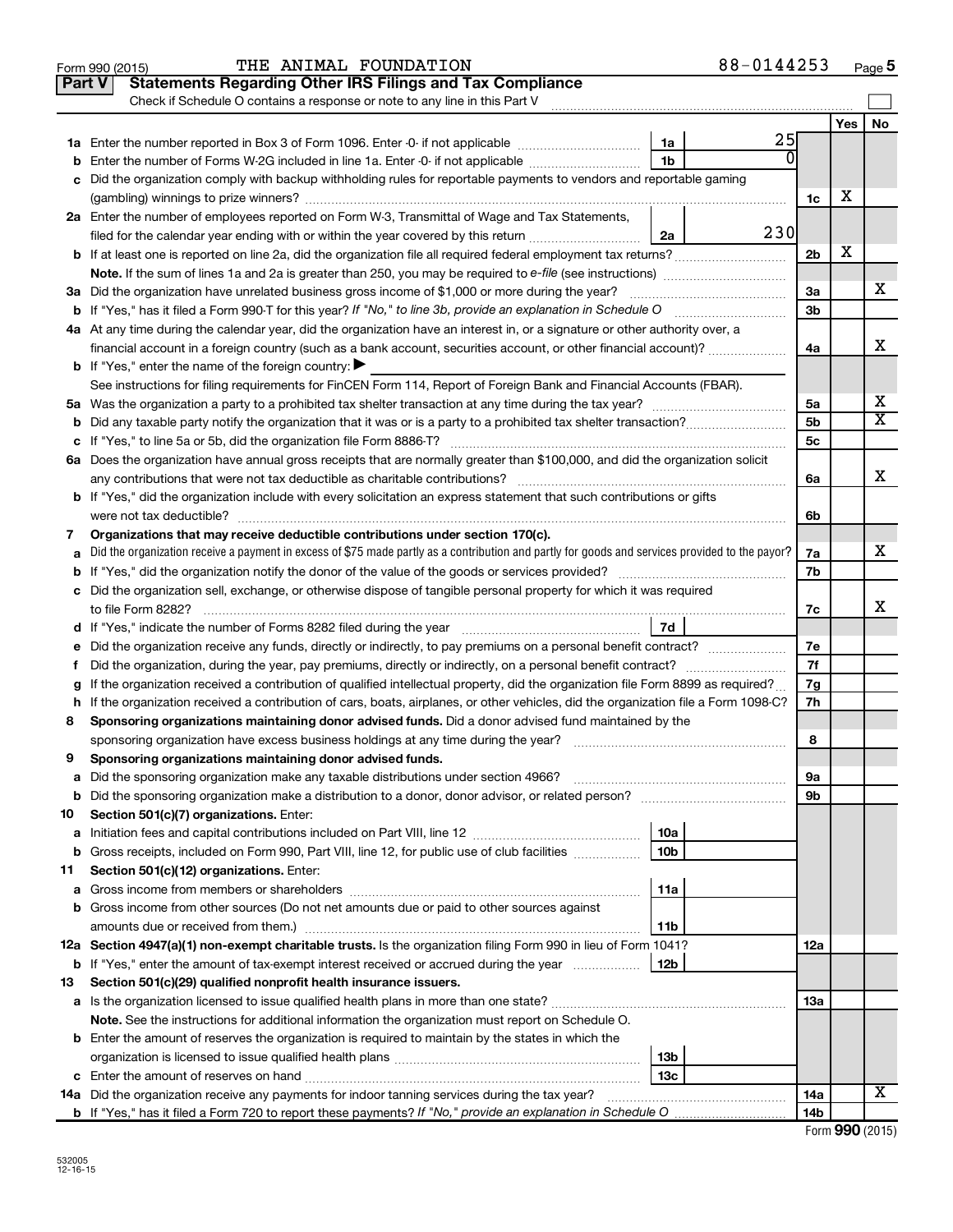Form 990 (2015) THE ANIMAL FOUNDATION 88-0144253 Page 5

## Part V Statements Regarding Other IRS Filings and Tax Compliance

Check if Schedule O contains a response or note to any line in this Part V

| | | | | | Yes | No |
|---|---|---|---|---|---|---|
| **1a** | Enter the number reported in Box 3 of Form 1096. Enter -0- if not applicable | 1a | 25 | | | |
| **b** | Enter the number of Forms W-2G included in line 1a. Enter -0- if not applicable | 1b | 0 | | | |
| **c** | Did the organization comply with backup withholding rules for reportable payments to vendors and reportable gaming (gambling) winnings to prize winners? | | | 1c | X | |
| **2a** | Enter the number of employees reported on Form W-3, Transmittal of Wage and Tax Statements, filed for the calendar year ending with or within the year covered by this return | 2a | 230 | | | |
| **b** | If at least one is reported on line 2a, did the organization file all required federal employment tax returns? | | | 2b | X | |
| | **Note.** If the sum of lines 1a and 2a is greater than 250, you may be required to *e-file* (see instructions) | | | | | |
| **3a** | Did the organization have unrelated business gross income of $1,000 or more during the year? | | | 3a | | X |
| **b** | If "Yes," has it filed a Form 990-T for this year? *If "No," to line 3b, provide an explanation in Schedule O* | | | 3b | | |
| **4a** | At any time during the calendar year, did the organization have an interest in, or a signature or other authority over, a financial account in a foreign country (such as a bank account, securities account, or other financial account)? | | | 4a | | X |
| **b** | If "Yes," enter the name of the foreign country: ▶ | | | | | |
| | See instructions for filing requirements for FinCEN Form 114, Report of Foreign Bank and Financial Accounts (FBAR). | | | | | |
| **5a** | Was the organization a party to a prohibited tax shelter transaction at any time during the tax year? | | | 5a | | X |
| **b** | Did any taxable party notify the organization that it was or is a party to a prohibited tax shelter transaction? | | | 5b | | X |
| **c** | If "Yes," to line 5a or 5b, did the organization file Form 8886-T? | | | 5c | | |
| **6a** | Does the organization have annual gross receipts that are normally greater than $100,000, and did the organization solicit any contributions that were not tax deductible as charitable contributions? | | | 6a | | X |
| **b** | If "Yes," did the organization include with every solicitation an express statement that such contributions or gifts were not tax deductible? | | | 6b | | |
| **7** | **Organizations that may receive deductible contributions under section 170(c).** | | | | | |
| **a** | Did the organization receive a payment in excess of $75 made partly as a contribution and partly for goods and services provided to the payor? | | | 7a | | X |
| **b** | If "Yes," did the organization notify the donor of the value of the goods or services provided? | | | 7b | | |
| **c** | Did the organization sell, exchange, or otherwise dispose of tangible personal property for which it was required to file Form 8282? | | | 7c | | X |
| **d** | If "Yes," indicate the number of Forms 8282 filed during the year | 7d | | | | |
| **e** | Did the organization receive any funds, directly or indirectly, to pay premiums on a personal benefit contract? | | | 7e | | |
| **f** | Did the organization, during the year, pay premiums, directly or indirectly, on a personal benefit contract? | | | 7f | | |
| **g** | If the organization received a contribution of qualified intellectual property, did the organization file Form 8899 as required? | | | 7g | | |
| **h** | If the organization received a contribution of cars, boats, airplanes, or other vehicles, did the organization file a Form 1098-C? | | | 7h | | |
| **8** | **Sponsoring organizations maintaining donor advised funds.** Did a donor advised fund maintained by the sponsoring organization have excess business holdings at any time during the year? | | | 8 | | |
| **9** | **Sponsoring organizations maintaining donor advised funds.** | | | | | |
| **a** | Did the sponsoring organization make any taxable distributions under section 4966? | | | 9a | | |
| **b** | Did the sponsoring organization make a distribution to a donor, donor advisor, or related person? | | | 9b | | |
| **10** | **Section 501(c)(7) organizations.** Enter: | | | | | |
| **a** | Initiation fees and capital contributions included on Part VIII, line 12 | 10a | | | | |
| **b** | Gross receipts, included on Form 990, Part VIII, line 12, for public use of club facilities | 10b | | | | |
| **11** | **Section 501(c)(12) organizations.** Enter: | | | | | |
| **a** | Gross income from members or shareholders | 11a | | | | |
| **b** | Gross income from other sources (Do not net amounts due or paid to other sources against amounts due or received from them.) | 11b | | | | |
| **12a** | **Section 4947(a)(1) non-exempt charitable trusts.** Is the organization filing Form 990 in lieu of Form 1041? | | | 12a | | |
| **b** | If "Yes," enter the amount of tax-exempt interest received or accrued during the year | 12b | | | | |
| **13** | **Section 501(c)(29) qualified nonprofit health insurance issuers.** | | | | | |
| **a** | Is the organization licensed to issue qualified health plans in more than one state? | | | 13a | | |
| | **Note.** See the instructions for additional information the organization must report on Schedule O. | | | | | |
| **b** | Enter the amount of reserves the organization is required to maintain by the states in which the organization is licensed to issue qualified health plans | 13b | | | | |
| **c** | Enter the amount of reserves on hand | 13c | | | | |
| **14a** | Did the organization receive any payments for indoor tanning services during the tax year? | | | 14a | | X |
| **b** | If "Yes," has it filed a Form 720 to report these payments? *If "No," provide an explanation in Schedule O* | | | 14b | | |

532005 12-16-15

Form **990** (2015)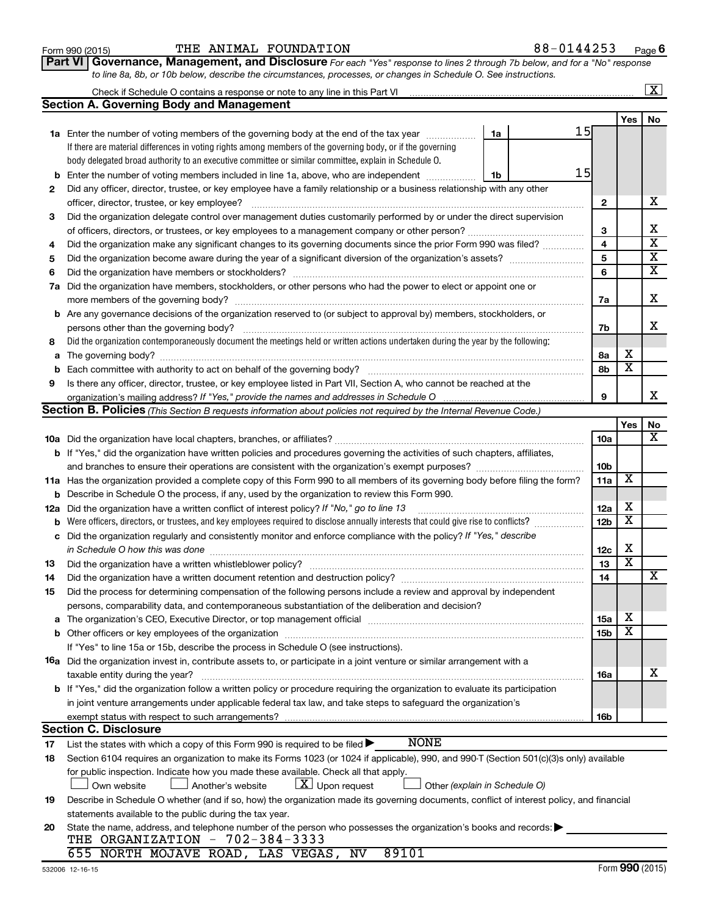Form 990 (2015) THE ANIMAL FOUNDATION 88-0144253 Page 6

**Part VI Governance, Management, and Disclosure** *For each "Yes" response to lines 2 through 7b below, and for a "No" response to line 8a, 8b, or 10b below, describe the circumstances, processes, or changes in Schedule O. See instructions.*

Check if Schedule O contains a response or note to any line in this Part VI ..... [X]

## Section A. Governing Body and Management

| | | | | Yes | No |
|---|---|---|---|---|---|
| **1a** | Enter the number of voting members of the governing body at the end of the tax year ..... **1a** 15<br>If there are material differences in voting rights among members of the governing body, or if the governing body delegated broad authority to an executive committee or similar committee, explain in Schedule O. | | | | |
| **b** | Enter the number of voting members included in line 1a, above, who are independent ..... **1b** 15 | | | | |
| **2** | Did any officer, director, trustee, or key employee have a family relationship or a business relationship with any other officer, director, trustee, or key employee? | | 2 | | X |
| **3** | Did the organization delegate control over management duties customarily performed by or under the direct supervision of officers, directors, or trustees, or key employees to a management company or other person? | | 3 | | X |
| **4** | Did the organization make any significant changes to its governing documents since the prior Form 990 was filed? | | 4 | | X |
| **5** | Did the organization become aware during the year of a significant diversion of the organization's assets? | | 5 | | X |
| **6** | Did the organization have members or stockholders? | | 6 | | X |
| **7a** | Did the organization have members, stockholders, or other persons who had the power to elect or appoint one or more members of the governing body? | | 7a | | X |
| **b** | Are any governance decisions of the organization reserved to (or subject to approval by) members, stockholders, or persons other than the governing body? | | 7b | | X |
| **8** | Did the organization contemporaneously document the meetings held or written actions undertaken during the year by the following: | | | | |
| **a** | The governing body? | | 8a | X | |
| **b** | Each committee with authority to act on behalf of the governing body? | | 8b | X | |
| **9** | Is there any officer, director, trustee, or key employee listed in Part VII, Section A, who cannot be reached at the organization's mailing address? *If "Yes," provide the names and addresses in Schedule O* | | 9 | | X |

## Section B. Policies *(This Section B requests information about policies not required by the Internal Revenue Code.)*

| | | | Yes | No |
|---|---|---|---|---|
| **10a** | Did the organization have local chapters, branches, or affiliates? | 10a | | X |
| **b** | If "Yes," did the organization have written policies and procedures governing the activities of such chapters, affiliates, and branches to ensure their operations are consistent with the organization's exempt purposes? | 10b | | |
| **11a** | Has the organization provided a complete copy of this Form 990 to all members of its governing body before filing the form? | 11a | X | |
| **b** | Describe in Schedule O the process, if any, used by the organization to review this Form 990. | | | |
| **12a** | Did the organization have a written conflict of interest policy? *If "No," go to line 13* | 12a | X | |
| **b** | Were officers, directors, or trustees, and key employees required to disclose annually interests that could give rise to conflicts? | 12b | X | |
| **c** | Did the organization regularly and consistently monitor and enforce compliance with the policy? *If "Yes," describe in Schedule O how this was done* | 12c | X | |
| **13** | Did the organization have a written whistleblower policy? | 13 | X | |
| **14** | Did the organization have a written document retention and destruction policy? | 14 | | X |
| **15** | Did the process for determining compensation of the following persons include a review and approval by independent persons, comparability data, and contemporaneous substantiation of the deliberation and decision? | | | |
| **a** | The organization's CEO, Executive Director, or top management official | 15a | X | |
| **b** | Other officers or key employees of the organization | 15b | X | |
| | If "Yes" to line 15a or 15b, describe the process in Schedule O (see instructions). | | | |
| **16a** | Did the organization invest in, contribute assets to, or participate in a joint venture or similar arrangement with a taxable entity during the year? | 16a | | X |
| **b** | If "Yes," did the organization follow a written policy or procedure requiring the organization to evaluate its participation in joint venture arrangements under applicable federal tax law, and take steps to safeguard the organization's exempt status with respect to such arrangements? | 16b | | |

## Section C. Disclosure

**17** List the states with which a copy of this Form 990 is required to be filed ▶ NONE

**18** Section 6104 requires an organization to make its Forms 1023 (or 1024 if applicable), 990, and 990-T (Section 501(c)(3)s only) available for public inspection. Indicate how you made these available. Check all that apply.

[ ] Own website [ ] Another's website [X] Upon request [ ] Other *(explain in Schedule O)*

**19** Describe in Schedule O whether (and if so, how) the organization made its governing documents, conflict of interest policy, and financial statements available to the public during the tax year.

**20** State the name, address, and telephone number of the person who possesses the organization's books and records: ▶
THE ORGANIZATION - 702-384-3333
655 NORTH MOJAVE ROAD, LAS VEGAS, NV 89101

532006 12-16-15 Form **990** (2015)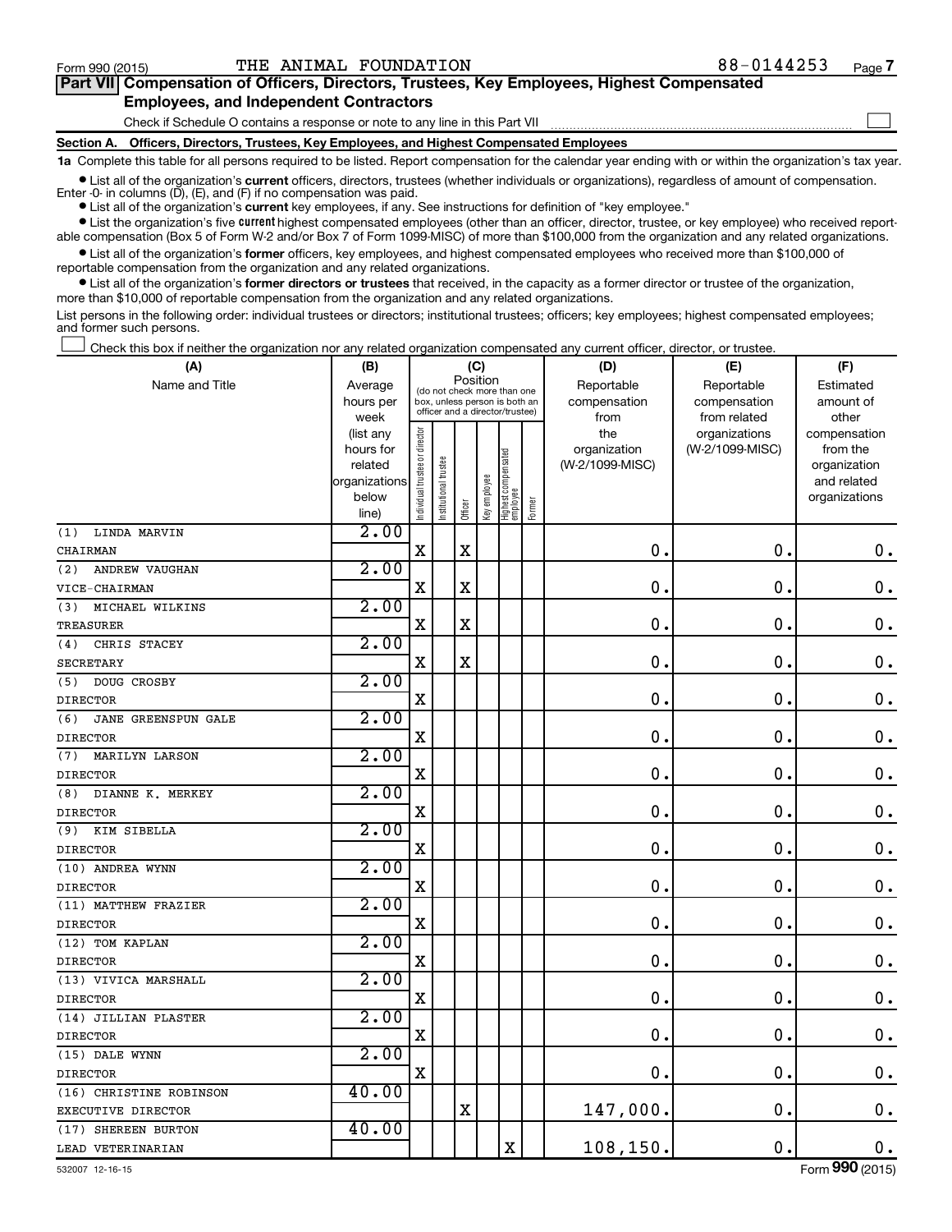Form 990 (2015) THE ANIMAL FOUNDATION 88-0144253 Page 7

**Part VII Compensation of Officers, Directors, Trustees, Key Employees, Highest Compensated Employees, and Independent Contractors**

Check if Schedule O contains a response or note to any line in this Part VII ☐

**Section A. Officers, Directors, Trustees, Key Employees, and Highest Compensated Employees**

**1a** Complete this table for all persons required to be listed. Report compensation for the calendar year ending with or within the organization's tax year.

● List all of the organization's **current** officers, directors, trustees (whether individuals or organizations), regardless of amount of compensation. Enter -0- in columns (D), (E), and (F) if no compensation was paid.

● List all of the organization's **current** key employees, if any. See instructions for definition of "key employee."

● List the organization's five **current** highest compensated employees (other than an officer, director, trustee, or key employee) who received reportable compensation (Box 5 of Form W-2 and/or Box 7 of Form 1099-MISC) of more than $100,000 from the organization and any related organizations.

● List all of the organization's **former** officers, key employees, and highest compensated employees who received more than $100,000 of reportable compensation from the organization and any related organizations.

● List all of the organization's **former directors or trustees** that received, in the capacity as a former director or trustee of the organization, more than $10,000 of reportable compensation from the organization and any related organizations.

List persons in the following order: individual trustees or directors; institutional trustees; officers; key employees; highest compensated employees; and former such persons.

☐ Check this box if neither the organization nor any related organization compensated any current officer, director, or trustee.

| (A) Name and Title | (B) Average hours per week (list any hours for related organizations below line) | (C) Position (do not check more than one box, unless person is both an officer and a director/trustee) | | | | | | (D) Reportable compensation from the organization (W-2/1099-MISC) | (E) Reportable compensation from related organizations (W-2/1099-MISC) | (F) Estimated amount of other compensation from the organization and related organizations |
|---|---|---|---|---|---|---|---|---|---|---|
| | | Individual trustee or director | Institutional trustee | Officer | Key employee | Highest compensated employee | Former | | | |
| (1) LINDA MARVIN<br>CHAIRMAN | 2.00 | X | | X | | | | 0. | 0. | 0. |
| (2) ANDREW VAUGHAN<br>VICE-CHAIRMAN | 2.00 | X | | X | | | | 0. | 0. | 0. |
| (3) MICHAEL WILKINS<br>TREASURER | 2.00 | X | | X | | | | 0. | 0. | 0. |
| (4) CHRIS STACEY<br>SECRETARY | 2.00 | X | | X | | | | 0. | 0. | 0. |
| (5) DOUG CROSBY<br>DIRECTOR | 2.00 | X | | | | | | 0. | 0. | 0. |
| (6) JANE GREENSPUN GALE<br>DIRECTOR | 2.00 | X | | | | | | 0. | 0. | 0. |
| (7) MARILYN LARSON<br>DIRECTOR | 2.00 | X | | | | | | 0. | 0. | 0. |
| (8) DIANNE K. MERKEY<br>DIRECTOR | 2.00 | X | | | | | | 0. | 0. | 0. |
| (9) KIM SIBELLA<br>DIRECTOR | 2.00 | X | | | | | | 0. | 0. | 0. |
| (10) ANDREA WYNN<br>DIRECTOR | 2.00 | X | | | | | | 0. | 0. | 0. |
| (11) MATTHEW FRAZIER<br>DIRECTOR | 2.00 | X | | | | | | 0. | 0. | 0. |
| (12) TOM KAPLAN<br>DIRECTOR | 2.00 | X | | | | | | 0. | 0. | 0. |
| (13) VIVICA MARSHALL<br>DIRECTOR | 2.00 | X | | | | | | 0. | 0. | 0. |
| (14) JILLIAN PLASTER<br>DIRECTOR | 2.00 | X | | | | | | 0. | 0. | 0. |
| (15) DALE WYNN<br>DIRECTOR | 2.00 | X | | | | | | 0. | 0. | 0. |
| (16) CHRISTINE ROBINSON<br>EXECUTIVE DIRECTOR | 40.00 | | | X | | | | 147,000. | 0. | 0. |
| (17) SHEREEN BURTON<br>LEAD VETERINARIAN | 40.00 | | | | | X | | 108,150. | 0. | 0. |

532007 12-16-15 Form **990** (2015)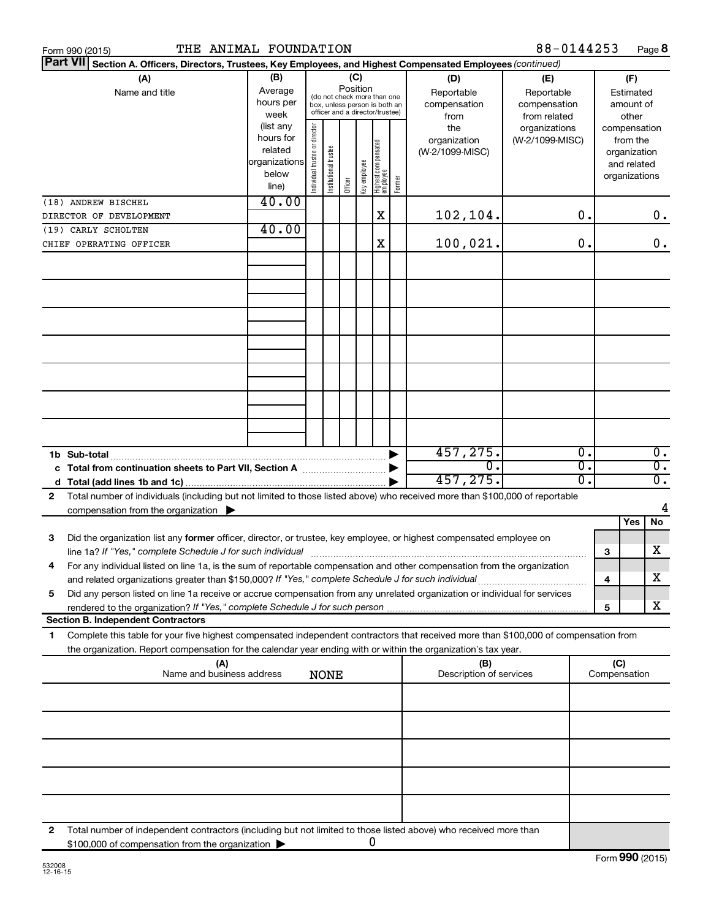Form 990 (2015) THE ANIMAL FOUNDATION 88-0144253 Page 8

**Part VII** **Section A. Officers, Directors, Trustees, Key Employees, and Highest Compensated Employees** *(continued)*

| (A) Name and title | (B) Average hours per week (list any hours for related organizations below line) | (C) Position: Individual trustee or director | Institutional trustee | Officer | Key employee | Highest compensated employee | Former | (D) Reportable compensation from the organization (W-2/1099-MISC) | (E) Reportable compensation from related organizations (W-2/1099-MISC) | (F) Estimated amount of other compensation from the organization and related organizations |
|---|---|---|---|---|---|---|---|---|---|---|
| (18) ANDREW BISCHEL<br>DIRECTOR OF DEVELOPMENT | 40.00 | | | | | X | | 102,104. | 0. | 0. |
| (19) CARLY SCHOLTEN<br>CHIEF OPERATING OFFICER | 40.00 | | | | | X | | 100,021. | 0. | 0. |
| **1b Sub-total** | | | | | | | | 457,275. | 0. | 0. |
| **c Total from continuation sheets to Part VII, Section A** | | | | | | | | 0. | 0. | 0. |
| **d Total (add lines 1b and 1c)** | | | | | | | | 457,275. | 0. | 0. |

2 Total number of individuals (including but not limited to those listed above) who received more than $100,000 of reportable compensation from the organization ▶ 4

| | | Yes | No |
|---|---|---|---|
| 3 Did the organization list any **former** officer, director, or trustee, key employee, or highest compensated employee on line 1a? *If "Yes," complete Schedule J for such individual* | 3 | | X |
| 4 For any individual listed on line 1a, is the sum of reportable compensation and other compensation from the organization and related organizations greater than $150,000? *If "Yes," complete Schedule J for such individual* | 4 | | X |
| 5 Did any person listed on line 1a receive or accrue compensation from any unrelated organization or individual for services rendered to the organization? *If "Yes," complete Schedule J for such person* | 5 | | X |

**Section B. Independent Contractors**

1 Complete this table for your five highest compensated independent contractors that received more than $100,000 of compensation from the organization. Report compensation for the calendar year ending with or within the organization's tax year.

| (A) Name and business address | (B) Description of services | (C) Compensation |
|---|---|---|
| NONE | | |

2 Total number of independent contractors (including but not limited to those listed above) who received more than $100,000 of compensation from the organization ▶ 0

Form **990** (2015)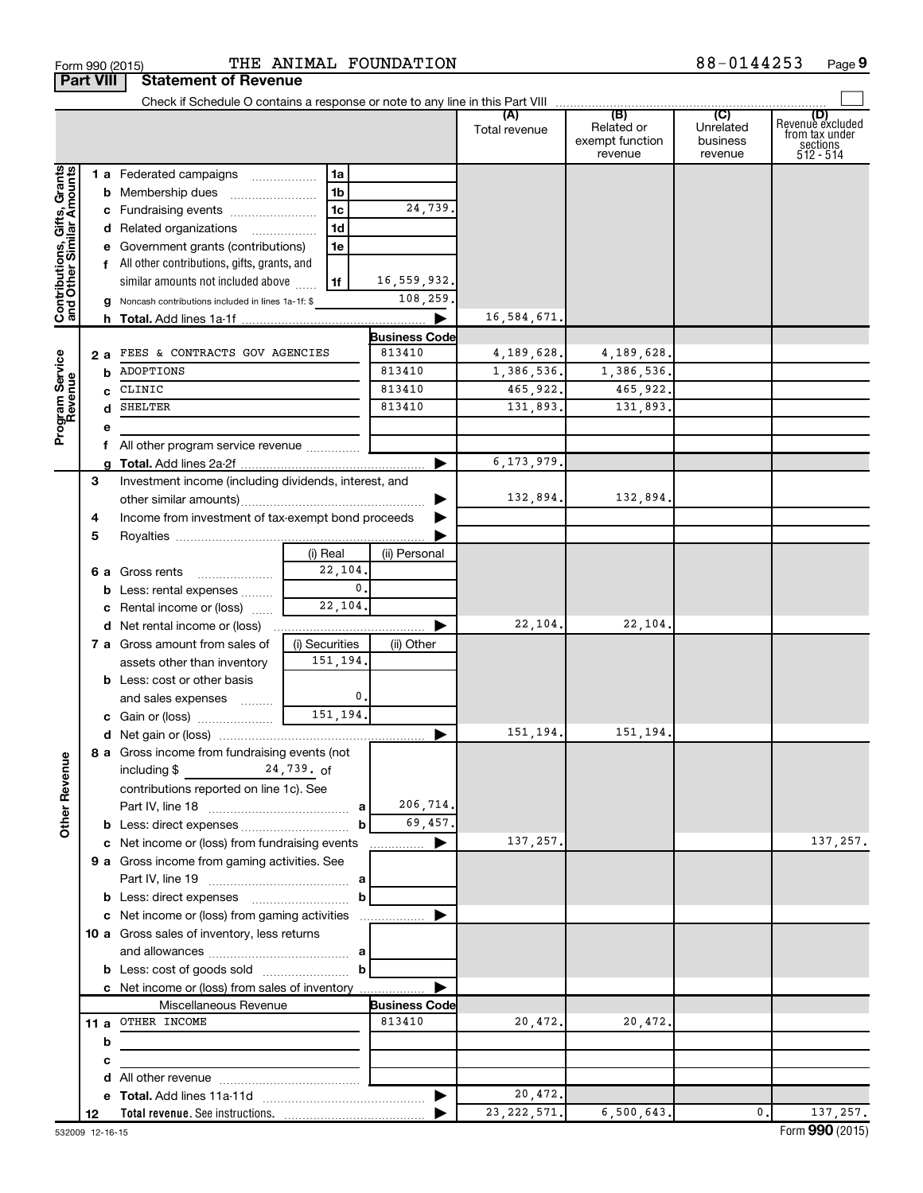Form 990 (2015) THE ANIMAL FOUNDATION 88-0144253 Page **9**

**Part VIII Statement of Revenue**

Check if Schedule O contains a response or note to any line in this Part VIII

| | | | (A) Total revenue | (B) Related or exempt function revenue | (C) Unrelated business revenue | (D) Revenue excluded from tax under sections 512 - 514 |
|---|---|---|---|---|---|---|
| **Contributions, Gifts, Grants and Other Similar Amounts** | | | | | | |
| 1 a | Federated campaigns 1a | | | | | |
| b | Membership dues 1b | | | | | |
| c | Fundraising events 1c | 24,739. | | | | |
| d | Related organizations 1d | | | | | |
| e | Government grants (contributions) 1e | | | | | |
| f | All other contributions, gifts, grants, and similar amounts not included above 1f | 16,559,932. | | | | |
| g | Noncash contributions included in lines 1a-1f: $ | 108,259. | | | | |
| h | **Total.** Add lines 1a-1f | | 16,584,671. | | | |
| **Program Service Revenue** | | **Business Code** | | | | |
| 2 a | FEES & CONTRACTS GOV AGENCIES | 813410 | 4,189,628. | 4,189,628. | | |
| b | ADOPTIONS | 813410 | 1,386,536. | 1,386,536. | | |
| c | CLINIC | 813410 | 465,922. | 465,922. | | |
| d | SHELTER | 813410 | 131,893. | 131,893. | | |
| e | | | | | | |
| f | All other program service revenue | | | | | |
| g | **Total.** Add lines 2a-2f | | 6,173,979. | | | |
| 3 | Investment income (including dividends, interest, and other similar amounts) | | 132,894. | 132,894. | | |
| 4 | Income from investment of tax-exempt bond proceeds | | | | | |
| 5 | Royalties | | | | | |
| | | (i) Real / (ii) Personal | | | | |
| 6 a | Gross rents | (i) 22,104. | | | | |
| b | Less: rental expenses | (i) 0. | | | | |
| c | Rental income or (loss) | (i) 22,104. | | | | |
| d | Net rental income or (loss) | | 22,104. | 22,104. | | |
| | | (i) Securities / (ii) Other | | | | |
| 7 a | Gross amount from sales of assets other than inventory | (i) 151,194. | | | | |
| b | Less: cost or other basis and sales expenses | (i) 0. | | | | |
| c | Gain or (loss) | (i) 151,194. | | | | |
| d | Net gain or (loss) | | 151,194. | 151,194. | | |
| **Other Revenue** | | | | | | |
| 8 a | Gross income from fundraising events (not including $ 24,739. of contributions reported on line 1c). See Part IV, line 18 a | 206,714. | | | | |
| b | Less: direct expenses b | 69,457. | | | | |
| c | Net income or (loss) from fundraising events | | 137,257. | | | 137,257. |
| 9 a | Gross income from gaming activities. See Part IV, line 19 a | | | | | |
| b | Less: direct expenses b | | | | | |
| c | Net income or (loss) from gaming activities | | | | | |
| 10 a | Gross sales of inventory, less returns and allowances a | | | | | |
| b | Less: cost of goods sold b | | | | | |
| c | Net income or (loss) from sales of inventory | | | | | |
| | Miscellaneous Revenue | **Business Code** | | | | |
| 11 a | OTHER INCOME | 813410 | 20,472. | 20,472. | | |
| b | | | | | | |
| c | | | | | | |
| d | All other revenue | | | | | |
| e | **Total.** Add lines 11a-11d | | 20,472. | | | |
| 12 | **Total revenue.** See instructions. | | 23,222,571. | 6,500,643. | 0. | 137,257. |

532009 12-16-15 Form **990** (2015)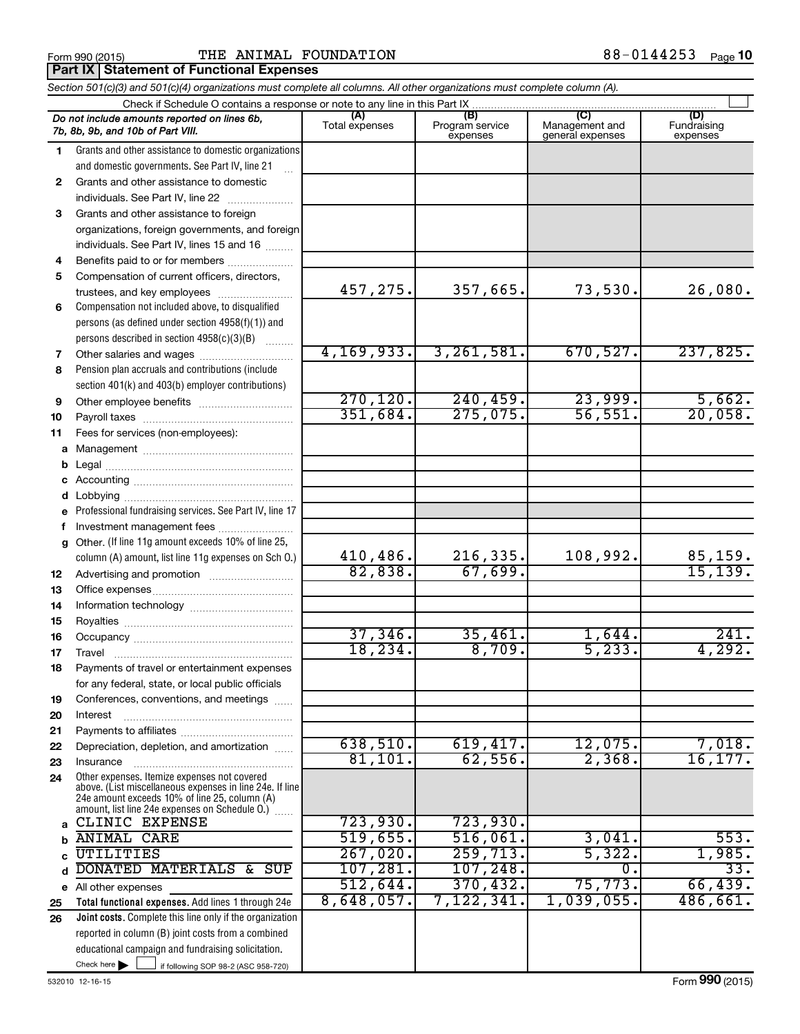Form 990 (2015) THE ANIMAL FOUNDATION 88-0144253 Page 10

**Part IX Statement of Functional Expenses**

*Section 501(c)(3) and 501(c)(4) organizations must complete all columns. All other organizations must complete column (A).*

Check if Schedule O contains a response or note to any line in this Part IX

| | *Do not include amounts reported on lines 6b, 7b, 8b, 9b, and 10b of Part VIII.* | (A) Total expenses | (B) Program service expenses | (C) Management and general expenses | (D) Fundraising expenses |
|---|---|---|---|---|---|
| 1 | Grants and other assistance to domestic organizations and domestic governments. See Part IV, line 21 | | | | |
| 2 | Grants and other assistance to domestic individuals. See Part IV, line 22 | | | | |
| 3 | Grants and other assistance to foreign organizations, foreign governments, and foreign individuals. See Part IV, lines 15 and 16 | | | | |
| 4 | Benefits paid to or for members | | | | |
| 5 | Compensation of current officers, directors, trustees, and key employees | 457,275. | 357,665. | 73,530. | 26,080. |
| 6 | Compensation not included above, to disqualified persons (as defined under section 4958(f)(1)) and persons described in section 4958(c)(3)(B) | | | | |
| 7 | Other salaries and wages | 4,169,933. | 3,261,581. | 670,527. | 237,825. |
| 8 | Pension plan accruals and contributions (include section 401(k) and 403(b) employer contributions) | | | | |
| 9 | Other employee benefits | 270,120. | 240,459. | 23,999. | 5,662. |
| 10 | Payroll taxes | 351,684. | 275,075. | 56,551. | 20,058. |
| 11 | Fees for services (non-employees): | | | | |
| a | Management | | | | |
| b | Legal | | | | |
| c | Accounting | | | | |
| d | Lobbying | | | | |
| e | Professional fundraising services. See Part IV, line 17 | | | | |
| f | Investment management fees | | | | |
| g | Other. (If line 11g amount exceeds 10% of line 25, column (A) amount, list line 11g expenses on Sch O.) | 410,486. | 216,335. | 108,992. | 85,159. |
| 12 | Advertising and promotion | 82,838. | 67,699. | | 15,139. |
| 13 | Office expenses | | | | |
| 14 | Information technology | | | | |
| 15 | Royalties | | | | |
| 16 | Occupancy | 37,346. | 35,461. | 1,644. | 241. |
| 17 | Travel | 18,234. | 8,709. | 5,233. | 4,292. |
| 18 | Payments of travel or entertainment expenses for any federal, state, or local public officials | | | | |
| 19 | Conferences, conventions, and meetings | | | | |
| 20 | Interest | | | | |
| 21 | Payments to affiliates | | | | |
| 22 | Depreciation, depletion, and amortization | 638,510. | 619,417. | 12,075. | 7,018. |
| 23 | Insurance | 81,101. | 62,556. | 2,368. | 16,177. |
| 24 | Other expenses. Itemize expenses not covered above. (List miscellaneous expenses in line 24e. If line 24e amount exceeds 10% of line 25, column (A) amount, list line 24e expenses on Schedule O.) | | | | |
| a | CLINIC EXPENSE | 723,930. | 723,930. | | |
| b | ANIMAL CARE | 519,655. | 516,061. | 3,041. | 553. |
| c | UTILITIES | 267,020. | 259,713. | 5,322. | 1,985. |
| d | DONATED MATERIALS & SUP | 107,281. | 107,248. | 0. | 33. |
| e | All other expenses | 512,644. | 370,432. | 75,773. | 66,439. |
| 25 | **Total functional expenses.** Add lines 1 through 24e | 8,648,057. | 7,122,341. | 1,039,055. | 486,661. |
| 26 | **Joint costs.** Complete this line only if the organization reported in column (B) joint costs from a combined educational campaign and fundraising solicitation. Check here ☐ if following SOP 98-2 (ASC 958-720) | | | | |

532010 12-16-15 Form **990** (2015)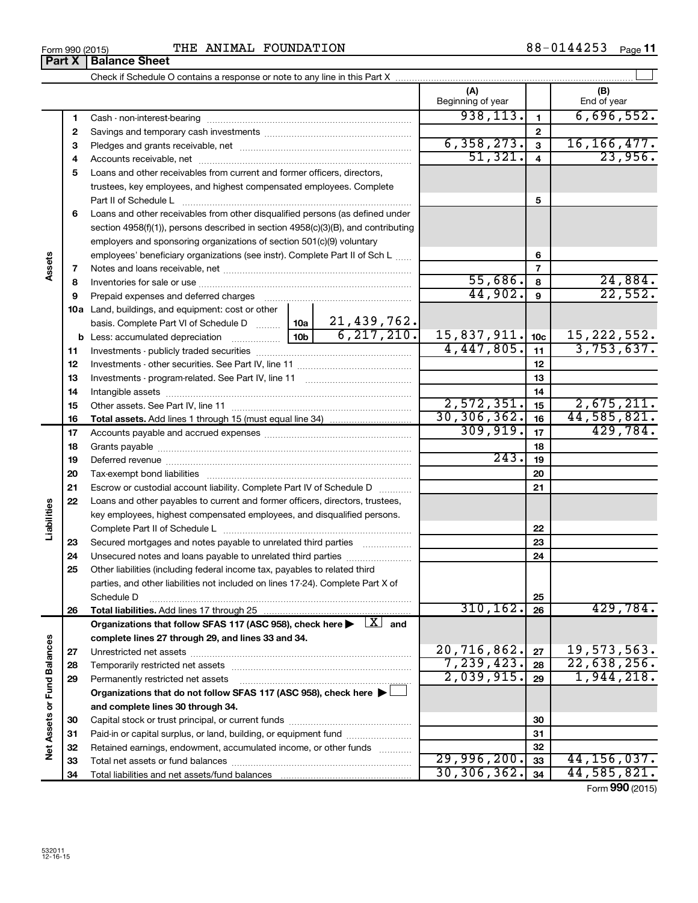Form 990 (2015) THE ANIMAL FOUNDATION 88-0144253 Page **11**

## Part X | Balance Sheet

Check if Schedule O contains a response or note to any line in this Part X

| | | | | (A) Beginning of year | | (B) End of year |
|---|---|---|---|---|---|---|
| **Assets** | 1 | Cash - non-interest-bearing | | 938,113. | 1 | 6,696,552. |
| | 2 | Savings and temporary cash investments | | | 2 | |
| | 3 | Pledges and grants receivable, net | | 6,358,273. | 3 | 16,166,477. |
| | 4 | Accounts receivable, net | | 51,321. | 4 | 23,956. |
| | 5 | Loans and other receivables from current and former officers, directors, trustees, key employees, and highest compensated employees. Complete Part II of Schedule L | | | 5 | |
| | 6 | Loans and other receivables from other disqualified persons (as defined under section 4958(f)(1)), persons described in section 4958(c)(3)(B), and contributing employers and sponsoring organizations of section 501(c)(9) voluntary employees' beneficiary organizations (see instr). Complete Part II of Sch L | | | 6 | |
| | 7 | Notes and loans receivable, net | | | 7 | |
| | 8 | Inventories for sale or use | | 55,686. | 8 | 24,884. |
| | 9 | Prepaid expenses and deferred charges | | 44,902. | 9 | 22,552. |
| | 10a | Land, buildings, and equipment: cost or other basis. Complete Part VI of Schedule D | 10a 21,439,762. | | | |
| | b | Less: accumulated depreciation | 10b 6,217,210. | 15,837,911. | 10c | 15,222,552. |
| | 11 | Investments - publicly traded securities | | 4,447,805. | 11 | 3,753,637. |
| | 12 | Investments - other securities. See Part IV, line 11 | | | 12 | |
| | 13 | Investments - program-related. See Part IV, line 11 | | | 13 | |
| | 14 | Intangible assets | | | 14 | |
| | 15 | Other assets. See Part IV, line 11 | | 2,572,351. | 15 | 2,675,211. |
| | 16 | **Total assets.** Add lines 1 through 15 (must equal line 34) | | 30,306,362. | 16 | 44,585,821. |
| **Liabilities** | 17 | Accounts payable and accrued expenses | | 309,919. | 17 | 429,784. |
| | 18 | Grants payable | | | 18 | |
| | 19 | Deferred revenue | | 243. | 19 | |
| | 20 | Tax-exempt bond liabilities | | | 20 | |
| | 21 | Escrow or custodial account liability. Complete Part IV of Schedule D | | | 21 | |
| | 22 | Loans and other payables to current and former officers, directors, trustees, key employees, highest compensated employees, and disqualified persons. Complete Part II of Schedule L | | | 22 | |
| | 23 | Secured mortgages and notes payable to unrelated third parties | | | 23 | |
| | 24 | Unsecured notes and loans payable to unrelated third parties | | | 24 | |
| | 25 | Other liabilities (including federal income tax, payables to related third parties, and other liabilities not included on lines 17-24). Complete Part X of Schedule D | | | 25 | |
| | 26 | **Total liabilities.** Add lines 17 through 25 | | 310,162. | 26 | 429,784. |
| **Net Assets or Fund Balances** | | **Organizations that follow SFAS 117 (ASC 958), check here ▶ [X] and complete lines 27 through 29, and lines 33 and 34.** | | | | |
| | 27 | Unrestricted net assets | | 20,716,862. | 27 | 19,573,563. |
| | 28 | Temporarily restricted net assets | | 7,239,423. | 28 | 22,638,256. |
| | 29 | Permanently restricted net assets | | 2,039,915. | 29 | 1,944,218. |
| | | **Organizations that do not follow SFAS 117 (ASC 958), check here ▶ [ ] and complete lines 30 through 34.** | | | | |
| | 30 | Capital stock or trust principal, or current funds | | | 30 | |
| | 31 | Paid-in or capital surplus, or land, building, or equipment fund | | | 31 | |
| | 32 | Retained earnings, endowment, accumulated income, or other funds | | | 32 | |
| | 33 | Total net assets or fund balances | | 29,996,200. | 33 | 44,156,037. |
| | 34 | Total liabilities and net assets/fund balances | | 30,306,362. | 34 | 44,585,821. |

Form **990** (2015)

532011 12-16-15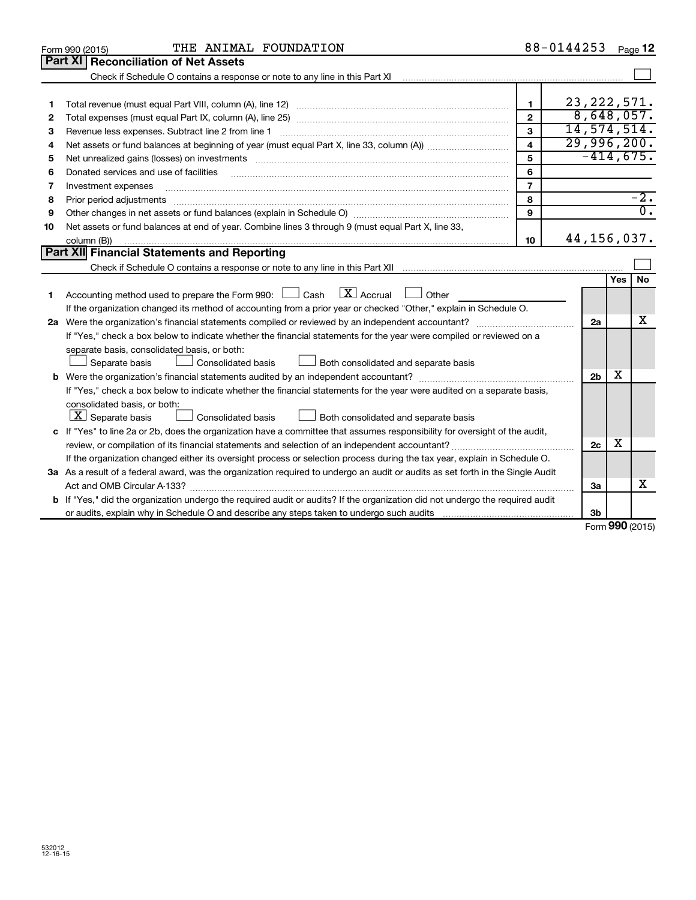Form 990 (2015) THE ANIMAL FOUNDATION 88-0144253 Page 12

## Part XI Reconciliation of Net Assets

Check if Schedule O contains a response or note to any line in this Part XI

| | | | |
|---|---|---|---|
| 1 | Total revenue (must equal Part VIII, column (A), line 12) | 1 | 23,222,571. |
| 2 | Total expenses (must equal Part IX, column (A), line 25) | 2 | 8,648,057. |
| 3 | Revenue less expenses. Subtract line 2 from line 1 | 3 | 14,574,514. |
| 4 | Net assets or fund balances at beginning of year (must equal Part X, line 33, column (A)) | 4 | 29,996,200. |
| 5 | Net unrealized gains (losses) on investments | 5 | -414,675. |
| 6 | Donated services and use of facilities | 6 | |
| 7 | Investment expenses | 7 | |
| 8 | Prior period adjustments | 8 | -2. |
| 9 | Other changes in net assets or fund balances (explain in Schedule O) | 9 | 0. |
| 10 | Net assets or fund balances at end of year. Combine lines 3 through 9 (must equal Part X, line 33, column (B)) | 10 | 44,156,037. |

## Part XII Financial Statements and Reporting

Check if Schedule O contains a response or note to any line in this Part XII

| | | | Yes | No |
|---|---|---|---|---|
| 1 | Accounting method used to prepare the Form 990: ☐ Cash ☒ Accrual ☐ Other<br>If the organization changed its method of accounting from a prior year or checked "Other," explain in Schedule O. | | | |
| 2a | Were the organization's financial statements compiled or reviewed by an independent accountant?<br>If "Yes," check a box below to indicate whether the financial statements for the year were compiled or reviewed on a separate basis, consolidated basis, or both:<br>☐ Separate basis ☐ Consolidated basis ☐ Both consolidated and separate basis | 2a | | X |
| b | Were the organization's financial statements audited by an independent accountant?<br>If "Yes," check a box below to indicate whether the financial statements for the year were audited on a separate basis, consolidated basis, or both:<br>☒ Separate basis ☐ Consolidated basis ☐ Both consolidated and separate basis | 2b | X | |
| c | If "Yes" to line 2a or 2b, does the organization have a committee that assumes responsibility for oversight of the audit, review, or compilation of its financial statements and selection of an independent accountant?<br>If the organization changed either its oversight process or selection process during the tax year, explain in Schedule O. | 2c | X | |
| 3a | As a result of a federal award, was the organization required to undergo an audit or audits as set forth in the Single Audit Act and OMB Circular A-133? | 3a | | X |
| b | If "Yes," did the organization undergo the required audit or audits? If the organization did not undergo the required audit or audits, explain why in Schedule O and describe any steps taken to undergo such audits | 3b | | |

Form 990 (2015)

532012 12-16-15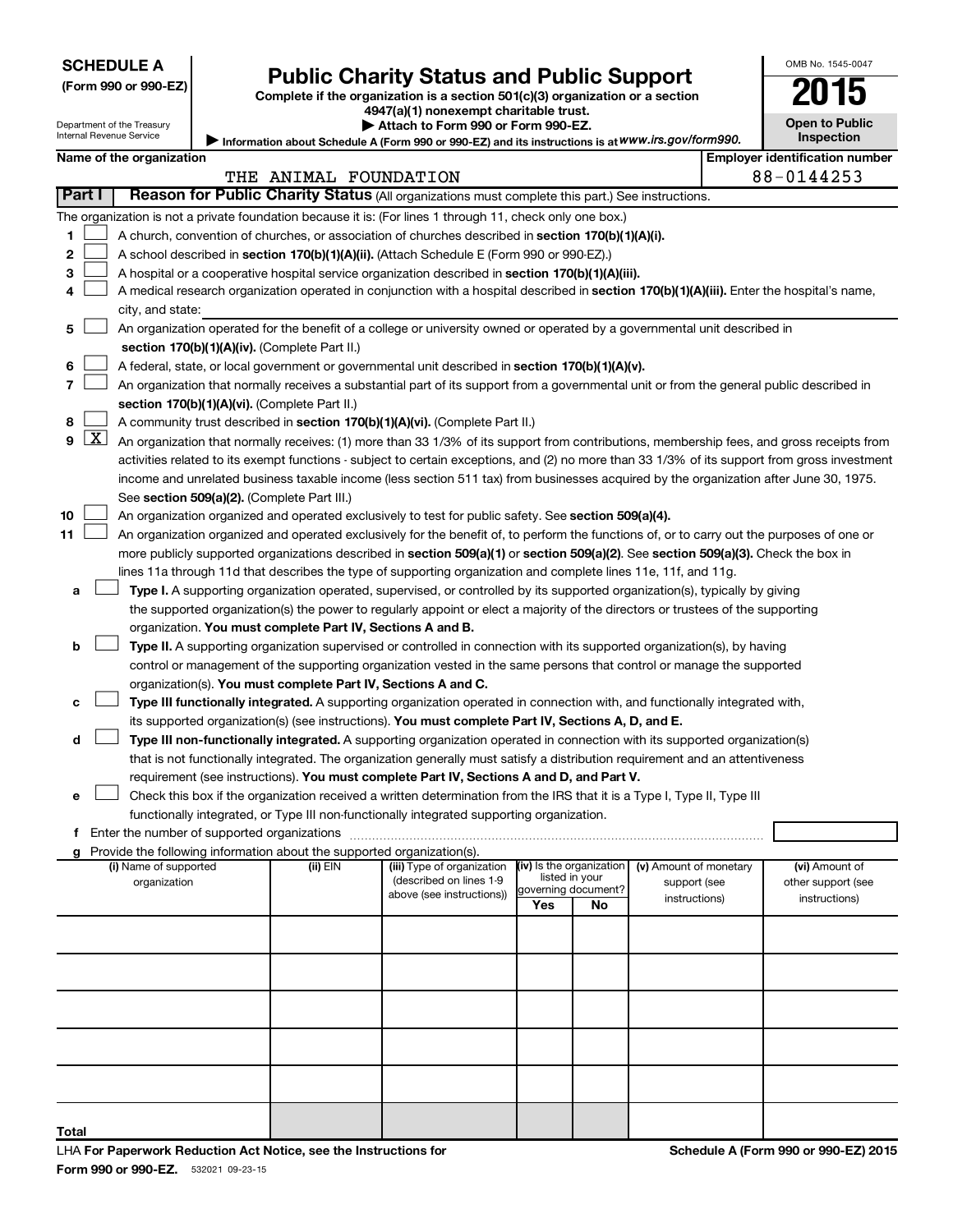**SCHEDULE A**
**(Form 990 or 990-EZ)**

Department of the Treasury
Internal Revenue Service

# Public Charity Status and Public Support

**Complete if the organization is a section 501(c)(3) organization or a section 4947(a)(1) nonexempt charitable trust.**
**▶ Attach to Form 990 or Form 990-EZ.**
▶ Information about Schedule A (Form 990 or 990-EZ) and its instructions is at *www.irs.gov/form990.*

OMB No. 1545-0047

**2015**

**Open to Public Inspection**

**Name of the organization**
THE ANIMAL FOUNDATION

**Employer identification number**
88-0144253

**Part I** **Reason for Public Charity Status** (All organizations must complete this part.) See instructions.

The organization is not a private foundation because it is: (For lines 1 through 11, check only one box.)

1. [ ] A church, convention of churches, or association of churches described in **section 170(b)(1)(A)(i).**
2. [ ] A school described in **section 170(b)(1)(A)(ii).** (Attach Schedule E (Form 990 or 990-EZ).)
3. [ ] A hospital or a cooperative hospital service organization described in **section 170(b)(1)(A)(iii).**
4. [ ] A medical research organization operated in conjunction with a hospital described in **section 170(b)(1)(A)(iii).** Enter the hospital's name, city, and state:
5. [ ] An organization operated for the benefit of a college or university owned or operated by a governmental unit described in **section 170(b)(1)(A)(iv).** (Complete Part II.)
6. [ ] A federal, state, or local government or governmental unit described in **section 170(b)(1)(A)(v).**
7. [ ] An organization that normally receives a substantial part of its support from a governmental unit or from the general public described in **section 170(b)(1)(A)(vi).** (Complete Part II.)
8. [ ] A community trust described in **section 170(b)(1)(A)(vi).** (Complete Part II.)
9. [X] An organization that normally receives: (1) more than 33 1/3% of its support from contributions, membership fees, and gross receipts from activities related to its exempt functions - subject to certain exceptions, and (2) no more than 33 1/3% of its support from gross investment income and unrelated business taxable income (less section 511 tax) from businesses acquired by the organization after June 30, 1975. See **section 509(a)(2).** (Complete Part III.)
10. [ ] An organization organized and operated exclusively to test for public safety. See **section 509(a)(4).**
11. [ ] An organization organized and operated exclusively for the benefit of, to perform the functions of, or to carry out the purposes of one or more publicly supported organizations described in **section 509(a)(1)** or **section 509(a)(2)**. See **section 509(a)(3).** Check the box in lines 11a through 11d that describes the type of supporting organization and complete lines 11e, 11f, and 11g.
   - **a** [ ] **Type I.** A supporting organization operated, supervised, or controlled by its supported organization(s), typically by giving the supported organization(s) the power to regularly appoint or elect a majority of the directors or trustees of the supporting organization. **You must complete Part IV, Sections A and B.**
   - **b** [ ] **Type II.** A supporting organization supervised or controlled in connection with its supported organization(s), by having control or management of the supporting organization vested in the same persons that control or manage the supported organization(s). **You must complete Part IV, Sections A and C.**
   - **c** [ ] **Type III functionally integrated.** A supporting organization operated in connection with, and functionally integrated with, its supported organization(s) (see instructions). **You must complete Part IV, Sections A, D, and E.**
   - **d** [ ] **Type III non-functionally integrated.** A supporting organization operated in connection with its supported organization(s) that is not functionally integrated. The organization generally must satisfy a distribution requirement and an attentiveness requirement (see instructions). **You must complete Part IV, Sections A and D, and Part V.**
   - **e** [ ] Check this box if the organization received a written determination from the IRS that it is a Type I, Type II, Type III functionally integrated, or Type III non-functionally integrated supporting organization.
   - **f** Enter the number of supported organizations
   - **g** Provide the following information about the supported organization(s).

| (i) Name of supported organization | (ii) EIN | (iii) Type of organization (described on lines 1-9 above (see instructions)) | (iv) Is the organization listed in your governing document? Yes | No | (v) Amount of monetary support (see instructions) | (vi) Amount of other support (see instructions) |
|---|---|---|---|---|---|---|
| | | | | | | |
| | | | | | | |
| | | | | | | |
| | | | | | | |
| | | | | | | |
| Total | | | | | | |

LHA **For Paperwork Reduction Act Notice, see the Instructions for Form 990 or 990-EZ.** 532021 09-23-15 **Schedule A (Form 990 or 990-EZ) 2015**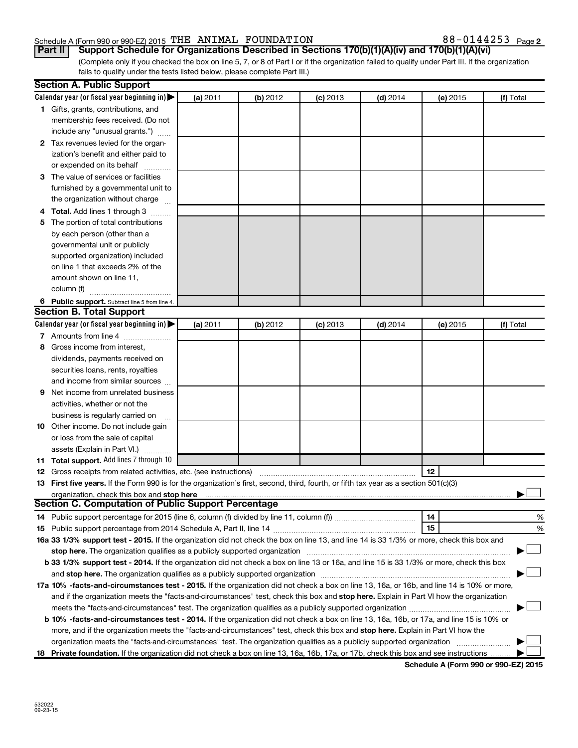Schedule A (Form 990 or 990-EZ) 2015 THE ANIMAL FOUNDATION 88-0144253 Page 2

**Part II** **Support Schedule for Organizations Described in Sections 170(b)(1)(A)(iv) and 170(b)(1)(A)(vi)**

(Complete only if you checked the box on line 5, 7, or 8 of Part I or if the organization failed to qualify under Part III. If the organization fails to qualify under the tests listed below, please complete Part III.)

## Section A. Public Support

| Calendar year (or fiscal year beginning in) ▶ | (a) 2011 | (b) 2012 | (c) 2013 | (d) 2014 | (e) 2015 | (f) Total |
|---|---|---|---|---|---|---|
| **1** Gifts, grants, contributions, and membership fees received. (Do not include any "unusual grants.") | | | | | | |
| **2** Tax revenues levied for the organization's benefit and either paid to or expended on its behalf | | | | | | |
| **3** The value of services or facilities furnished by a governmental unit to the organization without charge | | | | | | |
| **4** **Total.** Add lines 1 through 3 | | | | | | |
| **5** The portion of total contributions by each person (other than a governmental unit or publicly supported organization) included on line 1 that exceeds 2% of the amount shown on line 11, column (f) | | | | | | |
| **6** **Public support.** Subtract line 5 from line 4. | | | | | | |

## Section B. Total Support

| Calendar year (or fiscal year beginning in) ▶ | (a) 2011 | (b) 2012 | (c) 2013 | (d) 2014 | (e) 2015 | (f) Total |
|---|---|---|---|---|---|---|
| **7** Amounts from line 4 | | | | | | |
| **8** Gross income from interest, dividends, payments received on securities loans, rents, royalties and income from similar sources | | | | | | |
| **9** Net income from unrelated business activities, whether or not the business is regularly carried on | | | | | | |
| **10** Other income. Do not include gain or loss from the sale of capital assets (Explain in Part VI.) | | | | | | |
| **11** **Total support.** Add lines 7 through 10 | | | | | | |

**12** Gross receipts from related activities, etc. (see instructions) | **12** |

**13** **First five years.** If the Form 990 is for the organization's first, second, third, fourth, or fifth tax year as a section 501(c)(3) organization, check this box and **stop here** ▶ ☐

## Section C. Computation of Public Support Percentage

**14** Public support percentage for 2015 (line 6, column (f) divided by line 11, column (f)) | **14** | %

**15** Public support percentage from 2014 Schedule A, Part II, line 14 | **15** | %

**16a 33 1/3% support test - 2015.** If the organization did not check the box on line 13, and line 14 is 33 1/3% or more, check this box and **stop here.** The organization qualifies as a publicly supported organization ▶ ☐

**b 33 1/3% support test - 2014.** If the organization did not check a box on line 13 or 16a, and line 15 is 33 1/3% or more, check this box and **stop here.** The organization qualifies as a publicly supported organization ▶ ☐

**17a 10% -facts-and-circumstances test - 2015.** If the organization did not check a box on line 13, 16a, or 16b, and line 14 is 10% or more, and if the organization meets the "facts-and-circumstances" test, check this box and **stop here.** Explain in Part VI how the organization meets the "facts-and-circumstances" test. The organization qualifies as a publicly supported organization ▶ ☐

**b 10% -facts-and-circumstances test - 2014.** If the organization did not check a box on line 13, 16a, 16b, or 17a, and line 15 is 10% or more, and if the organization meets the "facts-and-circumstances" test, check this box and **stop here.** Explain in Part VI how the organization meets the "facts-and-circumstances" test. The organization qualifies as a publicly supported organization ▶ ☐

**18** **Private foundation.** If the organization did not check a box on line 13, 16a, 16b, 17a, or 17b, check this box and see instructions ▶ ☐

**Schedule A (Form 990 or 990-EZ) 2015**

532022
09-23-15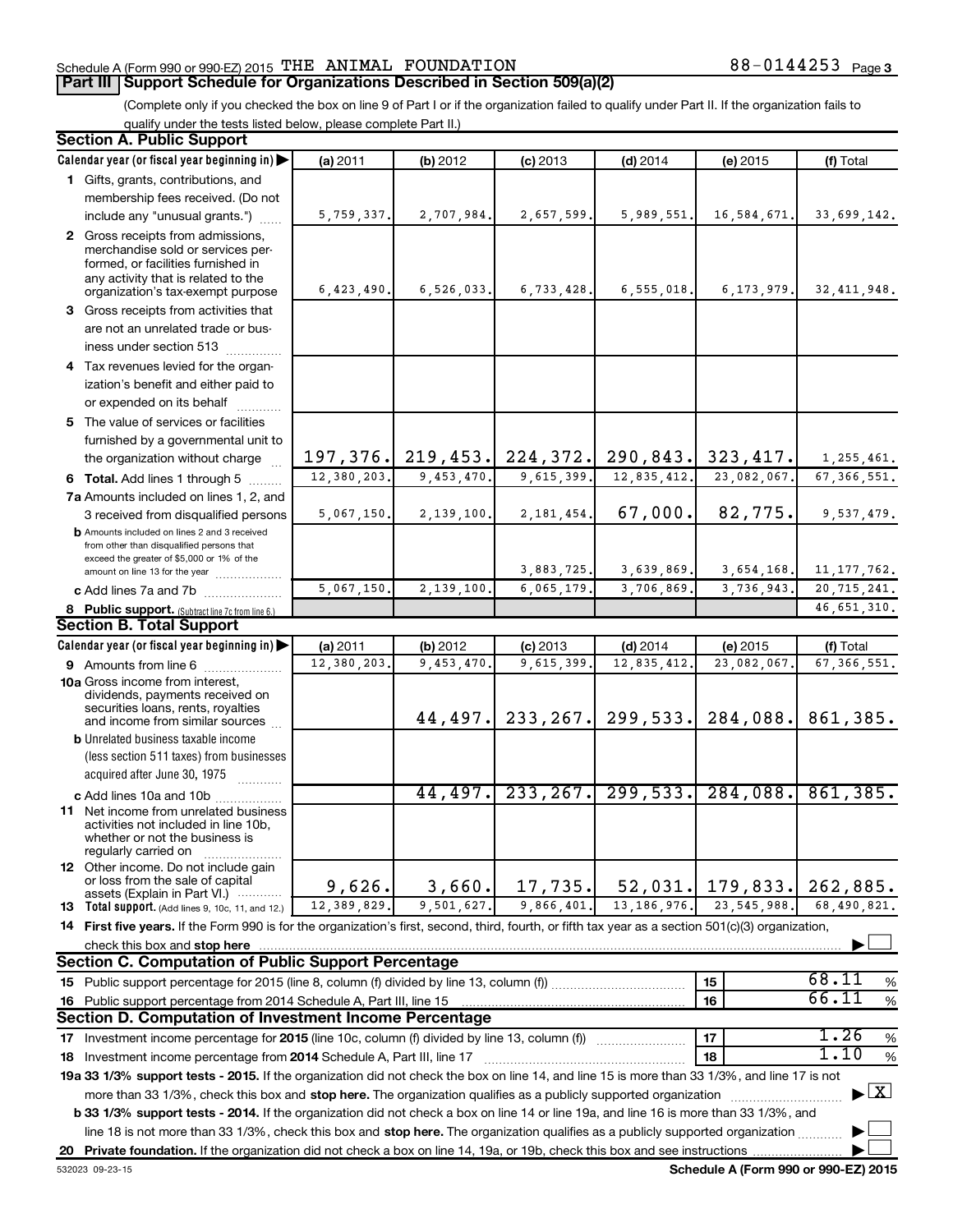Schedule A (Form 990 or 990-EZ) 2015 THE ANIMAL FOUNDATION 88-0144253 Page 3

## Part III Support Schedule for Organizations Described in Section 509(a)(2)

(Complete only if you checked the box on line 9 of Part I or if the organization failed to qualify under Part II. If the organization fails to qualify under the tests listed below, please complete Part II.)

### Section A. Public Support

| Calendar year (or fiscal year beginning in) | (a) 2011 | (b) 2012 | (c) 2013 | (d) 2014 | (e) 2015 | (f) Total |
|---|---|---|---|---|---|---|
| 1 Gifts, grants, contributions, and membership fees received. (Do not include any "unusual grants.") | 5,759,337. | 2,707,984. | 2,657,599. | 5,989,551. | 16,584,671. | 33,699,142. |
| 2 Gross receipts from admissions, merchandise sold or services performed, or facilities furnished in any activity that is related to the organization's tax-exempt purpose | 6,423,490. | 6,526,033. | 6,733,428. | 6,555,018. | 6,173,979. | 32,411,948. |
| 3 Gross receipts from activities that are not an unrelated trade or business under section 513 | | | | | | |
| 4 Tax revenues levied for the organization's benefit and either paid to or expended on its behalf | | | | | | |
| 5 The value of services or facilities furnished by a governmental unit to the organization without charge | 197,376. | 219,453. | 224,372. | 290,843. | 323,417. | 1,255,461. |
| 6 Total. Add lines 1 through 5 | 12,380,203. | 9,453,470. | 9,615,399. | 12,835,412. | 23,082,067. | 67,366,551. |
| 7a Amounts included on lines 1, 2, and 3 received from disqualified persons | 5,067,150. | 2,139,100. | 2,181,454. | 67,000. | 82,775. | 9,537,479. |
| b Amounts included on lines 2 and 3 received from other than disqualified persons that exceed the greater of $5,000 or 1% of the amount on line 13 for the year | | | 3,883,725. | 3,639,869. | 3,654,168. | 11,177,762. |
| c Add lines 7a and 7b | 5,067,150. | 2,139,100. | 6,065,179. | 3,706,869. | 3,736,943. | 20,715,241. |
| 8 Public support. (Subtract line 7c from line 6.) | | | | | | 46,651,310. |

### Section B. Total Support

| Calendar year (or fiscal year beginning in) | (a) 2011 | (b) 2012 | (c) 2013 | (d) 2014 | (e) 2015 | (f) Total |
|---|---|---|---|---|---|---|
| 9 Amounts from line 6 | 12,380,203. | 9,453,470. | 9,615,399. | 12,835,412. | 23,082,067. | 67,366,551. |
| 10a Gross income from interest, dividends, payments received on securities loans, rents, royalties and income from similar sources | | 44,497. | 233,267. | 299,533. | 284,088. | 861,385. |
| b Unrelated business taxable income (less section 511 taxes) from businesses acquired after June 30, 1975 | | | | | | |
| c Add lines 10a and 10b | | 44,497. | 233,267. | 299,533. | 284,088. | 861,385. |
| 11 Net income from unrelated business activities not included in line 10b, whether or not the business is regularly carried on | | | | | | |
| 12 Other income. Do not include gain or loss from the sale of capital assets (Explain in Part VI.) | 9,626. | 3,660. | 17,735. | 52,031. | 179,833. | 262,885. |
| 13 Total support. (Add lines 9, 10c, 11, and 12.) | 12,389,829. | 9,501,627. | 9,866,401. | 13,186,976. | 23,545,988. | 68,490,821. |

14 First five years. If the Form 990 is for the organization's first, second, third, fourth, or fifth tax year as a section 501(c)(3) organization, check this box and stop here ☐

### Section C. Computation of Public Support Percentage

| | | | |
|---|---|---|---|
| 15 | Public support percentage for 2015 (line 8, column (f) divided by line 13, column (f)) | 15 | 68.11 % |
| 16 | Public support percentage from 2014 Schedule A, Part III, line 15 | 16 | 66.11 % |

### Section D. Computation of Investment Income Percentage

| | | | |
|---|---|---|---|
| 17 | Investment income percentage for 2015 (line 10c, column (f) divided by line 13, column (f)) | 17 | 1.26 % |
| 18 | Investment income percentage from 2014 Schedule A, Part III, line 17 | 18 | 1.10 % |

19a 33 1/3% support tests - 2015. If the organization did not check the box on line 14, and line 15 is more than 33 1/3%, and line 17 is not more than 33 1/3%, check this box and stop here. The organization qualifies as a publicly supported organization ☒

b 33 1/3% support tests - 2014. If the organization did not check a box on line 14 or line 19a, and line 16 is more than 33 1/3%, and line 18 is not more than 33 1/3%, check this box and stop here. The organization qualifies as a publicly supported organization ☐

20 Private foundation. If the organization did not check a box on line 14, 19a, or 19b, check this box and see instructions ☐

532023 09-23-15 Schedule A (Form 990 or 990-EZ) 2015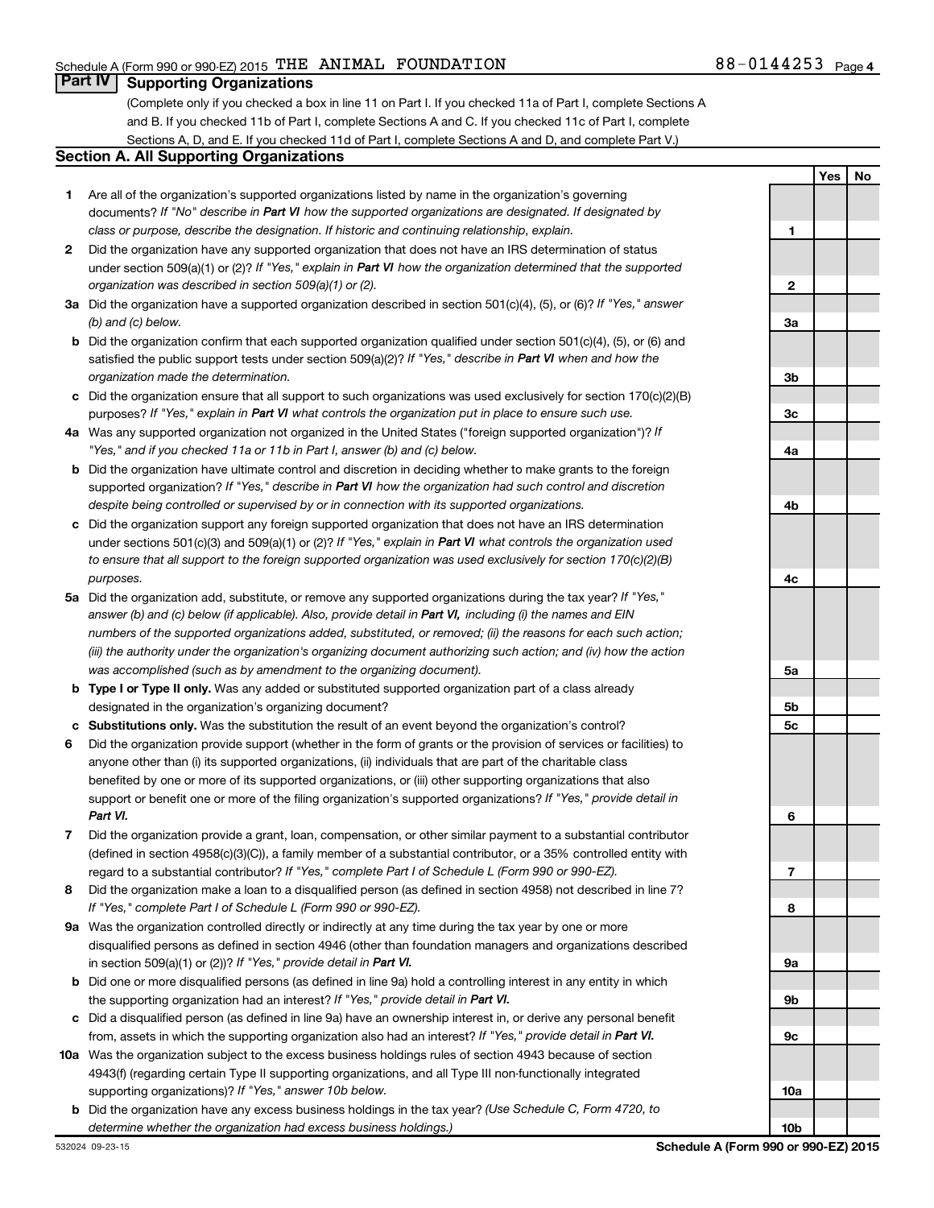Schedule A (Form 990 or 990-EZ) 2015 THE ANIMAL FOUNDATION 88-0144253 Page 4

## Part IV Supporting Organizations

(Complete only if you checked a box in line 11 on Part I. If you checked 11a of Part I, complete Sections A and B. If you checked 11b of Part I, complete Sections A and C. If you checked 11c of Part I, complete Sections A, D, and E. If you checked 11d of Part I, complete Sections A and D, and complete Part V.)

### Section A. All Supporting Organizations

| | | | Yes | No |
|---|---|---|---|---|
| 1 | Are all of the organization's supported organizations listed by name in the organization's governing documents? *If "No" describe in **Part VI** how the supported organizations are designated. If designated by class or purpose, describe the designation. If historic and continuing relationship, explain.* | 1 | | |
| 2 | Did the organization have any supported organization that does not have an IRS determination of status under section 509(a)(1) or (2)? *If "Yes," explain in **Part VI** how the organization determined that the supported organization was described in section 509(a)(1) or (2).* | 2 | | |
| 3a | Did the organization have a supported organization described in section 501(c)(4), (5), or (6)? *If "Yes," answer (b) and (c) below.* | 3a | | |
| b | Did the organization confirm that each supported organization qualified under section 501(c)(4), (5), or (6) and satisfied the public support tests under section 509(a)(2)? *If "Yes," describe in **Part VI** when and how the organization made the determination.* | 3b | | |
| c | Did the organization ensure that all support to such organizations was used exclusively for section 170(c)(2)(B) purposes? *If "Yes," explain in **Part VI** what controls the organization put in place to ensure such use.* | 3c | | |
| 4a | Was any supported organization not organized in the United States ("foreign supported organization")? *If "Yes," and if you checked 11a or 11b in Part I, answer (b) and (c) below.* | 4a | | |
| b | Did the organization have ultimate control and discretion in deciding whether to make grants to the foreign supported organization? *If "Yes," describe in **Part VI** how the organization had such control and discretion despite being controlled or supervised by or in connection with its supported organizations.* | 4b | | |
| c | Did the organization support any foreign supported organization that does not have an IRS determination under sections 501(c)(3) and 509(a)(1) or (2)? *If "Yes," explain in **Part VI** what controls the organization used to ensure that all support to the foreign supported organization was used exclusively for section 170(c)(2)(B) purposes.* | 4c | | |
| 5a | Did the organization add, substitute, or remove any supported organizations during the tax year? *If "Yes," answer (b) and (c) below (if applicable). Also, provide detail in **Part VI,** including (i) the names and EIN numbers of the supported organizations added, substituted, or removed; (ii) the reasons for each such action; (iii) the authority under the organization's organizing document authorizing such action; and (iv) how the action was accomplished (such as by amendment to the organizing document).* | 5a | | |
| b | **Type I or Type II only.** Was any added or substituted supported organization part of a class already designated in the organization's organizing document? | 5b | | |
| c | **Substitutions only.** Was the substitution the result of an event beyond the organization's control? | 5c | | |
| 6 | Did the organization provide support (whether in the form of grants or the provision of services or facilities) to anyone other than (i) its supported organizations, (ii) individuals that are part of the charitable class benefited by one or more of its supported organizations, or (iii) other supporting organizations that also support or benefit one or more of the filing organization's supported organizations? *If "Yes," provide detail in **Part VI.*** | 6 | | |
| 7 | Did the organization provide a grant, loan, compensation, or other similar payment to a substantial contributor (defined in section 4958(c)(3)(C)), a family member of a substantial contributor, or a 35% controlled entity with regard to a substantial contributor? *If "Yes," complete Part I of Schedule L (Form 990 or 990-EZ).* | 7 | | |
| 8 | Did the organization make a loan to a disqualified person (as defined in section 4958) not described in line 7? *If "Yes," complete Part I of Schedule L (Form 990 or 990-EZ).* | 8 | | |
| 9a | Was the organization controlled directly or indirectly at any time during the tax year by one or more disqualified persons as defined in section 4946 (other than foundation managers and organizations described in section 509(a)(1) or (2))? *If "Yes," provide detail in **Part VI.*** | 9a | | |
| b | Did one or more disqualified persons (as defined in line 9a) hold a controlling interest in any entity in which the supporting organization had an interest? *If "Yes," provide detail in **Part VI.*** | 9b | | |
| c | Did a disqualified person (as defined in line 9a) have an ownership interest in, or derive any personal benefit from, assets in which the supporting organization also had an interest? *If "Yes," provide detail in **Part VI.*** | 9c | | |
| 10a | Was the organization subject to the excess business holdings rules of section 4943 because of section 4943(f) (regarding certain Type II supporting organizations, and all Type III non-functionally integrated supporting organizations)? *If "Yes," answer 10b below.* | 10a | | |
| b | Did the organization have any excess business holdings in the tax year? *(Use Schedule C, Form 4720, to determine whether the organization had excess business holdings.)* | 10b | | |

532024 09-23-15 **Schedule A (Form 990 or 990-EZ) 2015**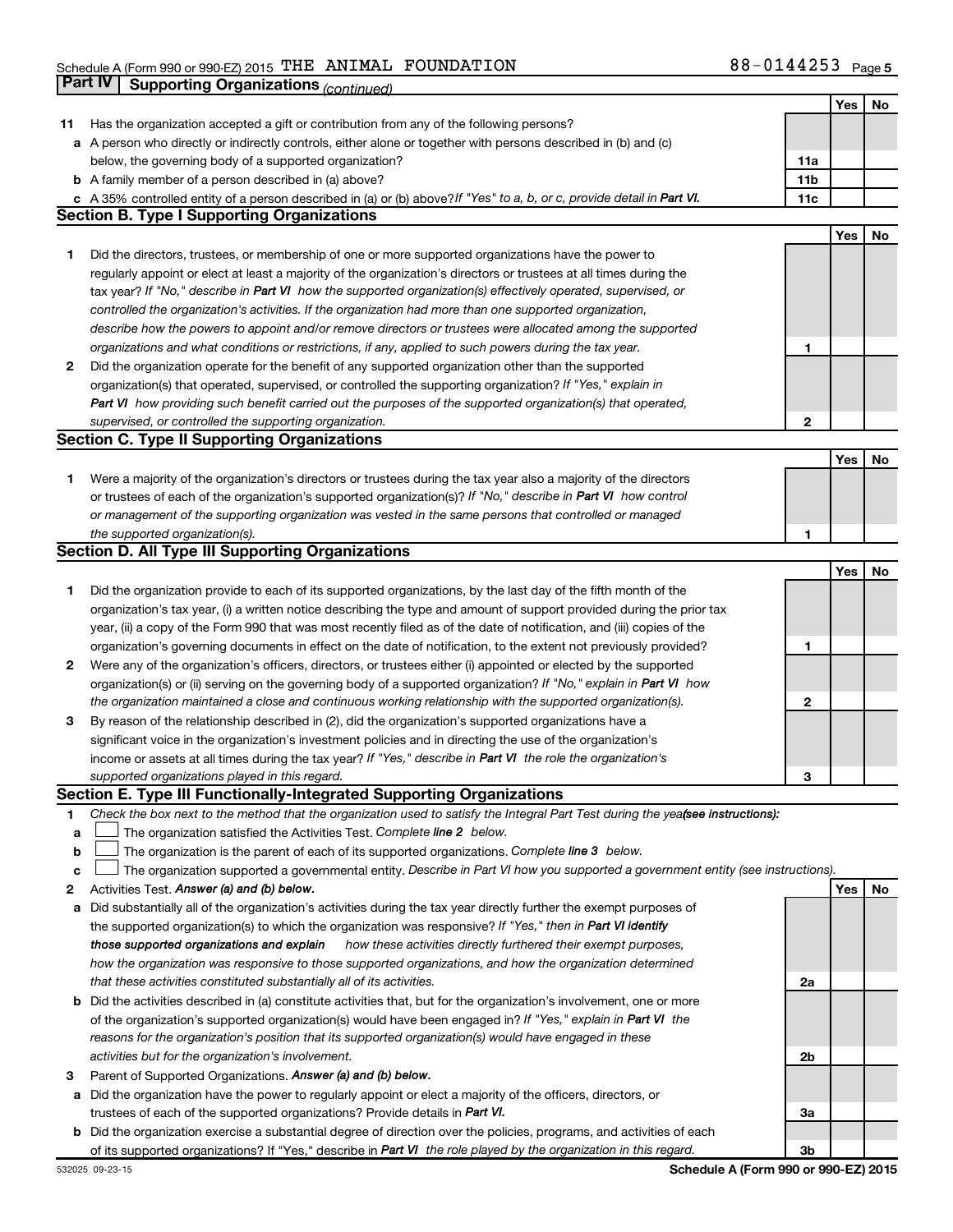Schedule A (Form 990 or 990-EZ) 2015 THE ANIMAL FOUNDATION 88-0144253 Page 5

**Part IV Supporting Organizations** *(continued)*

| | | | Yes | No |
|---|---|---|---|---|
| **11** | Has the organization accepted a gift or contribution from any of the following persons? | | | |
| **a** | A person who directly or indirectly controls, either alone or together with persons described in (b) and (c) below, the governing body of a supported organization? | **11a** | | |
| **b** | A family member of a person described in (a) above? | **11b** | | |
| **c** | A 35% controlled entity of a person described in (a) or (b) above? *If "Yes" to a, b, or c, provide detail in* ***Part VI.*** | **11c** | | |

**Section B. Type I Supporting Organizations**

| | | | Yes | No |
|---|---|---|---|---|
| **1** | Did the directors, trustees, or membership of one or more supported organizations have the power to regularly appoint or elect at least a majority of the organization's directors or trustees at all times during the tax year? *If "No," describe in* ***Part VI*** *how the supported organization(s) effectively operated, supervised, or controlled the organization's activities. If the organization had more than one supported organization, describe how the powers to appoint and/or remove directors or trustees were allocated among the supported organizations and what conditions or restrictions, if any, applied to such powers during the tax year.* | **1** | | |
| **2** | Did the organization operate for the benefit of any supported organization other than the supported organization(s) that operated, supervised, or controlled the supporting organization? *If "Yes," explain in* ***Part VI*** *how providing such benefit carried out the purposes of the supported organization(s) that operated, supervised, or controlled the supporting organization.* | **2** | | |

**Section C. Type II Supporting Organizations**

| | | | Yes | No |
|---|---|---|---|---|
| **1** | Were a majority of the organization's directors or trustees during the tax year also a majority of the directors or trustees of each of the organization's supported organization(s)? *If "No," describe in* ***Part VI*** *how control or management of the supporting organization was vested in the same persons that controlled or managed the supported organization(s).* | **1** | | |

**Section D. All Type III Supporting Organizations**

| | | | Yes | No |
|---|---|---|---|---|
| **1** | Did the organization provide to each of its supported organizations, by the last day of the fifth month of the organization's tax year, (i) a written notice describing the type and amount of support provided during the prior tax year, (ii) a copy of the Form 990 that was most recently filed as of the date of notification, and (iii) copies of the organization's governing documents in effect on the date of notification, to the extent not previously provided? | **1** | | |
| **2** | Were any of the organization's officers, directors, or trustees either (i) appointed or elected by the supported organization(s) or (ii) serving on the governing body of a supported organization? *If "No," explain in* ***Part VI*** *how the organization maintained a close and continuous working relationship with the supported organization(s).* | **2** | | |
| **3** | By reason of the relationship described in (2), did the organization's supported organizations have a significant voice in the organization's investment policies and in directing the use of the organization's income or assets at all times during the tax year? *If "Yes," describe in* ***Part VI*** *the role the organization's supported organizations played in this regard.* | **3** | | |

**Section E. Type III Functionally-Integrated Supporting Organizations**

**1** *Check the box next to the method that the organization used to satisfy the Integral Part Test during the year* ***(see instructions):***

**a** ☐ The organization satisfied the Activities Test. *Complete* ***line 2*** *below.*

**b** ☐ The organization is the parent of each of its supported organizations. *Complete* ***line 3*** *below.*

**c** ☐ The organization supported a governmental entity. *Describe in Part VI how you supported a government entity (see instructions).*

| | | | Yes | No |
|---|---|---|---|---|
| **2** | Activities Test. ***Answer (a) and (b) below.*** | | | |
| **a** | Did substantially all of the organization's activities during the tax year directly further the exempt purposes of the supported organization(s) to which the organization was responsive? *If "Yes," then in* ***Part VI identify those supported organizations and explain*** *how these activities directly furthered their exempt purposes, how the organization was responsive to those supported organizations, and how the organization determined that these activities constituted substantially all of its activities.* | **2a** | | |
| **b** | Did the activities described in (a) constitute activities that, but for the organization's involvement, one or more of the organization's supported organization(s) would have been engaged in? *If "Yes," explain in* ***Part VI*** *the reasons for the organization's position that its supported organization(s) would have engaged in these activities but for the organization's involvement.* | **2b** | | |
| **3** | Parent of Supported Organizations. ***Answer (a) and (b) below.*** | | | |
| **a** | Did the organization have the power to regularly appoint or elect a majority of the officers, directors, or trustees of each of the supported organizations? Provide details in ***Part VI.*** | **3a** | | |
| **b** | Did the organization exercise a substantial degree of direction over the policies, programs, and activities of each of its supported organizations? If "Yes," describe in ***Part VI*** *the role played by the organization in this regard.* | **3b** | | |

532025 09-23-15 **Schedule A (Form 990 or 990-EZ) 2015**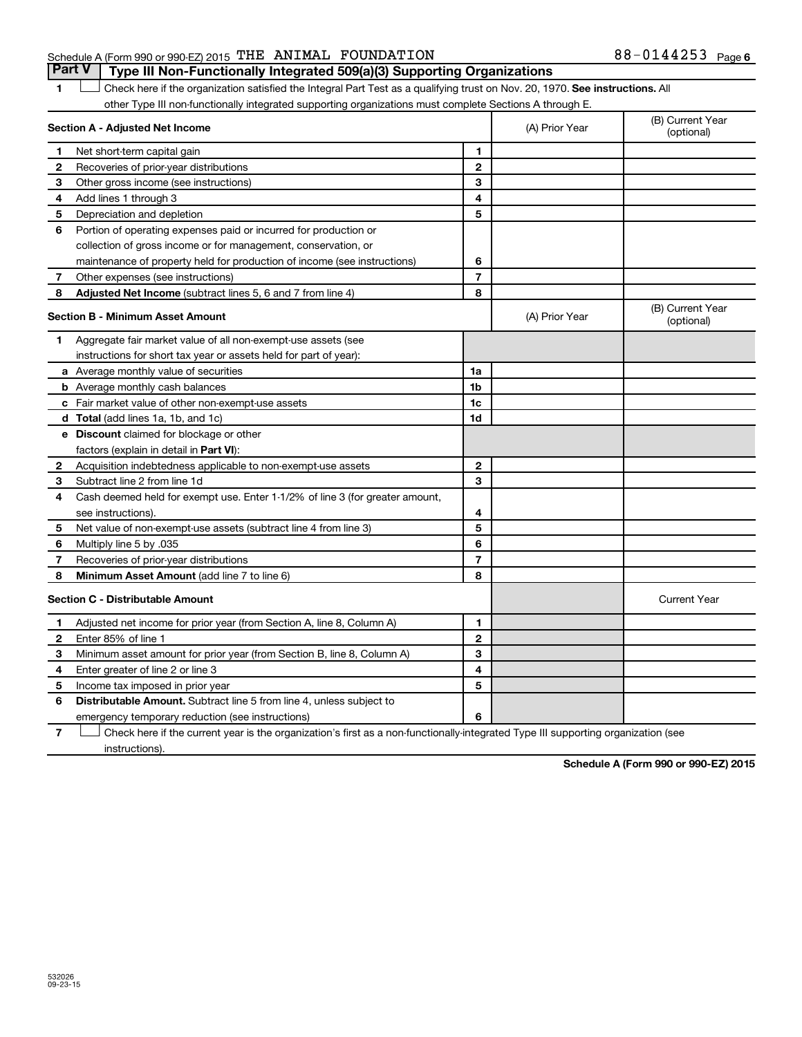Schedule A (Form 990 or 990-EZ) 2015 THE ANIMAL FOUNDATION 88-0144253

## Part V Type III Non-Functionally Integrated 509(a)(3) Supporting Organizations

1 ☐ Check here if the organization satisfied the Integral Part Test as a qualifying trust on Nov. 20, 1970. **See instructions.** All other Type III non-functionally integrated supporting organizations must complete Sections A through E.

| **Section A - Adjusted Net Income** | | | (A) Prior Year | (B) Current Year (optional) |
|---|---|---|---|---|
| 1 | Net short-term capital gain | 1 | | |
| 2 | Recoveries of prior-year distributions | 2 | | |
| 3 | Other gross income (see instructions) | 3 | | |
| 4 | Add lines 1 through 3 | 4 | | |
| 5 | Depreciation and depletion | 5 | | |
| 6 | Portion of operating expenses paid or incurred for production or collection of gross income or for management, conservation, or maintenance of property held for production of income (see instructions) | 6 | | |
| 7 | Other expenses (see instructions) | 7 | | |
| 8 | **Adjusted Net Income** (subtract lines 5, 6 and 7 from line 4) | 8 | | |

| **Section B - Minimum Asset Amount** | | | (A) Prior Year | (B) Current Year (optional) |
|---|---|---|---|---|
| 1 | Aggregate fair market value of all non-exempt-use assets (see instructions for short tax year or assets held for part of year): | | | |
| a | Average monthly value of securities | 1a | | |
| b | Average monthly cash balances | 1b | | |
| c | Fair market value of other non-exempt-use assets | 1c | | |
| d | **Total** (add lines 1a, 1b, and 1c) | 1d | | |
| e | **Discount** claimed for blockage or other factors (explain in detail in **Part VI**): | | | |
| 2 | Acquisition indebtedness applicable to non-exempt-use assets | 2 | | |
| 3 | Subtract line 2 from line 1d | 3 | | |
| 4 | Cash deemed held for exempt use. Enter 1-1/2% of line 3 (for greater amount, see instructions). | 4 | | |
| 5 | Net value of non-exempt-use assets (subtract line 4 from line 3) | 5 | | |
| 6 | Multiply line 5 by .035 | 6 | | |
| 7 | Recoveries of prior-year distributions | 7 | | |
| 8 | **Minimum Asset Amount** (add line 7 to line 6) | 8 | | |

| **Section C - Distributable Amount** | | | | Current Year |
|---|---|---|---|---|
| 1 | Adjusted net income for prior year (from Section A, line 8, Column A) | 1 | | |
| 2 | Enter 85% of line 1 | 2 | | |
| 3 | Minimum asset amount for prior year (from Section B, line 8, Column A) | 3 | | |
| 4 | Enter greater of line 2 or line 3 | 4 | | |
| 5 | Income tax imposed in prior year | 5 | | |
| 6 | **Distributable Amount.** Subtract line 5 from line 4, unless subject to emergency temporary reduction (see instructions) | 6 | | |

7 ☐ Check here if the current year is the organization's first as a non-functionally-integrated Type III supporting organization (see instructions).

**Schedule A (Form 990 or 990-EZ) 2015**

532026
09-23-15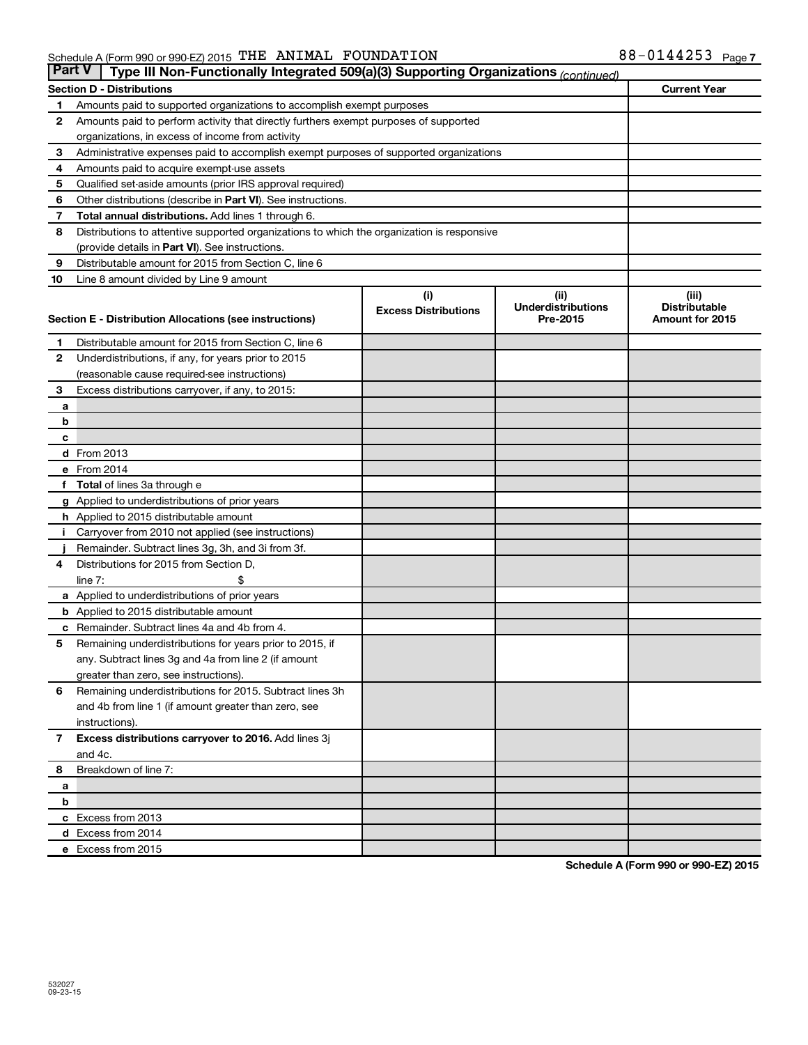Schedule A (Form 990 or 990-EZ) 2015 THE ANIMAL FOUNDATION 88-0144253

**Part V | Type III Non-Functionally Integrated 509(a)(3) Supporting Organizations** *(continued)*

| Section D - Distributions | | Current Year |
|---|---|---|
| 1 | Amounts paid to supported organizations to accomplish exempt purposes | |
| 2 | Amounts paid to perform activity that directly furthers exempt purposes of supported organizations, in excess of income from activity | |
| 3 | Administrative expenses paid to accomplish exempt purposes of supported organizations | |
| 4 | Amounts paid to acquire exempt-use assets | |
| 5 | Qualified set-aside amounts (prior IRS approval required) | |
| 6 | Other distributions (describe in **Part VI**). See instructions. | |
| 7 | **Total annual distributions.** Add lines 1 through 6. | |
| 8 | Distributions to attentive supported organizations to which the organization is responsive (provide details in **Part VI**). See instructions. | |
| 9 | Distributable amount for 2015 from Section C, line 6 | |
| 10 | Line 8 amount divided by Line 9 amount | |

| Section E - Distribution Allocations (see instructions) | | (i) Excess Distributions | (ii) Underdistributions Pre-2015 | (iii) Distributable Amount for 2015 |
|---|---|---|---|---|
| 1 | Distributable amount for 2015 from Section C, line 6 | | | |
| 2 | Underdistributions, if any, for years prior to 2015 (reasonable cause required-see instructions) | | | |
| 3 | Excess distributions carryover, if any, to 2015: | | | |
| a | | | | |
| b | | | | |
| c | | | | |
| d | From 2013 | | | |
| e | From 2014 | | | |
| f | **Total** of lines 3a through e | | | |
| g | Applied to underdistributions of prior years | | | |
| h | Applied to 2015 distributable amount | | | |
| i | Carryover from 2010 not applied (see instructions) | | | |
| j | Remainder. Subtract lines 3g, 3h, and 3i from 3f. | | | |
| 4 | Distributions for 2015 from Section D, line 7: $ | | | |
| a | Applied to underdistributions of prior years | | | |
| b | Applied to 2015 distributable amount | | | |
| c | Remainder. Subtract lines 4a and 4b from 4. | | | |
| 5 | Remaining underdistributions for years prior to 2015, if any. Subtract lines 3g and 4a from line 2 (if amount greater than zero, see instructions). | | | |
| 6 | Remaining underdistributions for 2015. Subtract lines 3h and 4b from line 1 (if amount greater than zero, see instructions). | | | |
| 7 | **Excess distributions carryover to 2016.** Add lines 3j and 4c. | | | |
| 8 | Breakdown of line 7: | | | |
| a | | | | |
| b | | | | |
| c | Excess from 2013 | | | |
| d | Excess from 2014 | | | |
| e | Excess from 2015 | | | |

**Schedule A (Form 990 or 990-EZ) 2015**

532027 09-23-15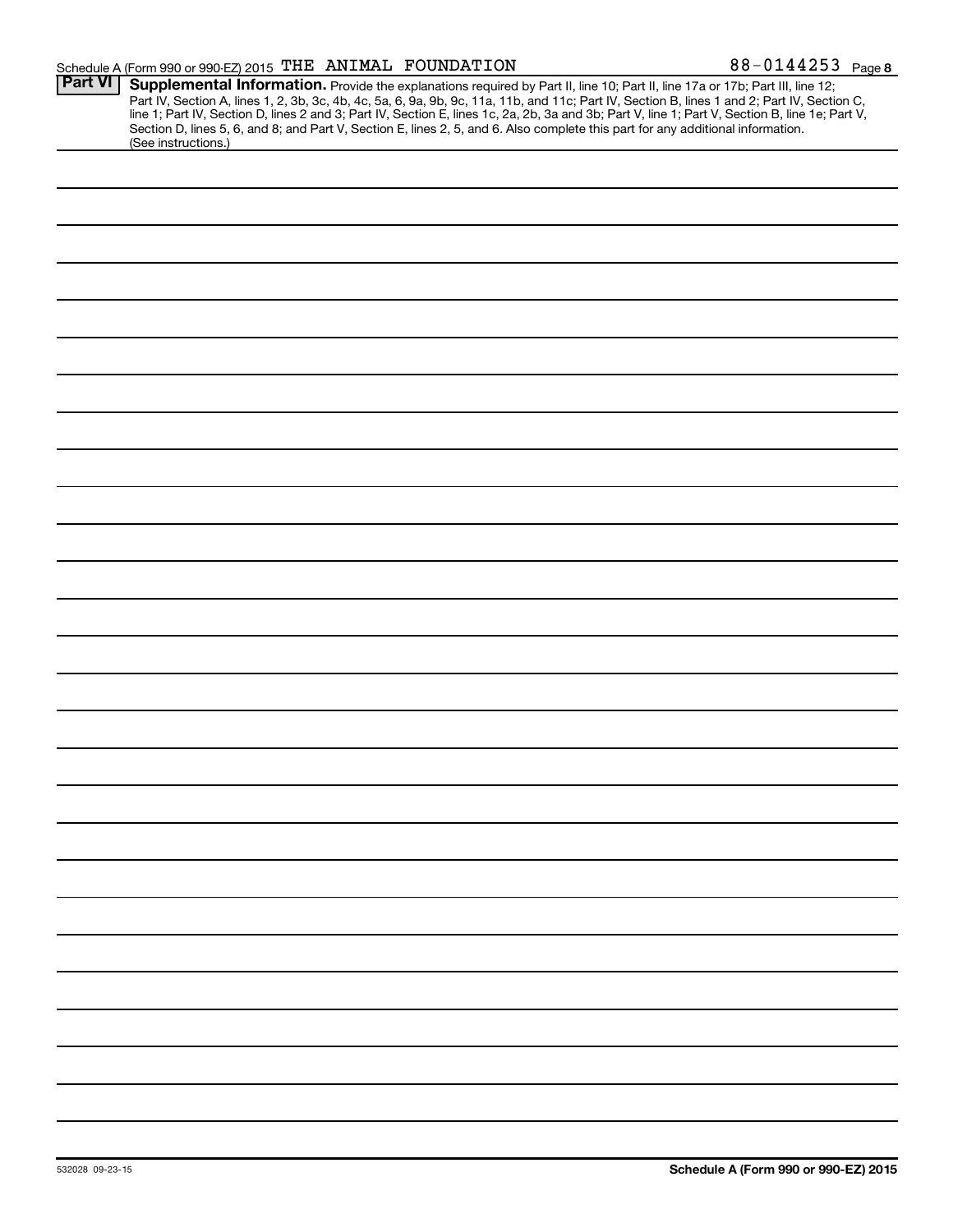Schedule A (Form 990 or 990-EZ) 2015 THE ANIMAL FOUNDATION 88-0144253 Page 8

## Part VI Supplemental Information.

Provide the explanations required by Part II, line 10; Part II, line 17a or 17b; Part III, line 12; Part IV, Section A, lines 1, 2, 3b, 3c, 4b, 4c, 5a, 6, 9a, 9b, 9c, 11a, 11b, and 11c; Part IV, Section B, lines 1 and 2; Part IV, Section C, line 1; Part IV, Section D, lines 2 and 3; Part IV, Section E, lines 1c, 2a, 2b, 3a and 3b; Part V, line 1; Part V, Section B, line 1e; Part V, Section D, lines 5, 6, and 8; and Part V, Section E, lines 2, 5, and 6. Also complete this part for any additional information. (See instructions.)

532028 09-23-15

**Schedule A (Form 990 or 990-EZ) 2015**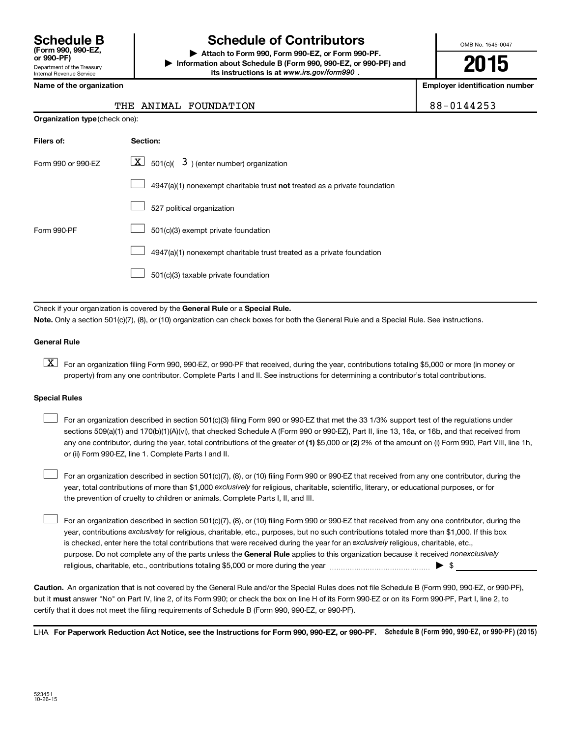# Schedule B

**(Form 990, 990-EZ, or 990-PF)**

Department of the Treasury
Internal Revenue Service

# Schedule of Contributors

**▶ Attach to Form 990, Form 990-EZ, or Form 990-PF.**

**▶ Information about Schedule B (Form 990, 990-EZ, or 990-PF) and its instructions is at *www.irs.gov/form990*.**

OMB No. 1545-0047

**2015**

| Name of the organization | Employer identification number |
|---|---|
| THE ANIMAL FOUNDATION | 88-0144253 |

**Organization type** (check one):

| Filers of: | Section: |
|---|---|
| Form 990 or 990-EZ | [X] 501(c)( 3 ) (enter number) organization |
| | [ ] 4947(a)(1) nonexempt charitable trust **not** treated as a private foundation |
| | [ ] 527 political organization |
| Form 990-PF | [ ] 501(c)(3) exempt private foundation |
| | [ ] 4947(a)(1) nonexempt charitable trust treated as a private foundation |
| | [ ] 501(c)(3) taxable private foundation |

Check if your organization is covered by the **General Rule** or a **Special Rule.**

**Note.** Only a section 501(c)(7), (8), or (10) organization can check boxes for both the General Rule and a Special Rule. See instructions.

### General Rule

[X] For an organization filing Form 990, 990-EZ, or 990-PF that received, during the year, contributions totaling $5,000 or more (in money or property) from any one contributor. Complete Parts I and II. See instructions for determining a contributor's total contributions.

### Special Rules

[ ] For an organization described in section 501(c)(3) filing Form 990 or 990-EZ that met the 33 1/3% support test of the regulations under sections 509(a)(1) and 170(b)(1)(A)(vi), that checked Schedule A (Form 990 or 990-EZ), Part II, line 13, 16a, or 16b, and that received from any one contributor, during the year, total contributions of the greater of **(1)** $5,000 or **(2)** 2% of the amount on (i) Form 990, Part VIII, line 1h, or (ii) Form 990-EZ, line 1. Complete Parts I and II.

[ ] For an organization described in section 501(c)(7), (8), or (10) filing Form 990 or 990-EZ that received from any one contributor, during the year, total contributions of more than $1,000 *exclusively* for religious, charitable, scientific, literary, or educational purposes, or for the prevention of cruelty to children or animals. Complete Parts I, II, and III.

[ ] For an organization described in section 501(c)(7), (8), or (10) filing Form 990 or 990-EZ that received from any one contributor, during the year, contributions *exclusively* for religious, charitable, etc., purposes, but no such contributions totaled more than $1,000. If this box is checked, enter here the total contributions that were received during the year for an *exclusively* religious, charitable, etc., purpose. Do not complete any of the parts unless the **General Rule** applies to this organization because it received *nonexclusively* religious, charitable, etc., contributions totaling $5,000 or more during the year ........................................ ▶ $ ____________

**Caution.** An organization that is not covered by the General Rule and/or the Special Rules does not file Schedule B (Form 990, 990-EZ, or 990-PF), but it **must** answer "No" on Part IV, line 2, of its Form 990; or check the box on line H of its Form 990-EZ or on its Form 990-PF, Part I, line 2, to certify that it does not meet the filing requirements of Schedule B (Form 990, 990-EZ, or 990-PF).

LHA **For Paperwork Reduction Act Notice, see the Instructions for Form 990, 990-EZ, or 990-PF.** **Schedule B (Form 990, 990-EZ, or 990-PF) (2015)**

523451
10-26-15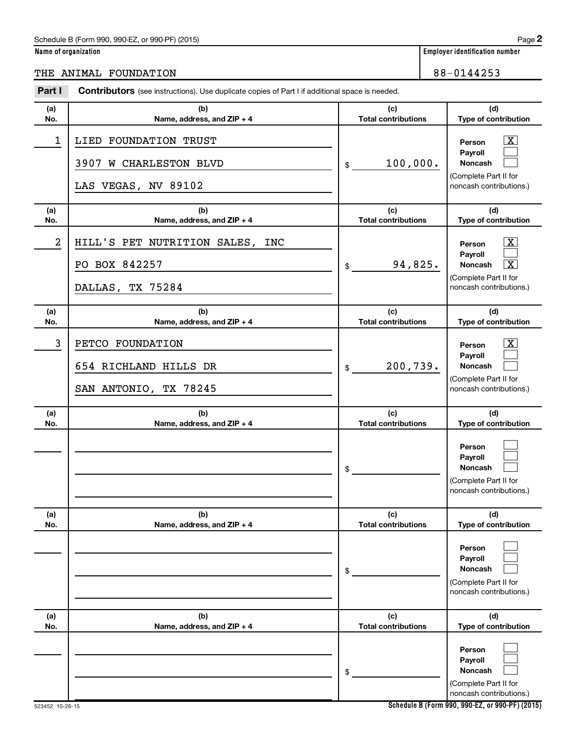Name of organization: THE ANIMAL FOUNDATION

Employer identification number: 88-0144253

**Part I** **Contributors** (see instructions). Use duplicate copies of Part I if additional space is needed.

| (a) No. | (b) Name, address, and ZIP + 4 | (c) Total contributions | (d) Type of contribution |
|---|---|---|---|
| 1 | LIED FOUNDATION TRUST<br>3907 W CHARLESTON BLVD<br>LAS VEGAS, NV 89102 | $ 100,000. | Person [X]<br>Payroll [ ]<br>Noncash [ ]<br>(Complete Part II for noncash contributions.) |
| 2 | HILL'S PET NUTRITION SALES, INC<br>PO BOX 842257<br>DALLAS, TX 75284 | $ 94,825. | Person [X]<br>Payroll [ ]<br>Noncash [X]<br>(Complete Part II for noncash contributions.) |
| 3 | PETCO FOUNDATION<br>654 RICHLAND HILLS DR<br>SAN ANTONIO, TX 78245 | $ 200,739. | Person [X]<br>Payroll [ ]<br>Noncash [ ]<br>(Complete Part II for noncash contributions.) |
| | | $ | Person [ ]<br>Payroll [ ]<br>Noncash [ ]<br>(Complete Part II for noncash contributions.) |
| | | $ | Person [ ]<br>Payroll [ ]<br>Noncash [ ]<br>(Complete Part II for noncash contributions.) |
| | | $ | Person [ ]<br>Payroll [ ]<br>Noncash [ ]<br>(Complete Part II for noncash contributions.) |

523452 10-26-15

Schedule B (Form 990, 990-EZ, or 990-PF) (2015)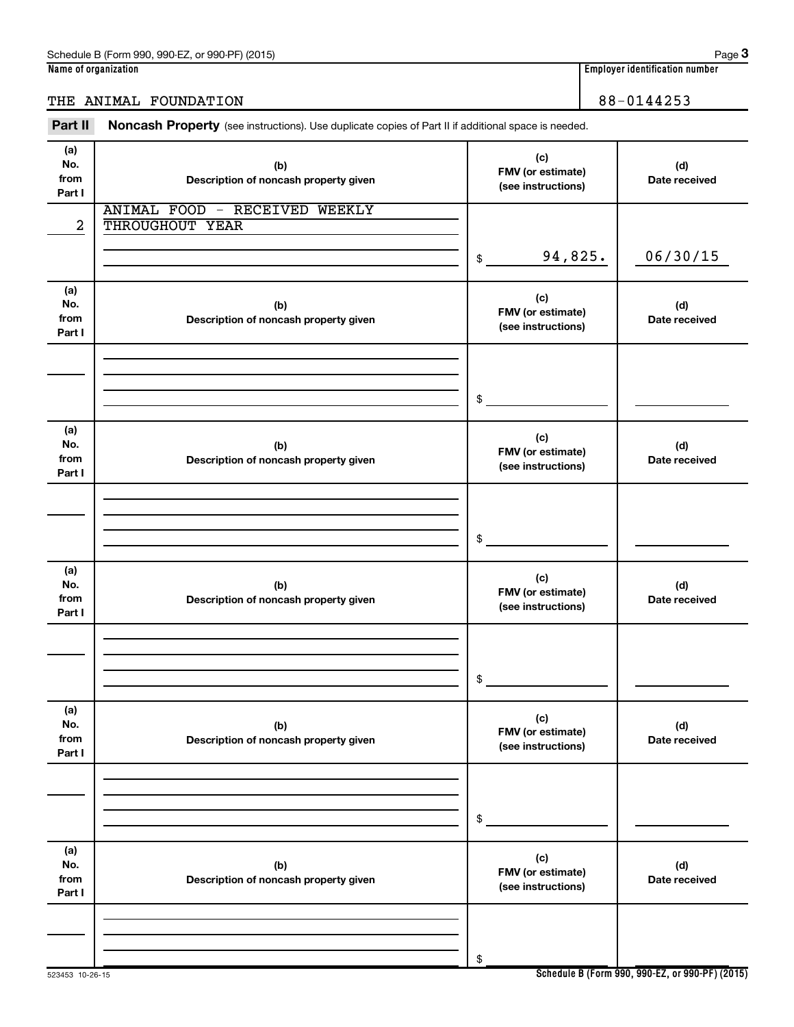Schedule B (Form 990, 990-EZ, or 990-PF) (2015)

| Name of organization | Employer identification number |
|---|---|
| THE ANIMAL FOUNDATION | 88-0144253 |

## Part II Noncash Property (see instructions). Use duplicate copies of Part II if additional space is needed.

| (a) No. from Part I | (b) Description of noncash property given | (c) FMV (or estimate) (see instructions) | (d) Date received |
|---|---|---|---|
| 2 | ANIMAL FOOD - RECEIVED WEEKLY THROUGHOUT YEAR | $ 94,825. | 06/30/15 |
| | | $ | |
| | | $ | |
| | | $ | |
| | | $ | |
| | | $ | |

Schedule B (Form 990, 990-EZ, or 990-PF) (2015)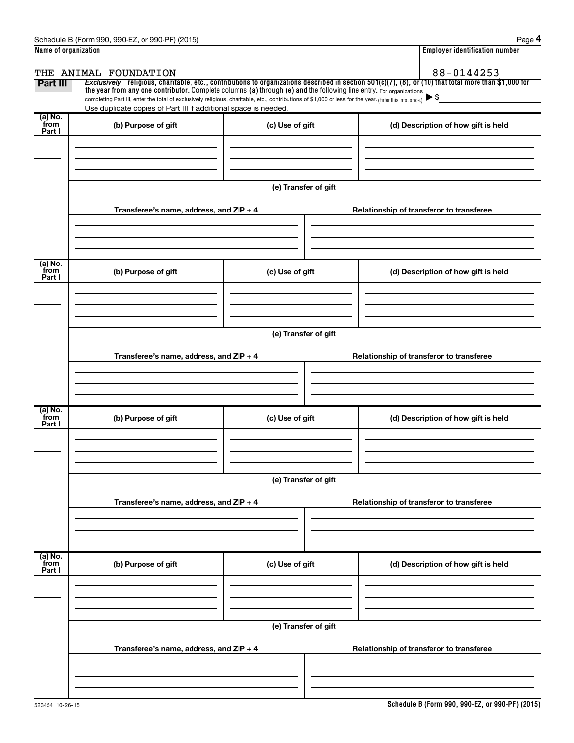**Name of organization**

THE ANIMAL FOUNDATION

**Employer identification number**

88-0144253

**Part III** *Exclusively* religious, charitable, etc., contributions to organizations described in section 501(c)(7), (8), or (10) that total more than $1,000 for the year from any one contributor. Complete columns (a) through (e) and the following line entry. For organizations completing Part III, enter the total of exclusively religious, charitable, etc., contributions of $1,000 or less for the year. (Enter this info. once.) ▶ $

Use duplicate copies of Part III if additional space is needed.

| (a) No. from Part I | (b) Purpose of gift | (c) Use of gift | (d) Description of how gift is held |
|---|---|---|---|
| | | | |

(e) Transfer of gift

| Transferee's name, address, and ZIP + 4 | Relationship of transferor to transferee |
|---|---|
| | |

| (a) No. from Part I | (b) Purpose of gift | (c) Use of gift | (d) Description of how gift is held |
|---|---|---|---|
| | | | |

(e) Transfer of gift

| Transferee's name, address, and ZIP + 4 | Relationship of transferor to transferee |
|---|---|
| | |

| (a) No. from Part I | (b) Purpose of gift | (c) Use of gift | (d) Description of how gift is held |
|---|---|---|---|
| | | | |

(e) Transfer of gift

| Transferee's name, address, and ZIP + 4 | Relationship of transferor to transferee |
|---|---|
| | |

| (a) No. from Part I | (b) Purpose of gift | (c) Use of gift | (d) Description of how gift is held |
|---|---|---|---|
| | | | |

(e) Transfer of gift

| Transferee's name, address, and ZIP + 4 | Relationship of transferor to transferee |
|---|---|
| | |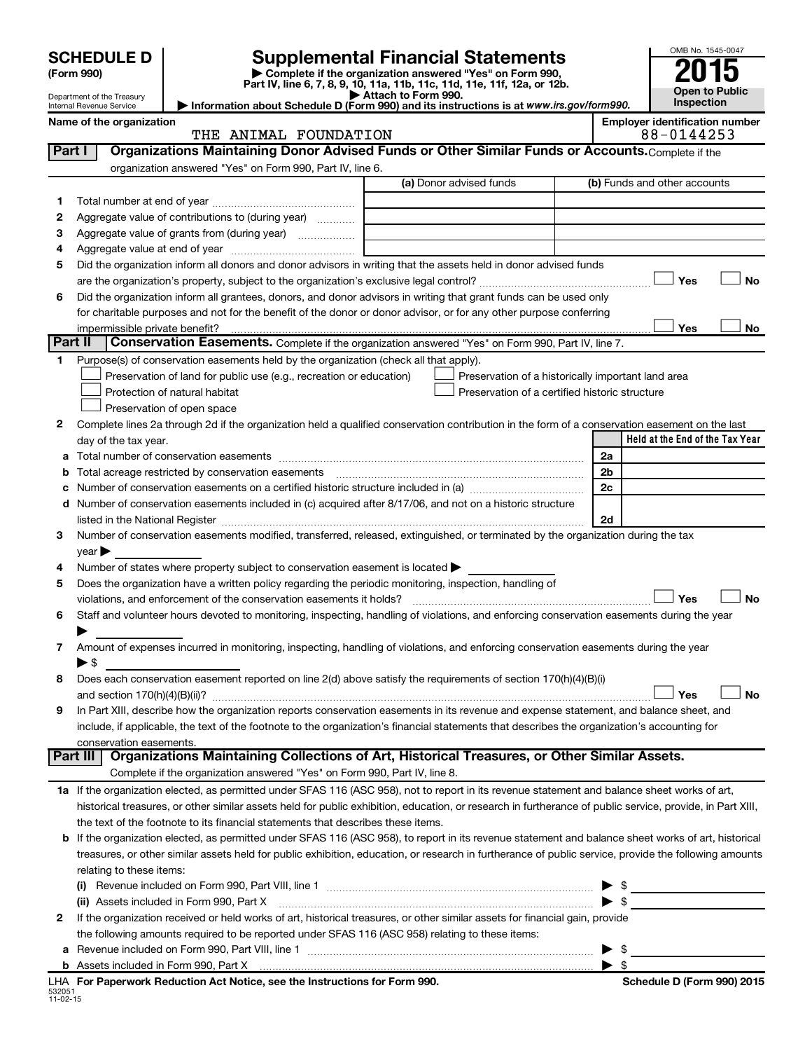# SCHEDULE D (Form 990)

Department of the Treasury
Internal Revenue Service

# Supplemental Financial Statements

▶ Complete if the organization answered "Yes" on Form 990, Part IV, line 6, 7, 8, 9, 10, 11a, 11b, 11c, 11d, 11e, 11f, 12a, or 12b.
▶ Attach to Form 990.
▶ Information about Schedule D (Form 990) and its instructions is at www.irs.gov/form990.

OMB No. 1545-0047

**2015**

**Open to Public Inspection**

**Name of the organization:** THE ANIMAL FOUNDATION

**Employer identification number:** 88-0144253

## Part I Organizations Maintaining Donor Advised Funds or Other Similar Funds or Accounts.

Complete if the organization answered "Yes" on Form 990, Part IV, line 6.

| | | (a) Donor advised funds | (b) Funds and other accounts |
|---|---|---|---|
| 1 | Total number at end of year | | |
| 2 | Aggregate value of contributions to (during year) | | |
| 3 | Aggregate value of grants from (during year) | | |
| 4 | Aggregate value at end of year | | |

5 Did the organization inform all donors and donor advisors in writing that the assets held in donor advised funds are the organization's property, subject to the organization's exclusive legal control? ☐ Yes ☐ No

6 Did the organization inform all grantees, donors, and donor advisors in writing that grant funds can be used only for charitable purposes and not for the benefit of the donor or donor advisor, or for any other purpose conferring impermissible private benefit? ☐ Yes ☐ No

## Part II Conservation Easements.

Complete if the organization answered "Yes" on Form 990, Part IV, line 7.

1 Purpose(s) of conservation easements held by the organization (check all that apply).

- ☐ Preservation of land for public use (e.g., recreation or education)
- ☐ Protection of natural habitat
- ☐ Preservation of open space
- ☐ Preservation of a historically important land area
- ☐ Preservation of a certified historic structure

2 Complete lines 2a through 2d if the organization held a qualified conservation contribution in the form of a conservation easement on the last day of the tax year.

| | | | Held at the End of the Tax Year |
|---|---|---|---|
| a | Total number of conservation easements | 2a | |
| b | Total acreage restricted by conservation easements | 2b | |
| c | Number of conservation easements on a certified historic structure included in (a) | 2c | |
| d | Number of conservation easements included in (c) acquired after 8/17/06, and not on a historic structure listed in the National Register | 2d | |

3 Number of conservation easements modified, transferred, released, extinguished, or terminated by the organization during the tax year ▶

4 Number of states where property subject to conservation easement is located ▶

5 Does the organization have a written policy regarding the periodic monitoring, inspection, handling of violations, and enforcement of the conservation easements it holds? ☐ Yes ☐ No

6 Staff and volunteer hours devoted to monitoring, inspecting, handling of violations, and enforcing conservation easements during the year ▶

7 Amount of expenses incurred in monitoring, inspecting, handling of violations, and enforcing conservation easements during the year ▶ $

8 Does each conservation easement reported on line 2(d) above satisfy the requirements of section 170(h)(4)(B)(i) and section 170(h)(4)(B)(ii)? ☐ Yes ☐ No

9 In Part XIII, describe how the organization reports conservation easements in its revenue and expense statement, and balance sheet, and include, if applicable, the text of the footnote to the organization's financial statements that describes the organization's accounting for conservation easements.

## Part III Organizations Maintaining Collections of Art, Historical Treasures, or Other Similar Assets.

Complete if the organization answered "Yes" on Form 990, Part IV, line 8.

1a If the organization elected, as permitted under SFAS 116 (ASC 958), not to report in its revenue statement and balance sheet works of art, historical treasures, or other similar assets held for public exhibition, education, or research in furtherance of public service, provide, in Part XIII, the text of the footnote to its financial statements that describes these items.

b If the organization elected, as permitted under SFAS 116 (ASC 958), to report in its revenue statement and balance sheet works of art, historical treasures, or other similar assets held for public exhibition, education, or research in furtherance of public service, provide the following amounts relating to these items:

(i) Revenue included on Form 990, Part VIII, line 1 ▶ $

(ii) Assets included in Form 990, Part X ▶ $

2 If the organization received or held works of art, historical treasures, or other similar assets for financial gain, provide the following amounts required to be reported under SFAS 116 (ASC 958) relating to these items:

a Revenue included on Form 990, Part VIII, line 1 ▶ $

b Assets included in Form 990, Part X ▶ $

LHA For Paperwork Reduction Act Notice, see the Instructions for Form 990.

Schedule D (Form 990) 2015

532051
11-02-15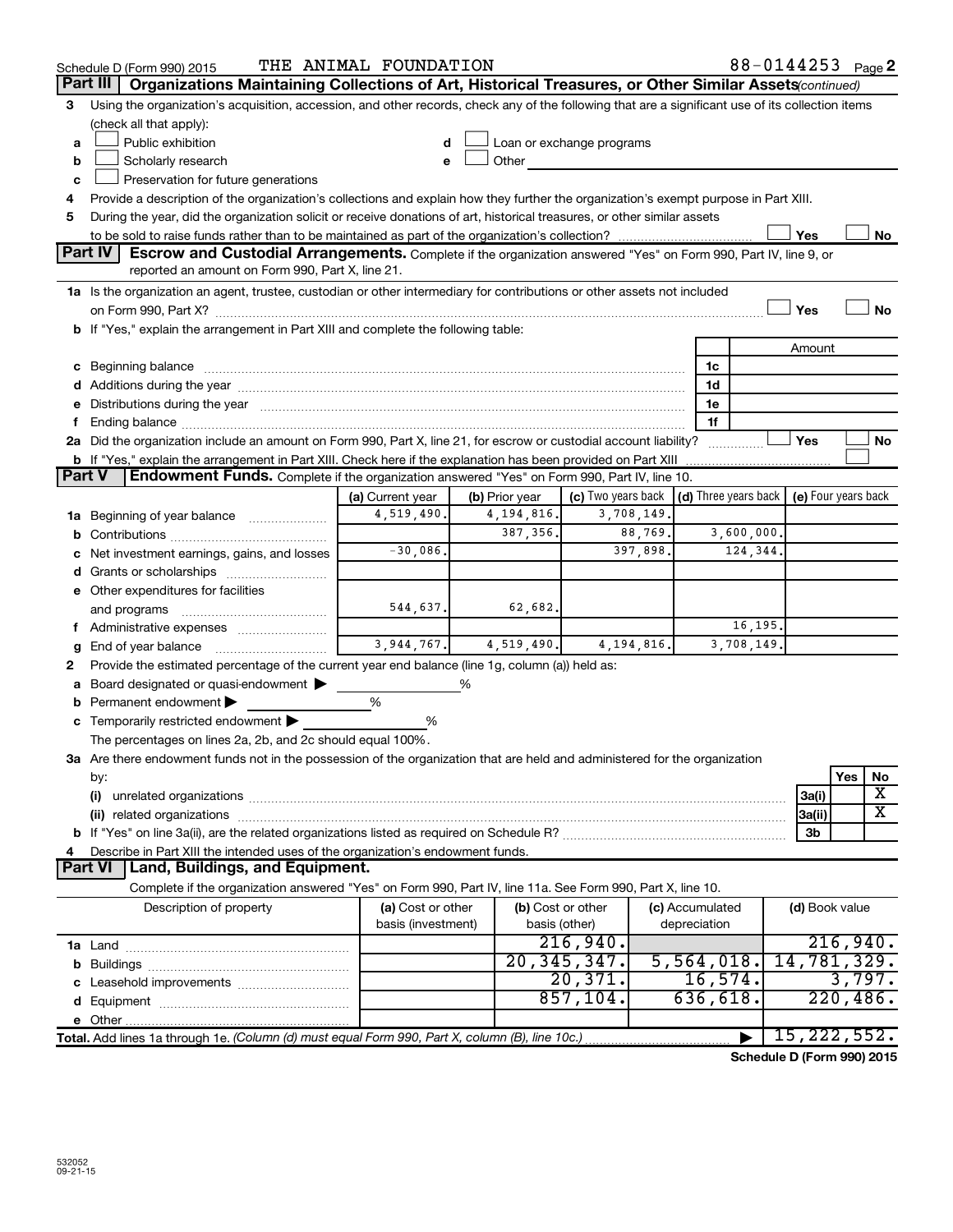Schedule D (Form 990) 2015 THE ANIMAL FOUNDATION 88-0144253 Page 2

## Part III Organizations Maintaining Collections of Art, Historical Treasures, or Other Similar Assets *(continued)*

3 Using the organization's acquisition, accession, and other records, check any of the following that are a significant use of its collection items (check all that apply):

- a ☐ Public exhibition
- b ☐ Scholarly research
- c ☐ Preservation for future generations
- d ☐ Loan or exchange programs
- e ☐ Other

4 Provide a description of the organization's collections and explain how they further the organization's exempt purpose in Part XIII.

5 During the year, did the organization solicit or receive donations of art, historical treasures, or other similar assets to be sold to raise funds rather than to be maintained as part of the organization's collection? ☐ Yes ☐ No

## Part IV Escrow and Custodial Arrangements.

Complete if the organization answered "Yes" on Form 990, Part IV, line 9, or reported an amount on Form 990, Part X, line 21.

1a Is the organization an agent, trustee, custodian or other intermediary for contributions or other assets not included on Form 990, Part X? ☐ Yes ☐ No

b If "Yes," explain the arrangement in Part XIII and complete the following table:

| | | Amount |
|---|---|---|
| c Beginning balance | 1c | |
| d Additions during the year | 1d | |
| e Distributions during the year | 1e | |
| f Ending balance | 1f | |

2a Did the organization include an amount on Form 990, Part X, line 21, for escrow or custodial account liability? ☐ Yes ☐ No

b If "Yes," explain the arrangement in Part XIII. Check here if the explanation has been provided on Part XIII ☐

## Part V Endowment Funds.

Complete if the organization answered "Yes" on Form 990, Part IV, line 10.

| | (a) Current year | (b) Prior year | (c) Two years back | (d) Three years back | (e) Four years back |
|---|---|---|---|---|---|
| 1a Beginning of year balance | 4,519,490. | 4,194,816. | 3,708,149. | | |
| b Contributions | | 387,356. | 88,769. | 3,600,000. | |
| c Net investment earnings, gains, and losses | -30,086. | | 397,898. | 124,344. | |
| d Grants or scholarships | | | | | |
| e Other expenditures for facilities and programs | 544,637. | 62,682. | | | |
| f Administrative expenses | | | | 16,195. | |
| g End of year balance | 3,944,767. | 4,519,490. | 4,194,816. | 3,708,149. | |

2 Provide the estimated percentage of the current year end balance (line 1g, column (a)) held as:

- a Board designated or quasi-endowment ▶ %
- b Permanent endowment ▶ %
- c Temporarily restricted endowment ▶ %

The percentages on lines 2a, 2b, and 2c should equal 100%.

3a Are there endowment funds not in the possession of the organization that are held and administered for the organization by:

| | | Yes | No |
|---|---|---|---|
| (i) unrelated organizations | 3a(i) | | X |
| (ii) related organizations | 3a(ii) | | X |
| b If "Yes" on line 3a(ii), are the related organizations listed as required on Schedule R? | 3b | | |

4 Describe in Part XIII the intended uses of the organization's endowment funds.

## Part VI Land, Buildings, and Equipment.

Complete if the organization answered "Yes" on Form 990, Part IV, line 11a. See Form 990, Part X, line 10.

| Description of property | (a) Cost or other basis (investment) | (b) Cost or other basis (other) | (c) Accumulated depreciation | (d) Book value |
|---|---|---|---|---|
| 1a Land | | 216,940. | | 216,940. |
| b Buildings | | 20,345,347. | 5,564,018. | 14,781,329. |
| c Leasehold improvements | | 20,371. | 16,574. | 3,797. |
| d Equipment | | 857,104. | 636,618. | 220,486. |
| e Other | | | | |
| **Total.** Add lines 1a through 1e. *(Column (d) must equal Form 990, Part X, column (B), line 10c.)* | | | ▶ | 15,222,552. |

**Schedule D (Form 990) 2015**

532052
09-21-15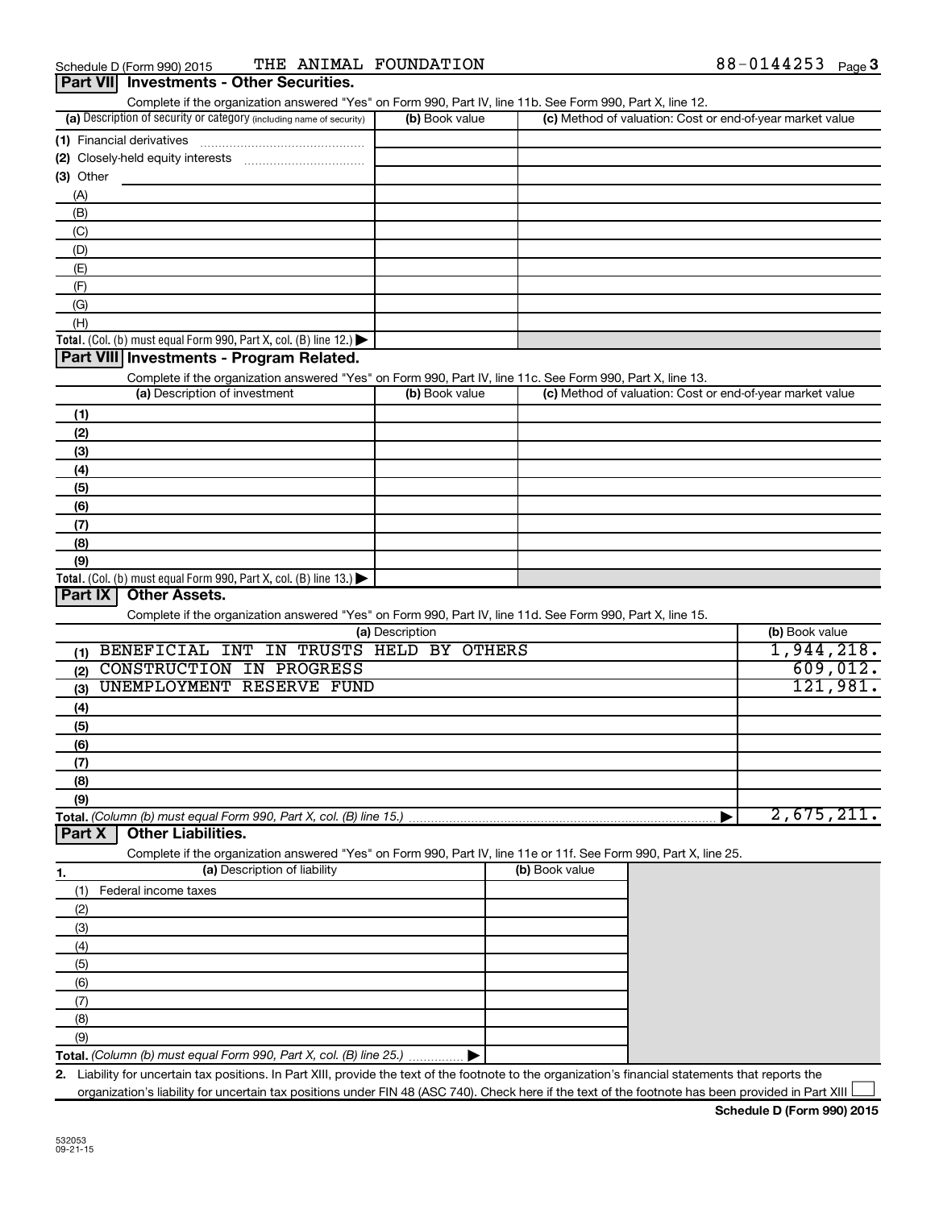Schedule D (Form 990) 2015 THE ANIMAL FOUNDATION 88-0144253 Page 3

## Part VII Investments - Other Securities.

Complete if the organization answered "Yes" on Form 990, Part IV, line 11b. See Form 990, Part X, line 12.

| (a) Description of security or category (including name of security) | (b) Book value | (c) Method of valuation: Cost or end-of-year market value |
|---|---|---|
| (1) Financial derivatives | | |
| (2) Closely-held equity interests | | |
| (3) Other | | |
| (A) | | |
| (B) | | |
| (C) | | |
| (D) | | |
| (E) | | |
| (F) | | |
| (G) | | |
| (H) | | |
| **Total.** (Col. (b) must equal Form 990, Part X, col. (B) line 12.) ▶ | | |

## Part VIII Investments - Program Related.

Complete if the organization answered "Yes" on Form 990, Part IV, line 11c. See Form 990, Part X, line 13.

| (a) Description of investment | (b) Book value | (c) Method of valuation: Cost or end-of-year market value |
|---|---|---|
| (1) | | |
| (2) | | |
| (3) | | |
| (4) | | |
| (5) | | |
| (6) | | |
| (7) | | |
| (8) | | |
| (9) | | |
| **Total.** (Col. (b) must equal Form 990, Part X, col. (B) line 13.) ▶ | | |

## Part IX Other Assets.

Complete if the organization answered "Yes" on Form 990, Part IV, line 11d. See Form 990, Part X, line 15.

| (a) Description | (b) Book value |
|---|---|
| (1) BENEFICIAL INT IN TRUSTS HELD BY OTHERS | 1,944,218. |
| (2) CONSTRUCTION IN PROGRESS | 609,012. |
| (3) UNEMPLOYMENT RESERVE FUND | 121,981. |
| (4) | |
| (5) | |
| (6) | |
| (7) | |
| (8) | |
| (9) | |
| **Total.** *(Column (b) must equal Form 990, Part X, col. (B) line 15.)* ▶ | 2,675,211. |

## Part X Other Liabilities.

Complete if the organization answered "Yes" on Form 990, Part IV, line 11e or 11f. See Form 990, Part X, line 25.

| 1. (a) Description of liability | (b) Book value |
|---|---|
| (1) Federal income taxes | |
| (2) | |
| (3) | |
| (4) | |
| (5) | |
| (6) | |
| (7) | |
| (8) | |
| (9) | |
| **Total.** *(Column (b) must equal Form 990, Part X, col. (B) line 25.)* ▶ | |

2. Liability for uncertain tax positions. In Part XIII, provide the text of the footnote to the organization's financial statements that reports the organization's liability for uncertain tax positions under FIN 48 (ASC 740). Check here if the text of the footnote has been provided in Part XIII ☐

**Schedule D (Form 990) 2015**

532053
09-21-15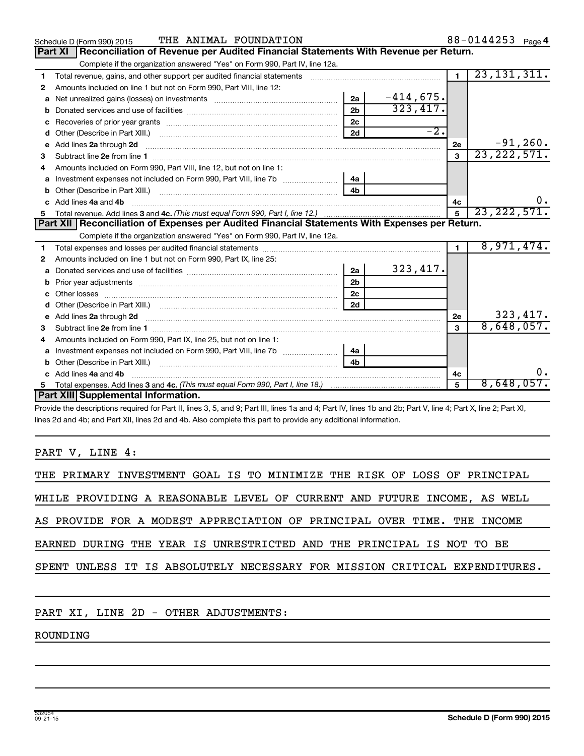Schedule D (Form 990) 2015 THE ANIMAL FOUNDATION 88-0144253 Page 4

## Part XI Reconciliation of Revenue per Audited Financial Statements With Revenue per Return.

Complete if the organization answered "Yes" on Form 990, Part IV, line 12a.

| | | | | | |
|---|---|---|---|---|---|
| 1 | Total revenue, gains, and other support per audited financial statements | | | 1 | 23,131,311. |
| 2 | Amounts included on line 1 but not on Form 990, Part VIII, line 12: | | | | |
| a | Net unrealized gains (losses) on investments | 2a | -414,675. | | |
| b | Donated services and use of facilities | 2b | 323,417. | | |
| c | Recoveries of prior year grants | 2c | | | |
| d | Other (Describe in Part XIII.) | 2d | -2. | | |
| e | Add lines 2a through 2d | | | 2e | -91,260. |
| 3 | Subtract line 2e from line 1 | | | 3 | 23,222,571. |
| 4 | Amounts included on Form 990, Part VIII, line 12, but not on line 1: | | | | |
| a | Investment expenses not included on Form 990, Part VIII, line 7b | 4a | | | |
| b | Other (Describe in Part XIII.) | 4b | | | |
| c | Add lines 4a and 4b | | | 4c | 0. |
| 5 | Total revenue. Add lines 3 and 4c. *(This must equal Form 990, Part I, line 12.)* | | | 5 | 23,222,571. |

## Part XII Reconciliation of Expenses per Audited Financial Statements With Expenses per Return.

Complete if the organization answered "Yes" on Form 990, Part IV, line 12a.

| | | | | | |
|---|---|---|---|---|---|
| 1 | Total expenses and losses per audited financial statements | | | 1 | 8,971,474. |
| 2 | Amounts included on line 1 but not on Form 990, Part IX, line 25: | | | | |
| a | Donated services and use of facilities | 2a | 323,417. | | |
| b | Prior year adjustments | 2b | | | |
| c | Other losses | 2c | | | |
| d | Other (Describe in Part XIII.) | 2d | | | |
| e | Add lines 2a through 2d | | | 2e | 323,417. |
| 3 | Subtract line 2e from line 1 | | | 3 | 8,648,057. |
| 4 | Amounts included on Form 990, Part IX, line 25, but not on line 1: | | | | |
| a | Investment expenses not included on Form 990, Part VIII, line 7b | 4a | | | |
| b | Other (Describe in Part XIII.) | 4b | | | |
| c | Add lines 4a and 4b | | | 4c | 0. |
| 5 | Total expenses. Add lines 3 and 4c. *(This must equal Form 990, Part I, line 18.)* | | | 5 | 8,648,057. |

## Part XIII Supplemental Information.

Provide the descriptions required for Part II, lines 3, 5, and 9; Part III, lines 1a and 4; Part IV, lines 1b and 2b; Part V, line 4; Part X, line 2; Part XI, lines 2d and 4b; and Part XII, lines 2d and 4b. Also complete this part to provide any additional information.

PART V, LINE 4:

THE PRIMARY INVESTMENT GOAL IS TO MINIMIZE THE RISK OF LOSS OF PRINCIPAL WHILE PROVIDING A REASONABLE LEVEL OF CURRENT AND FUTURE INCOME, AS WELL AS PROVIDE FOR A MODEST APPRECIATION OF PRINCIPAL OVER TIME. THE INCOME EARNED DURING THE YEAR IS UNRESTRICTED AND THE PRINCIPAL IS NOT TO BE SPENT UNLESS IT IS ABSOLUTELY NECESSARY FOR MISSION CRITICAL EXPENDITURES.

PART XI, LINE 2D - OTHER ADJUSTMENTS:

ROUNDING

532054 09-21-15 Schedule D (Form 990) 2015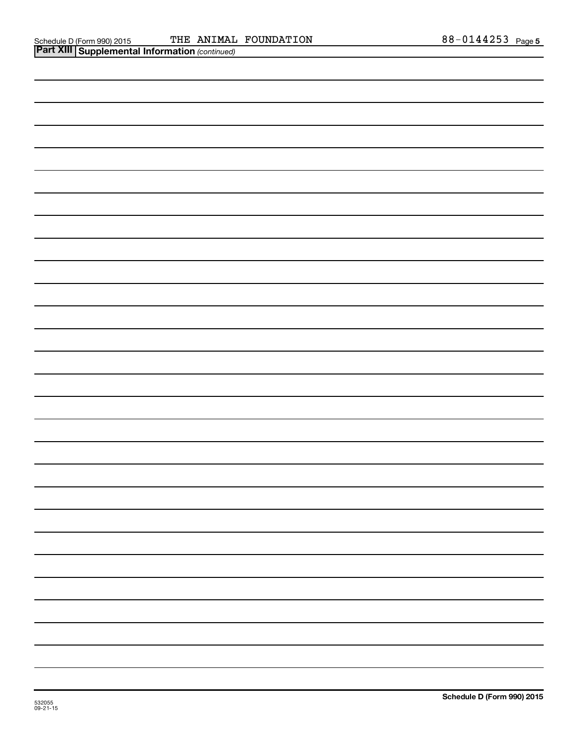Schedule D (Form 990) 2015 THE ANIMAL FOUNDATION 88-0144253 Page 5

**Part XIII Supplemental Information** *(continued)*

Schedule D (Form 990) 2015

532055
09-21-15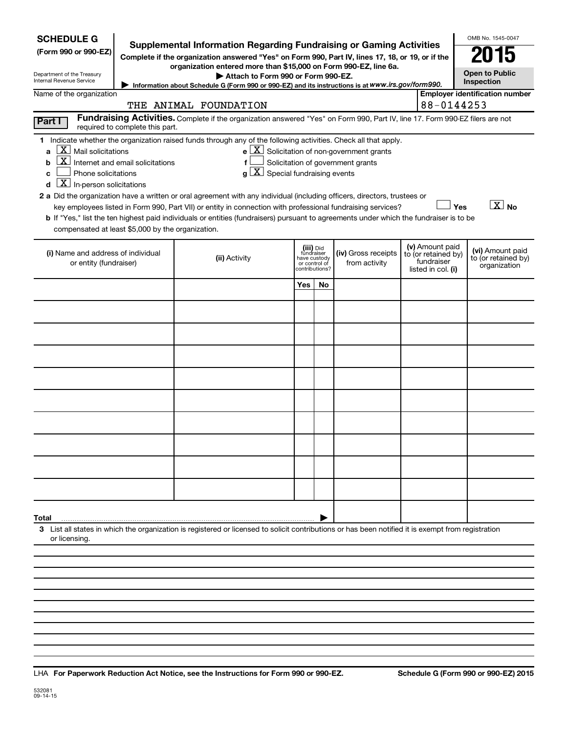**SCHEDULE G**
**(Form 990 or 990-EZ)**

Department of the Treasury
Internal Revenue Service

# Supplemental Information Regarding Fundraising or Gaming Activities

**Complete if the organization answered "Yes" on Form 990, Part IV, lines 17, 18, or 19, or if the organization entered more than $15,000 on Form 990-EZ, line 6a.**

**▶ Attach to Form 990 or Form 990-EZ.**

**▶ Information about Schedule G (Form 990 or 990-EZ) and its instructions is at www.irs.gov/form990.**

OMB No. 1545-0047

**2015**

**Open to Public Inspection**

Name of the organization: THE ANIMAL FOUNDATION

**Employer identification number:** 88-0144253

**Part I** **Fundraising Activities.** Complete if the organization answered "Yes" on Form 990, Part IV, line 17. Form 990-EZ filers are not required to complete this part.

**1** Indicate whether the organization raised funds through any of the following activities. Check all that apply.

- **a** [X] Mail solicitations
- **b** [X] Internet and email solicitations
- **c** [ ] Phone solicitations
- **d** [X] In-person solicitations
- **e** [X] Solicitation of non-government grants
- **f** [ ] Solicitation of government grants
- **g** [X] Special fundraising events

**2 a** Did the organization have a written or oral agreement with any individual (including officers, directors, trustees or key employees listed in Form 990, Part VII) or entity in connection with professional fundraising services? [ ] **Yes** [X] **No**

**b** If "Yes," list the ten highest paid individuals or entities (fundraisers) pursuant to agreements under which the fundraiser is to be compensated at least $5,000 by the organization.

| (i) Name and address of individual or entity (fundraiser) | (ii) Activity | (iii) Did fundraiser have custody or control of contributions? | | (iv) Gross receipts from activity | (v) Amount paid to (or retained by) fundraiser listed in col. (i) | (vi) Amount paid to (or retained by) organization |
|---|---|---|---|---|---|---|
| | | Yes | No | | | |
| | | | | | | |
| | | | | | | |
| | | | | | | |
| | | | | | | |
| | | | | | | |
| | | | | | | |
| | | | | | | |
| | | | | | | |
| | | | | | | |
| | | | | | | |
| **Total** ▶ | | | | | | |

**3** List all states in which the organization is registered or licensed to solicit contributions or has been notified it is exempt from registration or licensing.

LHA **For Paperwork Reduction Act Notice, see the Instructions for Form 990 or 990-EZ.** **Schedule G (Form 990 or 990-EZ) 2015**

532081
09-14-15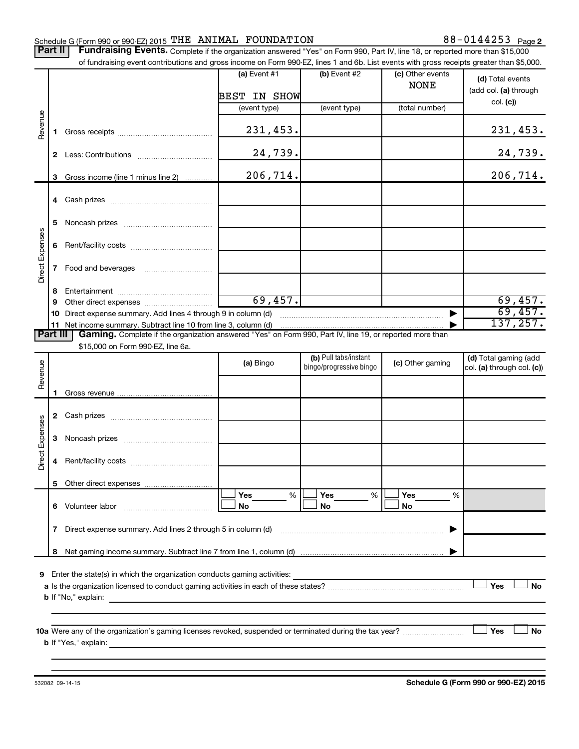Schedule G (Form 990 or 990-EZ) 2015 THE ANIMAL FOUNDATION 88-0144253 Page 2

**Part II** **Fundraising Events.** Complete if the organization answered "Yes" on Form 990, Part IV, line 18, or reported more than $15,000 of fundraising event contributions and gross income on Form 990-EZ, lines 1 and 6b. List events with gross receipts greater than $5,000.

| | | (a) Event #1 | (b) Event #2 | (c) Other events | (d) Total events (add col. (a) through col. (c)) |
|---|---|---|---|---|---|
| | | BEST IN SHOW | | NONE | |
| | | (event type) | (event type) | (total number) | |
| Revenue | 1 Gross receipts | 231,453. | | | 231,453. |
| | 2 Less: Contributions | 24,739. | | | 24,739. |
| | 3 Gross income (line 1 minus line 2) | 206,714. | | | 206,714. |
| Direct Expenses | 4 Cash prizes | | | | |
| | 5 Noncash prizes | | | | |
| | 6 Rent/facility costs | | | | |
| | 7 Food and beverages | | | | |
| | 8 Entertainment | | | | |
| | 9 Other direct expenses | 69,457. | | | 69,457. |
| | 10 Direct expense summary. Add lines 4 through 9 in column (d) | | | | 69,457. |
| | 11 Net income summary. Subtract line 10 from line 3, column (d) | | | | 137,257. |

**Part III** **Gaming.** Complete if the organization answered "Yes" on Form 990, Part IV, line 19, or reported more than $15,000 on Form 990-EZ, line 6a.

| | | (a) Bingo | (b) Pull tabs/instant bingo/progressive bingo | (c) Other gaming | (d) Total gaming (add col. (a) through col. (c)) |
|---|---|---|---|---|---|
| Revenue | 1 Gross revenue | | | | |
| Direct Expenses | 2 Cash prizes | | | | |
| | 3 Noncash prizes | | | | |
| | 4 Rent/facility costs | | | | |
| | 5 Other direct expenses | | | | |
| | 6 Volunteer labor | ☐ Yes ___ % ☐ No | ☐ Yes ___ % ☐ No | ☐ Yes ___ % ☐ No | |
| | 7 Direct expense summary. Add lines 2 through 5 in column (d) | | | | |
| | 8 Net gaming income summary. Subtract line 7 from line 1, column (d) | | | | |

9 Enter the state(s) in which the organization conducts gaming activities: ___

a Is the organization licensed to conduct gaming activities in each of these states? ☐ Yes ☐ No

b If "No," explain: ___

10a Were any of the organization's gaming licenses revoked, suspended or terminated during the tax year? ☐ Yes ☐ No

b If "Yes," explain: ___

532082 09-14-15

**Schedule G (Form 990 or 990-EZ) 2015**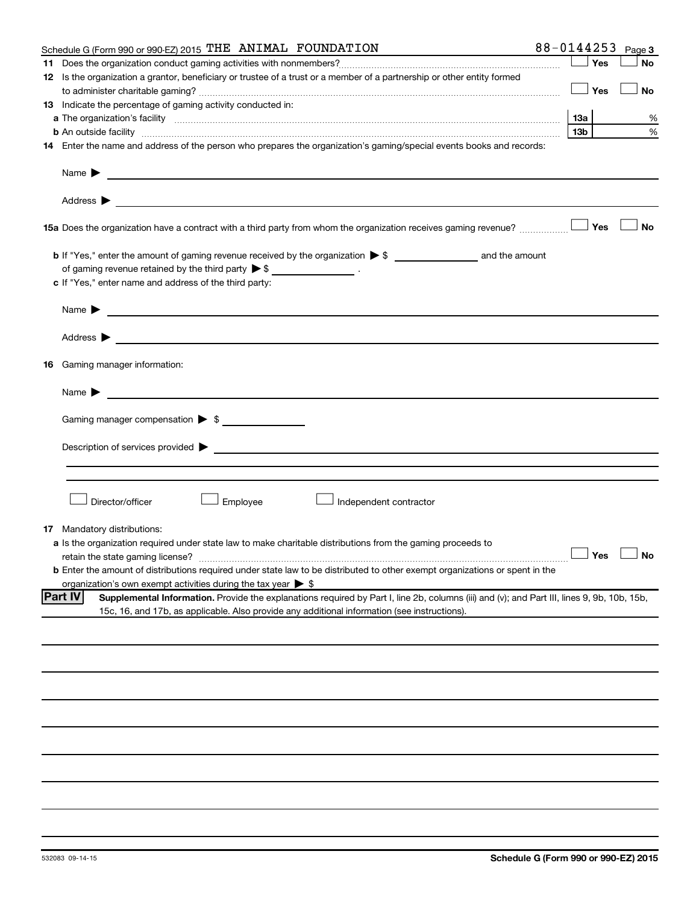Schedule G (Form 990 or 990-EZ) 2015 THE ANIMAL FOUNDATION 88-0144253

**11** Does the organization conduct gaming activities with nonmembers? ☐ Yes ☐ No

**12** Is the organization a grantor, beneficiary or trustee of a trust or a member of a partnership or other entity formed to administer charitable gaming? ☐ Yes ☐ No

**13** Indicate the percentage of gaming activity conducted in:

**a** The organization's facility ..... **13a** %

**b** An outside facility ..... **13b** %

**14** Enter the name and address of the person who prepares the organization's gaming/special events books and records:

Name ▶

Address ▶

**15a** Does the organization have a contract with a third party from whom the organization receives gaming revenue? ☐ Yes ☐ No

**b** If "Yes," enter the amount of gaming revenue received by the organization ▶ $ ________ and the amount of gaming revenue retained by the third party ▶ $ ________ .

**c** If "Yes," enter name and address of the third party:

Name ▶

Address ▶

**16** Gaming manager information:

Name ▶

Gaming manager compensation ▶ $

Description of services provided ▶

☐ Director/officer ☐ Employee ☐ Independent contractor

**17** Mandatory distributions:

**a** Is the organization required under state law to make charitable distributions from the gaming proceeds to retain the state gaming license? ☐ Yes ☐ No

**b** Enter the amount of distributions required under state law to be distributed to other exempt organizations or spent in the organization's own exempt activities during the tax year ▶ $

**Part IV** **Supplemental Information.** Provide the explanations required by Part I, line 2b, columns (iii) and (v); and Part III, lines 9, 9b, 10b, 15b, 15c, 16, and 17b, as applicable. Also provide any additional information (see instructions).

532083 09-14-15 **Schedule G (Form 990 or 990-EZ) 2015**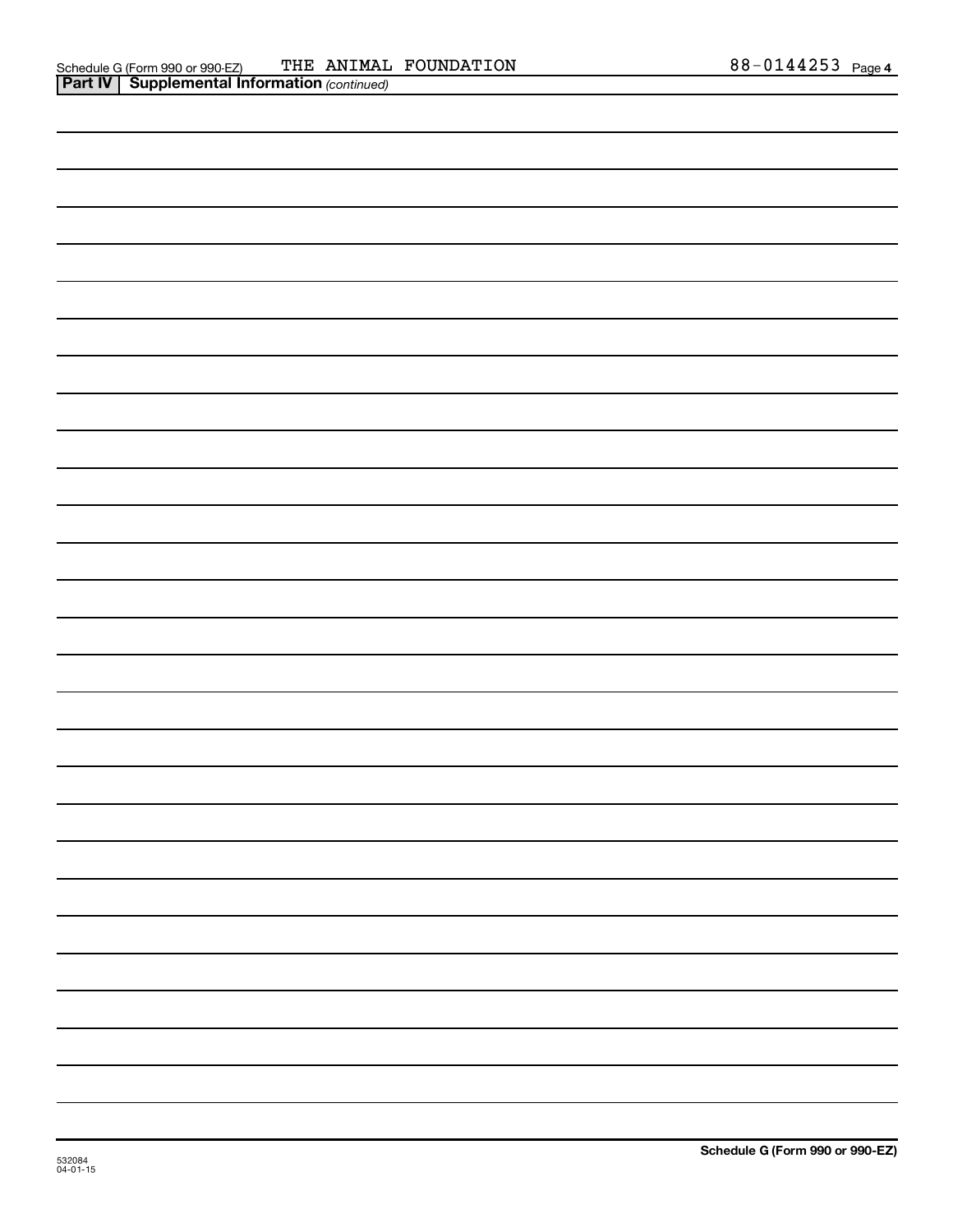Schedule G (Form 990 or 990-EZ) THE ANIMAL FOUNDATION 88-0144253 Page 4

**Part IV | Supplemental Information** *(continued)*

532084
04-01-15

**Schedule G (Form 990 or 990-EZ)**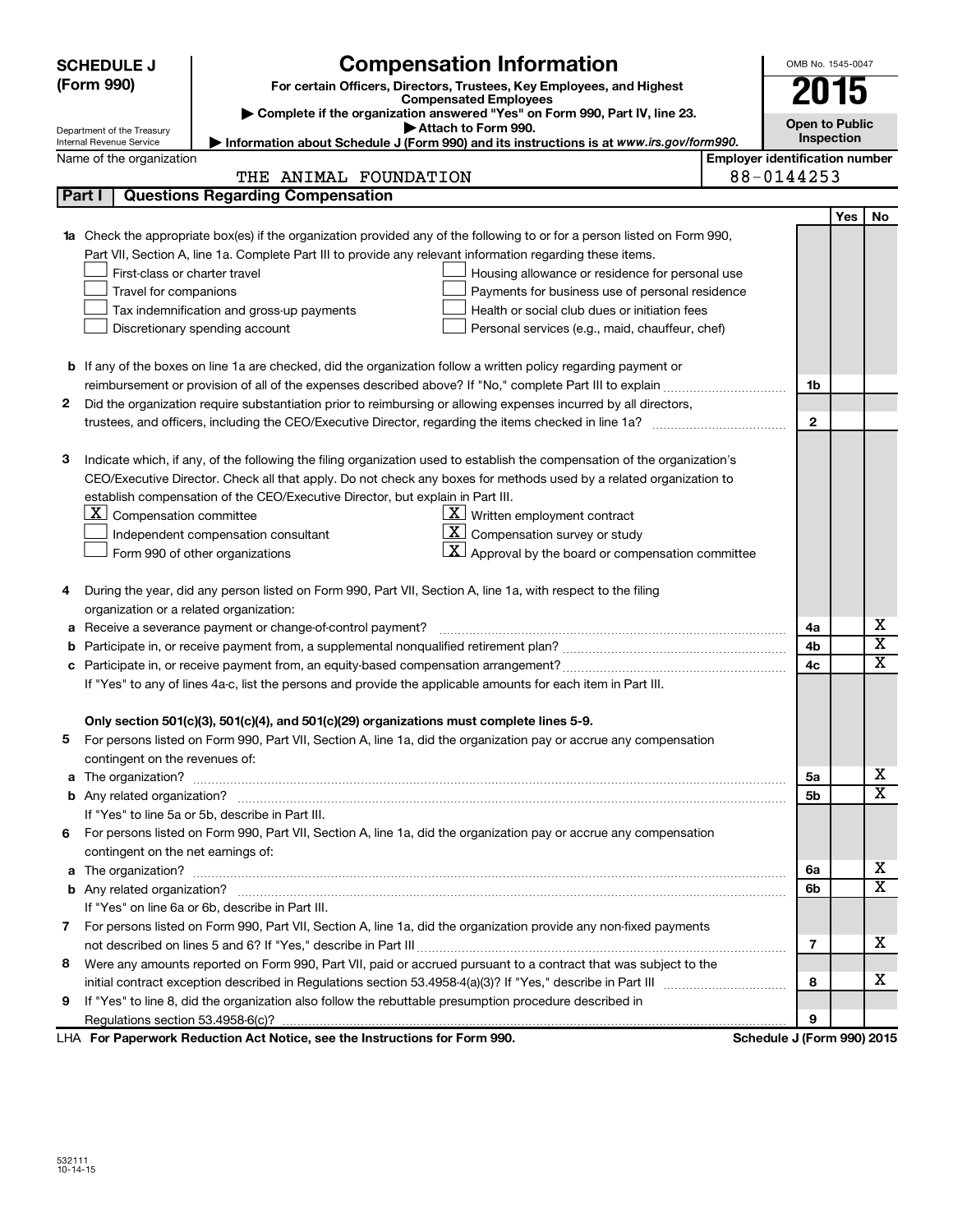**SCHEDULE J (Form 990)**

# Compensation Information

**For certain Officers, Directors, Trustees, Key Employees, and Highest Compensated Employees**

▶ Complete if the organization answered "Yes" on Form 990, Part IV, line 23.

▶ Attach to Form 990.

▶ Information about Schedule J (Form 990) and its instructions is at *www.irs.gov/form990.*

Department of the Treasury
Internal Revenue Service

OMB No. 1545-0047

**2015**

**Open to Public Inspection**

Name of the organization: THE ANIMAL FOUNDATION

Employer identification number: 88-0144253

## Part I Questions Regarding Compensation

| | | | Yes | No |
|---|---|---|---|---|
| **1a** | Check the appropriate box(es) if the organization provided any of the following to or for a person listed on Form 990, Part VII, Section A, line 1a. Complete Part III to provide any relevant information regarding these items.<br>☐ First-class or charter travel ☐ Housing allowance or residence for personal use<br>☐ Travel for companions ☐ Payments for business use of personal residence<br>☐ Tax indemnification and gross-up payments ☐ Health or social club dues or initiation fees<br>☐ Discretionary spending account ☐ Personal services (e.g., maid, chauffeur, chef) | | | |
| **b** | If any of the boxes on line 1a are checked, did the organization follow a written policy regarding payment or reimbursement or provision of all of the expenses described above? If "No," complete Part III to explain | 1b | | |
| **2** | Did the organization require substantiation prior to reimbursing or allowing expenses incurred by all directors, trustees, and officers, including the CEO/Executive Director, regarding the items checked in line 1a? | 2 | | |
| **3** | Indicate which, if any, of the following the filing organization used to establish the compensation of the organization's CEO/Executive Director. Check all that apply. Do not check any boxes for methods used by a related organization to establish compensation of the CEO/Executive Director, but explain in Part III.<br>☒ Compensation committee ☒ Written employment contract<br>☐ Independent compensation consultant ☒ Compensation survey or study<br>☐ Form 990 of other organizations ☒ Approval by the board or compensation committee | | | |
| **4** | During the year, did any person listed on Form 990, Part VII, Section A, line 1a, with respect to the filing organization or a related organization: | | | |
| **a** | Receive a severance payment or change-of-control payment? | 4a | | X |
| **b** | Participate in, or receive payment from, a supplemental nonqualified retirement plan? | 4b | | X |
| **c** | Participate in, or receive payment from, an equity-based compensation arrangement? | 4c | | X |
| | If "Yes" to any of lines 4a-c, list the persons and provide the applicable amounts for each item in Part III. | | | |
| | **Only section 501(c)(3), 501(c)(4), and 501(c)(29) organizations must complete lines 5-9.** | | | |
| **5** | For persons listed on Form 990, Part VII, Section A, line 1a, did the organization pay or accrue any compensation contingent on the revenues of: | | | |
| **a** | The organization? | 5a | | X |
| **b** | Any related organization? | 5b | | X |
| | If "Yes" to line 5a or 5b, describe in Part III. | | | |
| **6** | For persons listed on Form 990, Part VII, Section A, line 1a, did the organization pay or accrue any compensation contingent on the net earnings of: | | | |
| **a** | The organization? | 6a | | X |
| **b** | Any related organization? | 6b | | X |
| | If "Yes" on line 6a or 6b, describe in Part III. | | | |
| **7** | For persons listed on Form 990, Part VII, Section A, line 1a, did the organization provide any non-fixed payments not described on lines 5 and 6? If "Yes," describe in Part III | 7 | | X |
| **8** | Were any amounts reported on Form 990, Part VII, paid or accrued pursuant to a contract that was subject to the initial contract exception described in Regulations section 53.4958-4(a)(3)? If "Yes," describe in Part III | 8 | | X |
| **9** | If "Yes" to line 8, did the organization also follow the rebuttable presumption procedure described in Regulations section 53.4958-6(c)? | 9 | | |

LHA **For Paperwork Reduction Act Notice, see the Instructions for Form 990.** **Schedule J (Form 990) 2015**

532111
10-14-15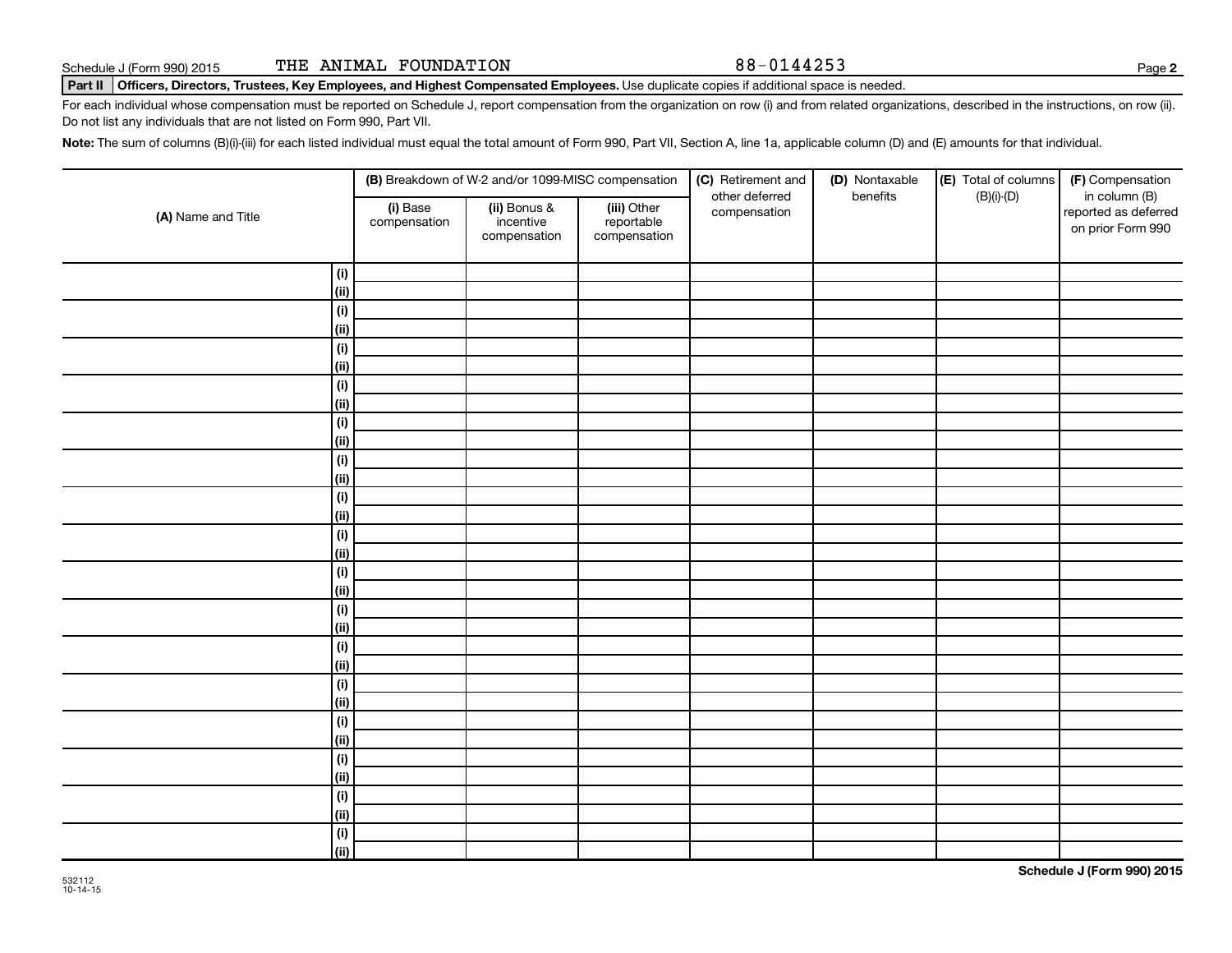Schedule J (Form 990) 2015 THE ANIMAL FOUNDATION 88-0144253

**Part II** **Officers, Directors, Trustees, Key Employees, and Highest Compensated Employees.** Use duplicate copies if additional space is needed.

For each individual whose compensation must be reported on Schedule J, report compensation from the organization on row (i) and from related organizations, described in the instructions, on row (ii). Do not list any individuals that are not listed on Form 990, Part VII.

**Note:** The sum of columns (B)(i)-(iii) for each listed individual must equal the total amount of Form 990, Part VII, Section A, line 1a, applicable column (D) and (E) amounts for that individual.

| **(A)** Name and Title | | **(B)** Breakdown of W-2 and/or 1099-MISC compensation | | | **(C)** Retirement and other deferred compensation | **(D)** Nontaxable benefits | **(E)** Total of columns (B)(i)-(D) | **(F)** Compensation in column (B) reported as deferred on prior Form 990 |
|---|---|---|---|---|---|---|---|---|
| | | **(i)** Base compensation | **(ii)** Bonus & incentive compensation | **(iii)** Other reportable compensation | | | | |
| | **(i)** | | | | | | | |
| | **(ii)** | | | | | | | |
| | **(i)** | | | | | | | |
| | **(ii)** | | | | | | | |
| | **(i)** | | | | | | | |
| | **(ii)** | | | | | | | |
| | **(i)** | | | | | | | |
| | **(ii)** | | | | | | | |
| | **(i)** | | | | | | | |
| | **(ii)** | | | | | | | |
| | **(i)** | | | | | | | |
| | **(ii)** | | | | | | | |
| | **(i)** | | | | | | | |
| | **(ii)** | | | | | | | |
| | **(i)** | | | | | | | |
| | **(ii)** | | | | | | | |
| | **(i)** | | | | | | | |
| | **(ii)** | | | | | | | |
| | **(i)** | | | | | | | |
| | **(ii)** | | | | | | | |
| | **(i)** | | | | | | | |
| | **(ii)** | | | | | | | |
| | **(i)** | | | | | | | |
| | **(ii)** | | | | | | | |
| | **(i)** | | | | | | | |
| | **(ii)** | | | | | | | |
| | **(i)** | | | | | | | |
| | **(ii)** | | | | | | | |
| | **(i)** | | | | | | | |
| | **(ii)** | | | | | | | |
| | **(i)** | | | | | | | |
| | **(ii)** | | | | | | | |

532112 10-14-15

**Schedule J (Form 990) 2015**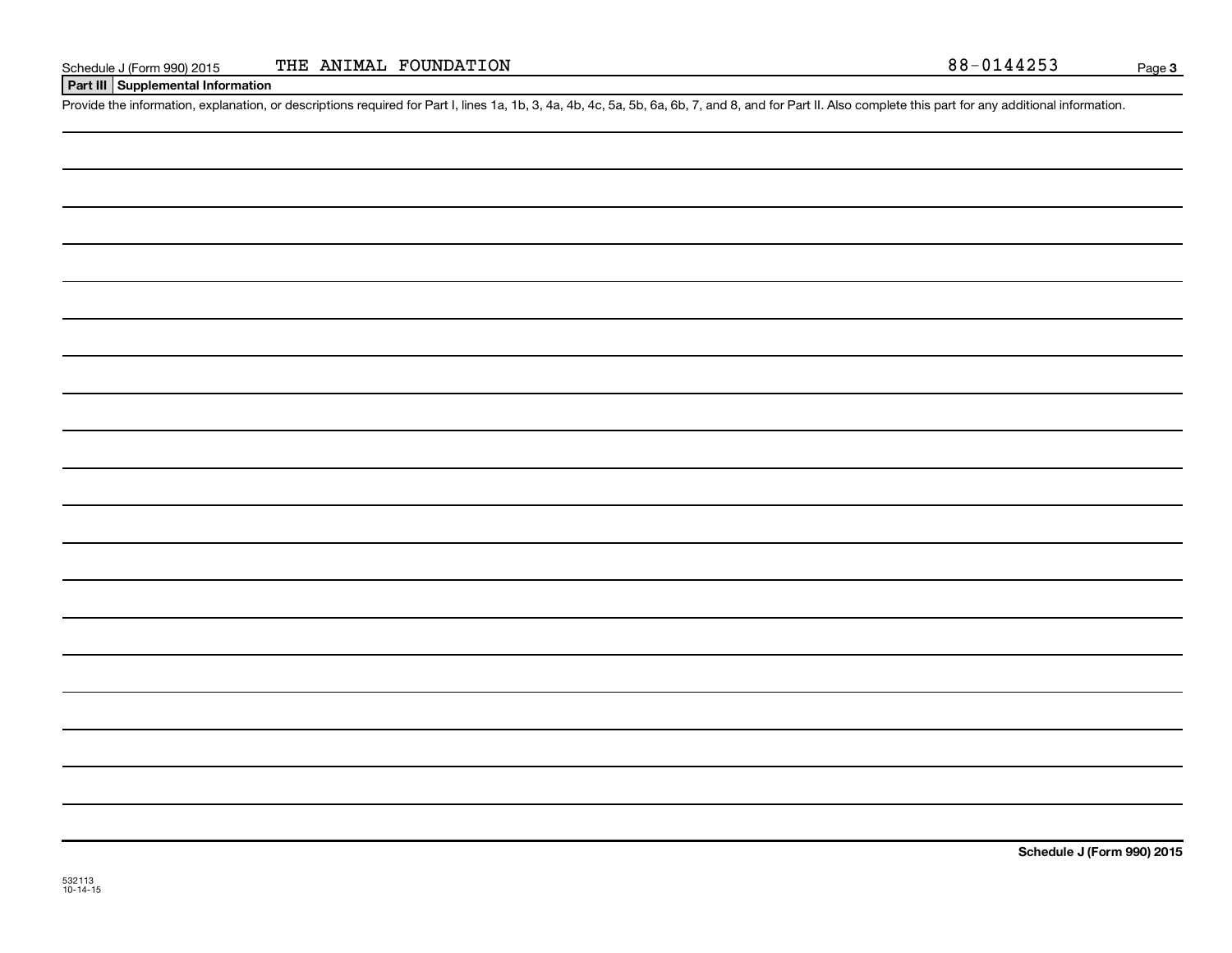Schedule J (Form 990) 2015 THE ANIMAL FOUNDATION 88-0144253

**Part III** **Supplemental Information**

Provide the information, explanation, or descriptions required for Part I, lines 1a, 1b, 3, 4a, 4b, 4c, 5a, 5b, 6a, 6b, 7, and 8, and for Part II. Also complete this part for any additional information.

**Schedule J (Form 990) 2015**

532113
10-14-15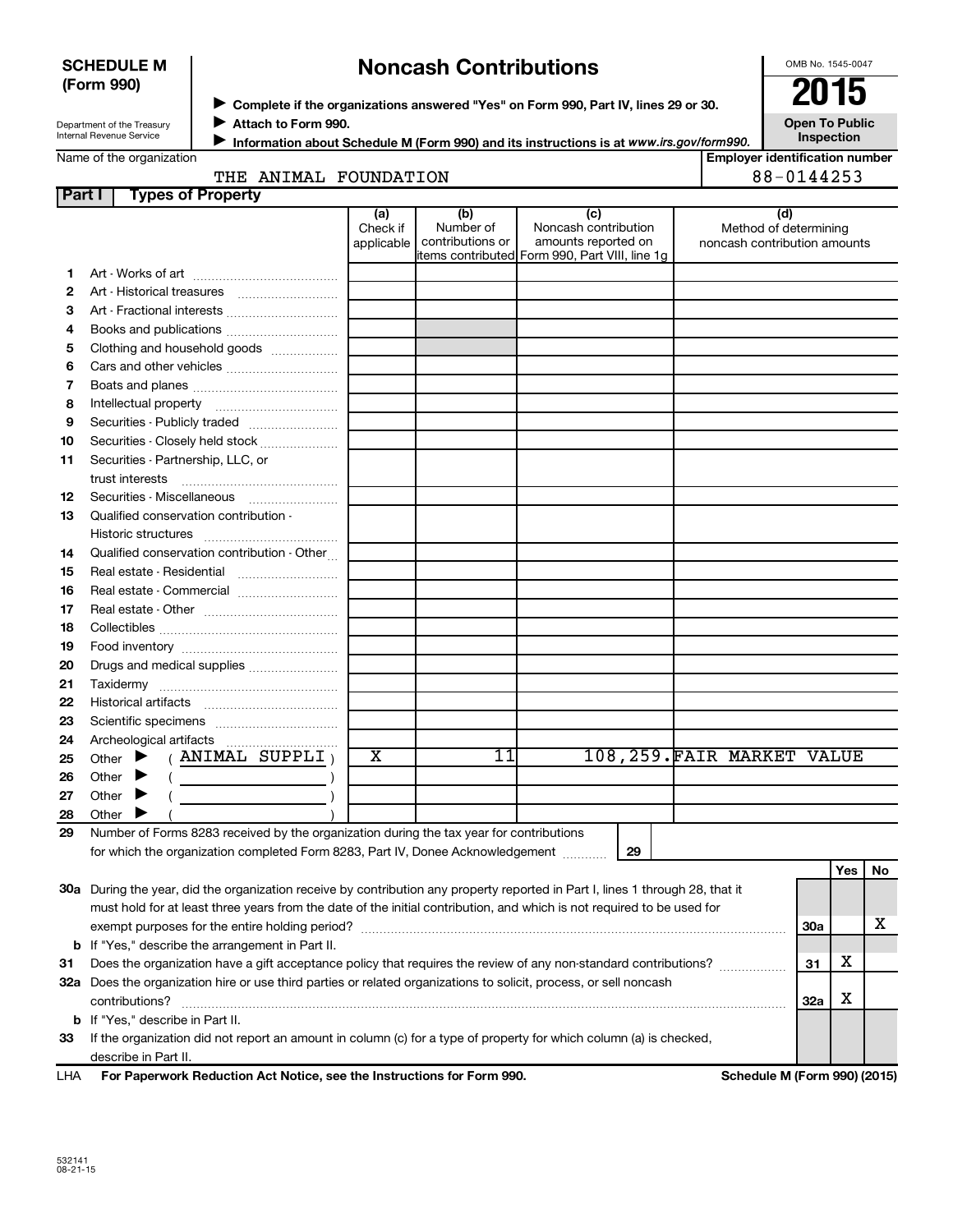**SCHEDULE M (Form 990)**

Department of the Treasury
Internal Revenue Service

# Noncash Contributions

▶ Complete if the organizations answered "Yes" on Form 990, Part IV, lines 29 or 30.
▶ Attach to Form 990.
▶ Information about Schedule M (Form 990) and its instructions is at *www.irs.gov/form990.*

OMB No. 1545-0047

**2015**

**Open To Public Inspection**

Name of the organization: THE ANIMAL FOUNDATION

Employer identification number: 88-0144253

**Part I — Types of Property**

| | | (a) Check if applicable | (b) Number of contributions or items contributed | (c) Noncash contribution amounts reported on Form 990, Part VIII, line 1g | (d) Method of determining noncash contribution amounts |
|---|---|---|---|---|---|
| 1 | Art - Works of art | | | | |
| 2 | Art - Historical treasures | | | | |
| 3 | Art - Fractional interests | | | | |
| 4 | Books and publications | | | | |
| 5 | Clothing and household goods | | | | |
| 6 | Cars and other vehicles | | | | |
| 7 | Boats and planes | | | | |
| 8 | Intellectual property | | | | |
| 9 | Securities - Publicly traded | | | | |
| 10 | Securities - Closely held stock | | | | |
| 11 | Securities - Partnership, LLC, or trust interests | | | | |
| 12 | Securities - Miscellaneous | | | | |
| 13 | Qualified conservation contribution - Historic structures | | | | |
| 14 | Qualified conservation contribution - Other | | | | |
| 15 | Real estate - Residential | | | | |
| 16 | Real estate - Commercial | | | | |
| 17 | Real estate - Other | | | | |
| 18 | Collectibles | | | | |
| 19 | Food inventory | | | | |
| 20 | Drugs and medical supplies | | | | |
| 21 | Taxidermy | | | | |
| 22 | Historical artifacts | | | | |
| 23 | Scientific specimens | | | | |
| 24 | Archeological artifacts | | | | |
| 25 | Other ▶ ( ANIMAL SUPPLI ) | X | 11 | 108,259. | FAIR MARKET VALUE |
| 26 | Other ▶ ( ) | | | | |
| 27 | Other ▶ ( ) | | | | |
| 28 | Other ▶ ( ) | | | | |

29 Number of Forms 8283 received by the organization during the tax year for contributions for which the organization completed Form 8283, Part IV, Donee Acknowledgement ..... **29**

| | | | Yes | No |
|---|---|---|---|---|
| 30a | During the year, did the organization receive by contribution any property reported in Part I, lines 1 through 28, that it must hold for at least three years from the date of the initial contribution, and which is not required to be used for exempt purposes for the entire holding period? | 30a | | X |
| b | If "Yes," describe the arrangement in Part II. | | | |
| 31 | Does the organization have a gift acceptance policy that requires the review of any non-standard contributions? | 31 | X | |
| 32a | Does the organization hire or use third parties or related organizations to solicit, process, or sell noncash contributions? | 32a | X | |
| b | If "Yes," describe in Part II. | | | |
| 33 | If the organization did not report an amount in column (c) for a type of property for which column (a) is checked, describe in Part II. | | | |

LHA **For Paperwork Reduction Act Notice, see the Instructions for Form 990.** **Schedule M (Form 990) (2015)**

532141
08-21-15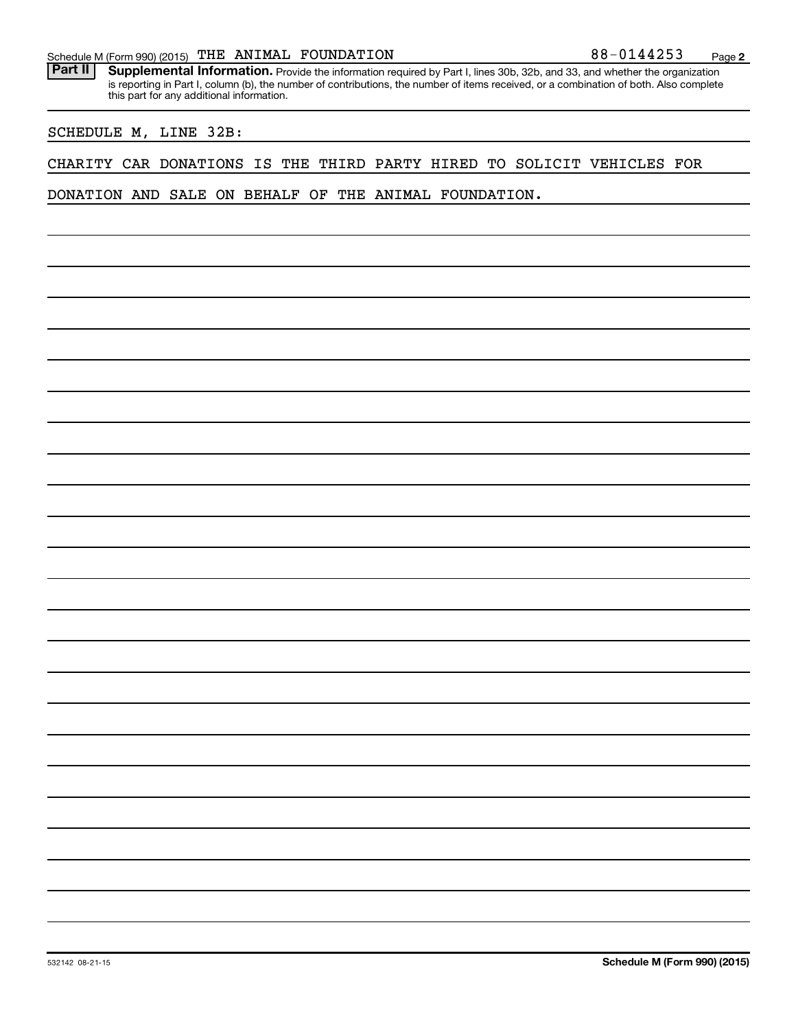Schedule M (Form 990) (2015) THE ANIMAL FOUNDATION 88-0144253

**Part II** **Supplemental Information.** Provide the information required by Part I, lines 30b, 32b, and 33, and whether the organization is reporting in Part I, column (b), the number of contributions, the number of items received, or a combination of both. Also complete this part for any additional information.

SCHEDULE M, LINE 32B:

CHARITY CAR DONATIONS IS THE THIRD PARTY HIRED TO SOLICIT VEHICLES FOR DONATION AND SALE ON BEHALF OF THE ANIMAL FOUNDATION.

532142 08-21-15

**Schedule M (Form 990) (2015)**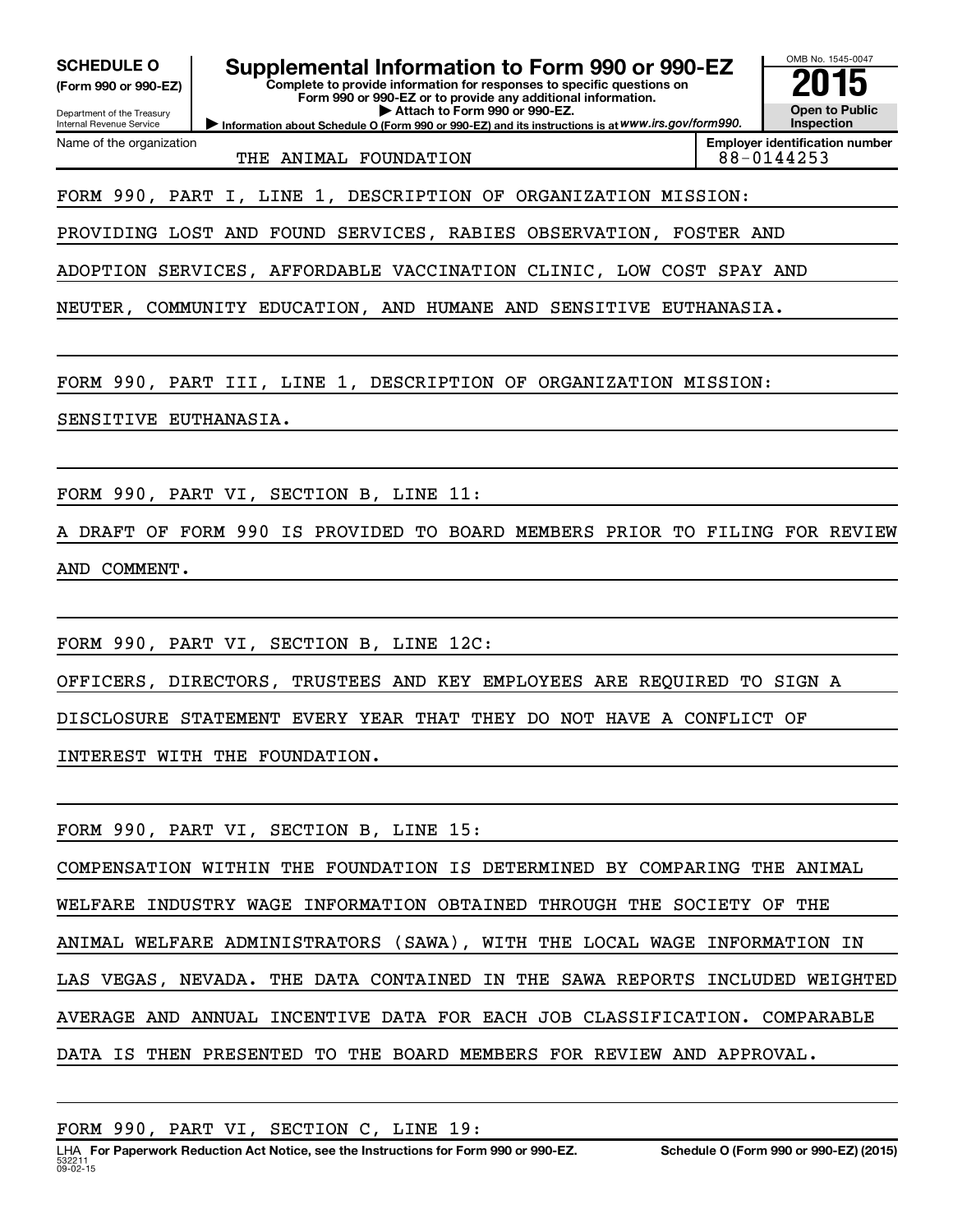**SCHEDULE O (Form 990 or 990-EZ)**

Department of the Treasury
Internal Revenue Service

# Supplemental Information to Form 990 or 990-EZ

**Complete to provide information for responses to specific questions on Form 990 or 990-EZ or to provide any additional information.**
**▶ Attach to Form 990 or 990-EZ.**
**▶ Information about Schedule O (Form 990 or 990-EZ) and its instructions is at www.irs.gov/form990.**

OMB No. 1545-0047
**2015**
**Open to Public Inspection**

| Name of the organization | Employer identification number |
|---|---|
| THE ANIMAL FOUNDATION | 88-0144253 |

FORM 990, PART I, LINE 1, DESCRIPTION OF ORGANIZATION MISSION:

PROVIDING LOST AND FOUND SERVICES, RABIES OBSERVATION, FOSTER AND ADOPTION SERVICES, AFFORDABLE VACCINATION CLINIC, LOW COST SPAY AND NEUTER, COMMUNITY EDUCATION, AND HUMANE AND SENSITIVE EUTHANASIA.

FORM 990, PART III, LINE 1, DESCRIPTION OF ORGANIZATION MISSION:

SENSITIVE EUTHANASIA.

FORM 990, PART VI, SECTION B, LINE 11:

A DRAFT OF FORM 990 IS PROVIDED TO BOARD MEMBERS PRIOR TO FILING FOR REVIEW AND COMMENT.

FORM 990, PART VI, SECTION B, LINE 12C:

OFFICERS, DIRECTORS, TRUSTEES AND KEY EMPLOYEES ARE REQUIRED TO SIGN A DISCLOSURE STATEMENT EVERY YEAR THAT THEY DO NOT HAVE A CONFLICT OF INTEREST WITH THE FOUNDATION.

FORM 990, PART VI, SECTION B, LINE 15:

COMPENSATION WITHIN THE FOUNDATION IS DETERMINED BY COMPARING THE ANIMAL WELFARE INDUSTRY WAGE INFORMATION OBTAINED THROUGH THE SOCIETY OF THE ANIMAL WELFARE ADMINISTRATORS (SAWA), WITH THE LOCAL WAGE INFORMATION IN LAS VEGAS, NEVADA. THE DATA CONTAINED IN THE SAWA REPORTS INCLUDED WEIGHTED AVERAGE AND ANNUAL INCENTIVE DATA FOR EACH JOB CLASSIFICATION. COMPARABLE DATA IS THEN PRESENTED TO THE BOARD MEMBERS FOR REVIEW AND APPROVAL.

FORM 990, PART VI, SECTION C, LINE 19:

LHA **For Paperwork Reduction Act Notice, see the Instructions for Form 990 or 990-EZ.** 532211 09-02-15 **Schedule O (Form 990 or 990-EZ) (2015)**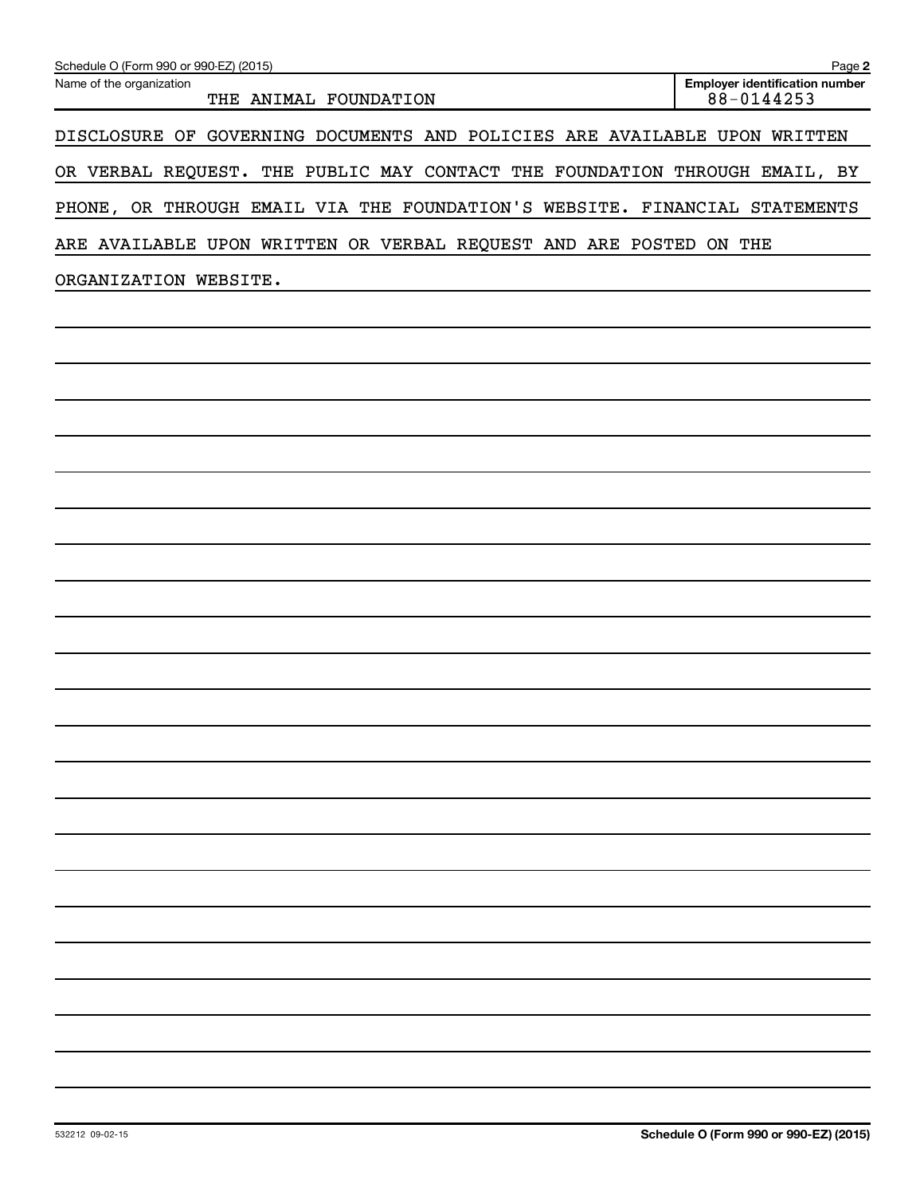Name of the organization: THE ANIMAL FOUNDATION

Employer identification number: 88-0144253

DISCLOSURE OF GOVERNING DOCUMENTS AND POLICIES ARE AVAILABLE UPON WRITTEN OR VERBAL REQUEST. THE PUBLIC MAY CONTACT THE FOUNDATION THROUGH EMAIL, BY PHONE, OR THROUGH EMAIL VIA THE FOUNDATION'S WEBSITE. FINANCIAL STATEMENTS ARE AVAILABLE UPON WRITTEN OR VERBAL REQUEST AND ARE POSTED ON THE ORGANIZATION WEBSITE.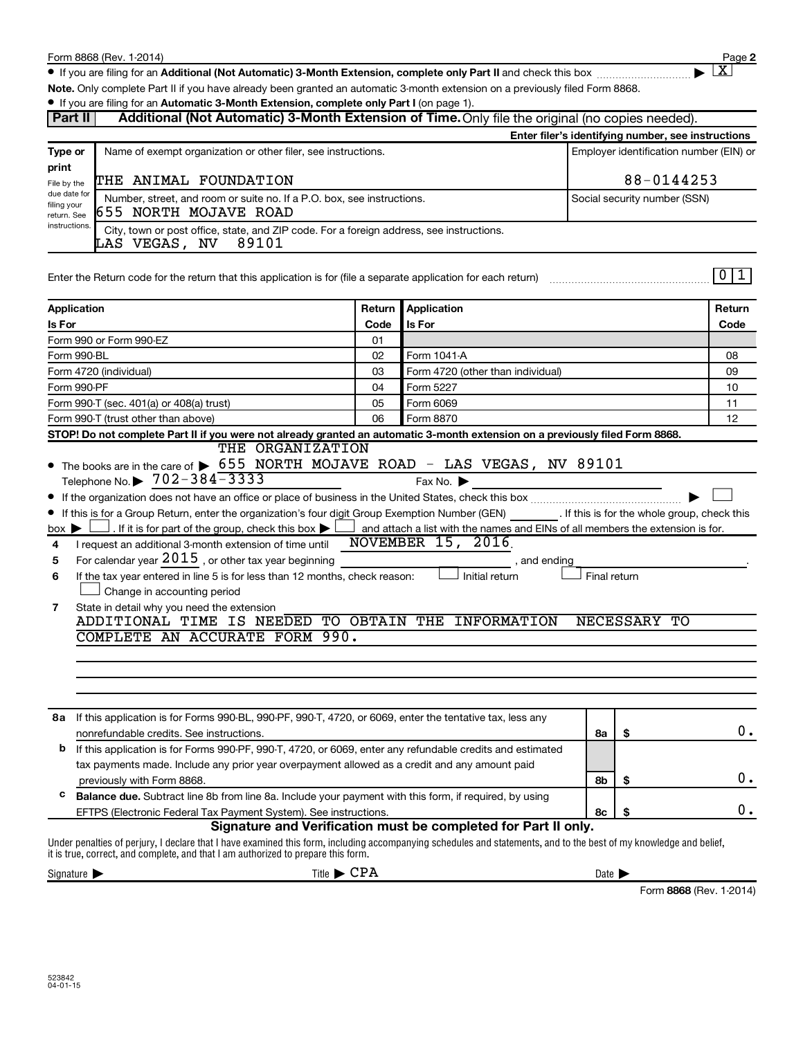Form 8868 (Rev. 1-2014)

- If you are filing for an **Additional (Not Automatic) 3-Month Extension, complete only Part II** and check this box ▶ [X]

**Note.** Only complete Part II if you have already been granted an automatic 3-month extension on a previously filed Form 8868.

- If you are filing for an **Automatic 3-Month Extension, complete only Part I** (on page 1).

## Part II — Additional (Not Automatic) 3-Month Extension of Time. Only file the original (no copies needed).

**Enter filer's identifying number, see instructions**

| | | |
|---|---|---|
| Type or print<br>File by the due date for filing your return. See instructions. | Name of exempt organization or other filer, see instructions.<br>THE ANIMAL FOUNDATION | Employer identification number (EIN) or<br>88-0144253 |
| | Number, street, and room or suite no. If a P.O. box, see instructions.<br>655 NORTH MOJAVE ROAD | Social security number (SSN) |
| | City, town or post office, state, and ZIP code. For a foreign address, see instructions.<br>LAS VEGAS, NV 89101 | |

Enter the Return code for the return that this application is for (file a separate application for each return) 0 1

| Application Is For | Return Code | Application Is For | Return Code |
|---|---|---|---|
| Form 990 or Form 990-EZ | 01 | | |
| Form 990-BL | 02 | Form 1041-A | 08 |
| Form 4720 (individual) | 03 | Form 4720 (other than individual) | 09 |
| Form 990-PF | 04 | Form 5227 | 10 |
| Form 990-T (sec. 401(a) or 408(a) trust) | 05 | Form 6069 | 11 |
| Form 990-T (trust other than above) | 06 | Form 8870 | 12 |

**STOP! Do not complete Part II if you were not already granted an automatic 3-month extension on a previously filed Form 8868.**

- The books are in the care of ▶ THE ORGANIZATION 655 NORTH MOJAVE ROAD - LAS VEGAS, NV 89101
  Telephone No. ▶ 702-384-3333 Fax No. ▶
- If the organization does not have an office or place of business in the United States, check this box ▶ [ ]
- If this is for a Group Return, enter the organization's four digit Group Exemption Number (GEN) ______ . If this is for the whole group, check this box ▶ [ ] . If it is for part of the group, check this box ▶ [ ] and attach a list with the names and EINs of all members the extension is for.

4 I request an additional 3-month extension of time until NOVEMBER 15, 2016.

5 For calendar year 2015 , or other tax year beginning ______ , and ending ______ .

6 If the tax year entered in line 5 is for less than 12 months, check reason: [ ] Initial return [ ] Final return [ ] Change in accounting period

7 State in detail why you need the extension
ADDITIONAL TIME IS NEEDED TO OBTAIN THE INFORMATION NECESSARY TO COMPLETE AN ACCURATE FORM 990.

| | | | |
|---|---|---|---|
| **8a** If this application is for Forms 990-BL, 990-PF, 990-T, 4720, or 6069, enter the tentative tax, less any nonrefundable credits. See instructions. | 8a | $ | 0. |
| **b** If this application is for Forms 990-PF, 990-T, 4720, or 6069, enter any refundable credits and estimated tax payments made. Include any prior year overpayment allowed as a credit and any amount paid previously with Form 8868. | 8b | $ | 0. |
| **c** **Balance due.** Subtract line 8b from line 8a. Include your payment with this form, if required, by using EFTPS (Electronic Federal Tax Payment System). See instructions. | 8c | $ | 0. |

**Signature and Verification must be completed for Part II only.**

Under penalties of perjury, I declare that I have examined this form, including accompanying schedules and statements, and to the best of my knowledge and belief, it is true, correct, and complete, and that I am authorized to prepare this form.

Signature ▶ Title ▶ CPA Date ▶

Form **8868** (Rev. 1-2014)

523842 04-01-15